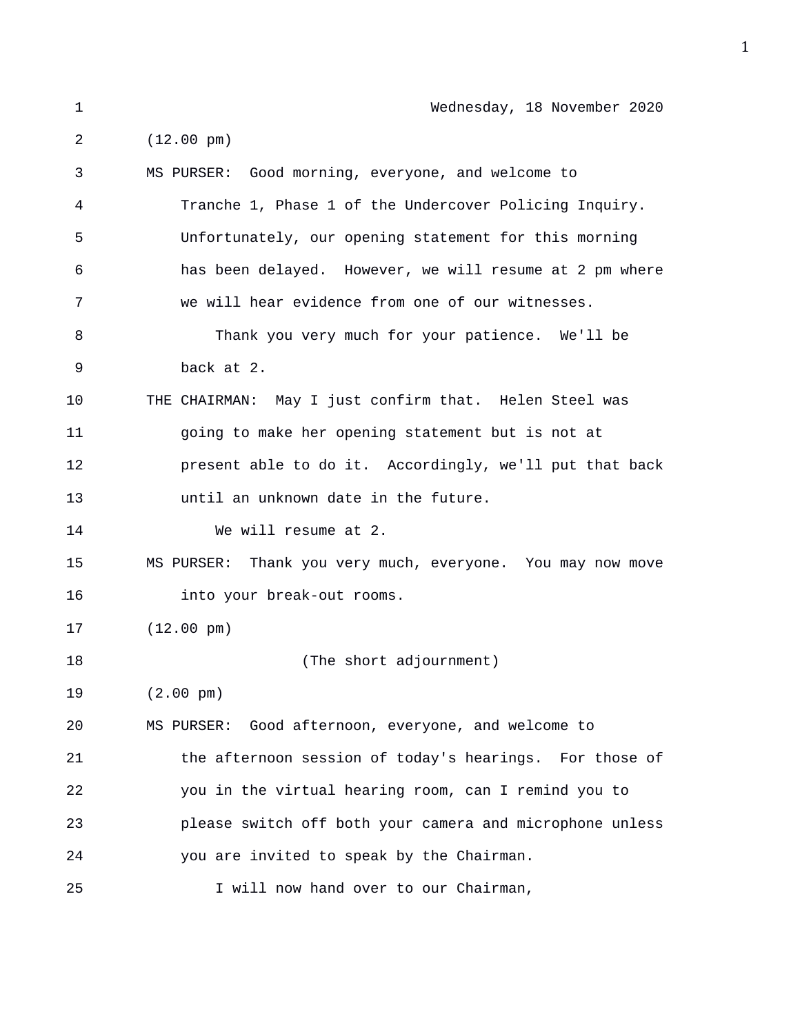Wednesday, 18 November 2020

(12.00 pm)

MS PURSER: Good morning, everyone, and welcome to Tranche 1, Phase 1 of the Undercover Policing Inquiry. Unfortunately, our opening statement for this morning has been delayed. However, we will resume at 2 pm where we will hear evidence from one of our witnesses.

Thank you very much for your patience. We'll be back at 2.

THE CHAIRMAN: May I just confirm that. Helen Steel was going to make her opening statement but is not at present able to do it. Accordingly, we'll put that back until an unknown date in the future.

We will resume at 2.

MS PURSER: Thank you very much, everyone. You may now move into your break-out rooms.

(12.00 pm)

(The short adjournment)

(2.00 pm)

MS PURSER: Good afternoon, everyone, and welcome to the afternoon session of today's hearings. For those of you in the virtual hearing room, can I remind you to please switch off both your camera and microphone unless you are invited to speak by the Chairman.

I will now hand over to our Chairman,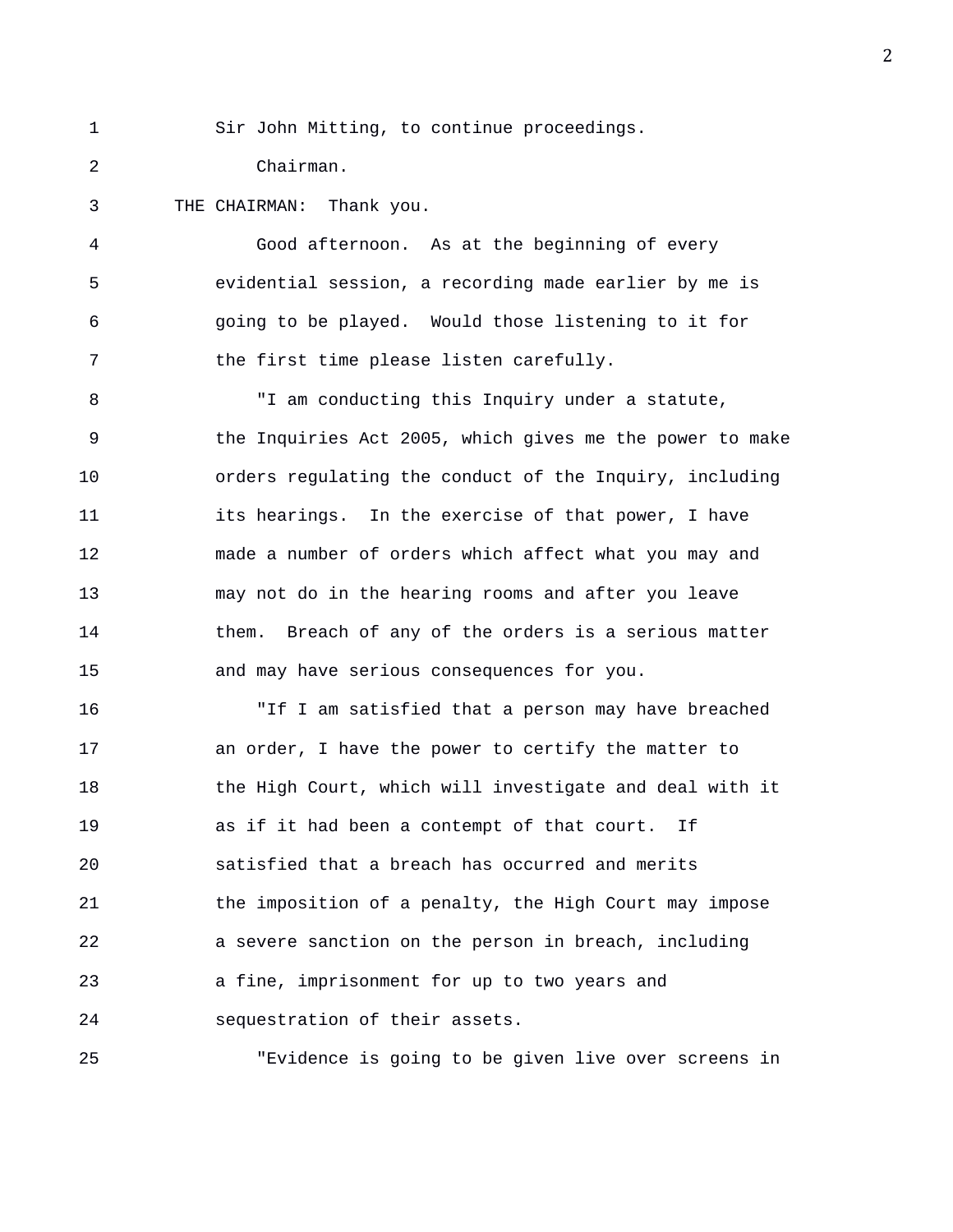Sir John Mitting, to continue proceedings.

Chairman.

THE CHAIRMAN: Thank you.

Good afternoon. As at the beginning of every evidential session, a recording made earlier by me is going to be played. Would those listening to it for the first time please listen carefully.

"I am conducting this Inquiry under a statute, the Inquiries Act 2005, which gives me the power to make orders regulating the conduct of the Inquiry, including its hearings. In the exercise of that power, I have made a number of orders which affect what you may and may not do in the hearing rooms and after you leave them. Breach of any of the orders is a serious matter and may have serious consequences for you.

"If I am satisfied that a person may have breached an order, I have the power to certify the matter to the High Court, which will investigate and deal with it as if it had been a contempt of that court. If satisfied that a breach has occurred and merits the imposition of a penalty, the High Court may impose a severe sanction on the person in breach, including a fine, imprisonment for up to two years and sequestration of their assets.

"Evidence is going to be given live over screens in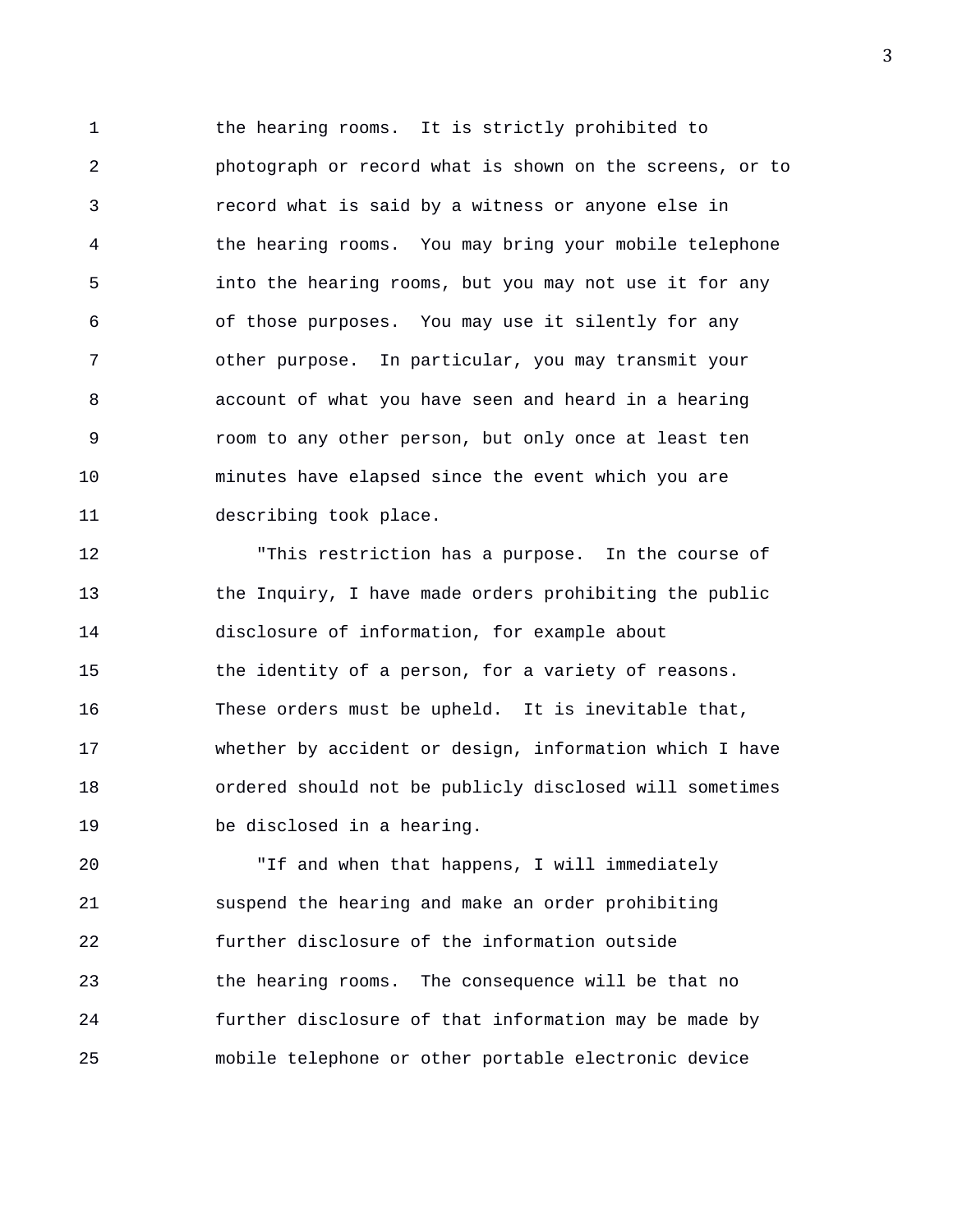the hearing rooms. It is strictly prohibited to photograph or record what is shown on the screens, or to record what is said by a witness or anyone else in the hearing rooms. You may bring your mobile telephone into the hearing rooms, but you may not use it for any of those purposes. You may use it silently for any other purpose. In particular, you may transmit your account of what you have seen and heard in a hearing room to any other person, but only once at least ten minutes have elapsed since the event which you are describing took place.

"This restriction has a purpose. In the course of the Inquiry, I have made orders prohibiting the public disclosure of information, for example about the identity of a person, for a variety of reasons. These orders must be upheld. It is inevitable that, whether by accident or design, information which I have ordered should not be publicly disclosed will sometimes be disclosed in a hearing.

"If and when that happens, I will immediately suspend the hearing and make an order prohibiting further disclosure of the information outside the hearing rooms. The consequence will be that no further disclosure of that information may be made by mobile telephone or other portable electronic device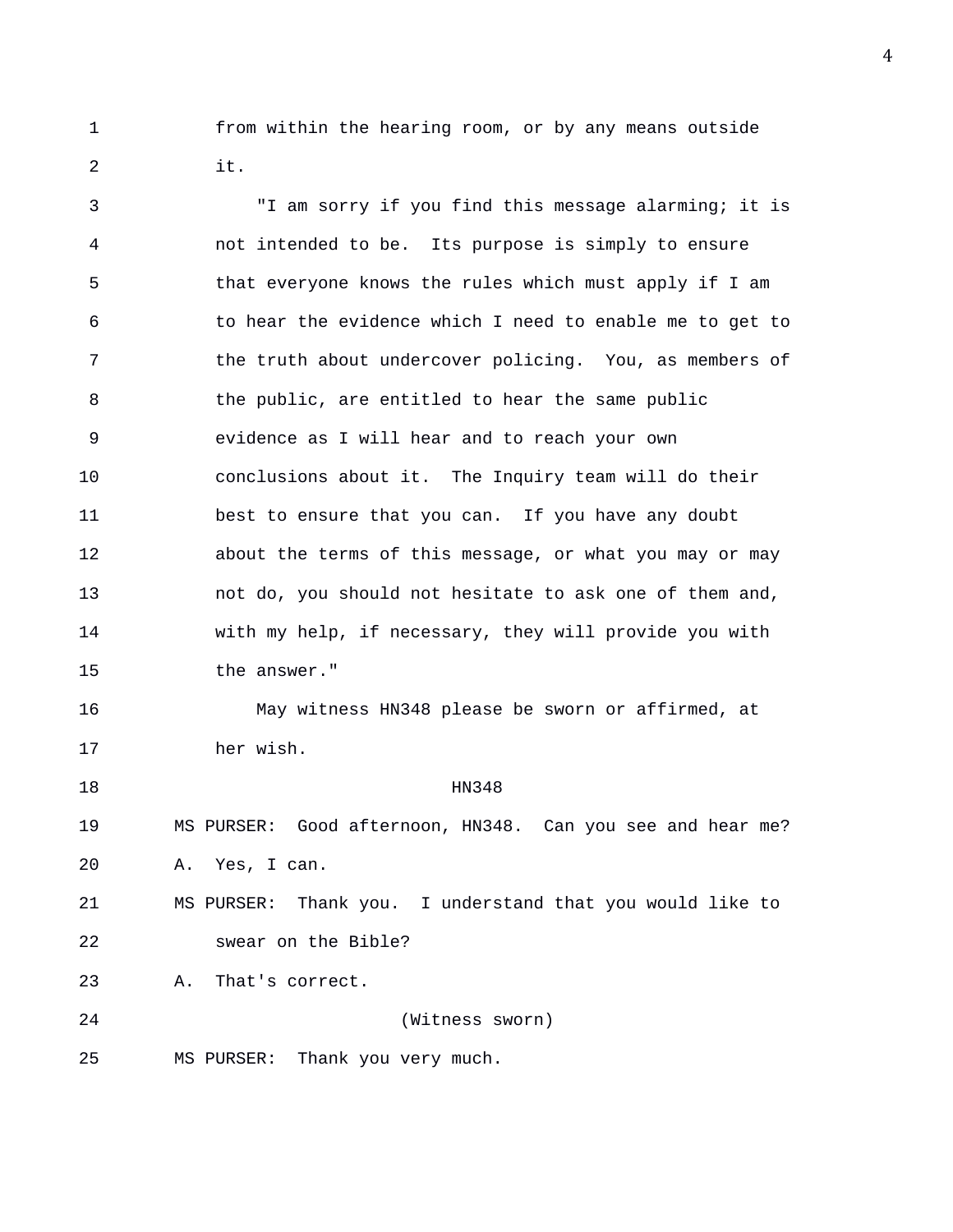from within the hearing room, or by any means outside it.

"I am sorry if you find this message alarming; it is not intended to be. Its purpose is simply to ensure that everyone knows the rules which must apply if I am to hear the evidence which I need to enable me to get to the truth about undercover policing. You, as members of the public, are entitled to hear the same public evidence as I will hear and to reach your own conclusions about it. The Inquiry team will do their best to ensure that you can. If you have any doubt about the terms of this message, or what you may or may not do, you should not hesitate to ask one of them and, with my help, if necessary, they will provide you with the answer."

May witness HN348 please be sworn or affirmed, at her wish.

HN348

MS PURSER: Good afternoon, HN348. Can you see and hear me?

A. Yes, I can.

MS PURSER: Thank you. I understand that you would like to swear on the Bible?

A. That's correct.

(Witness sworn)

MS PURSER: Thank you very much.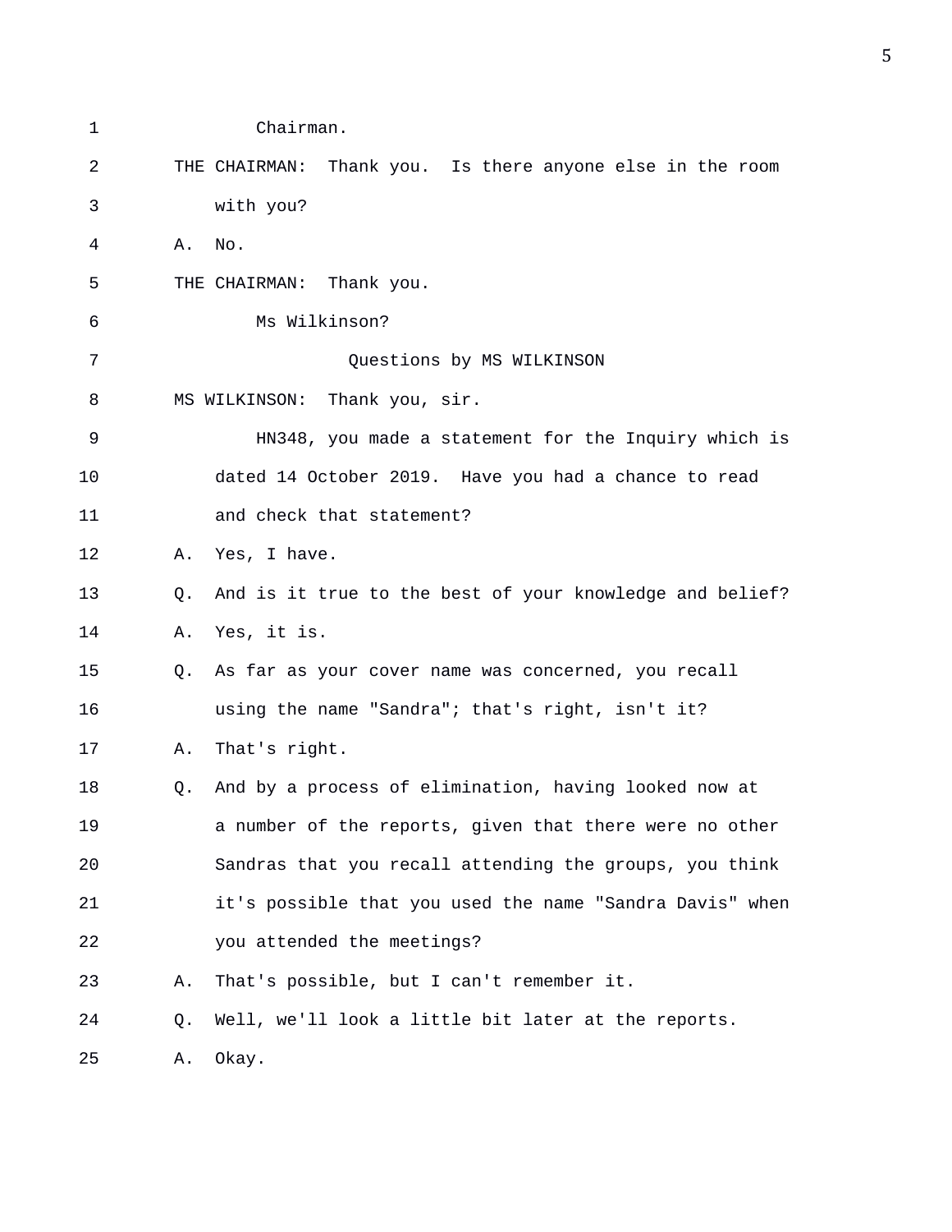Chairman.

THE CHAIRMAN: Thank you. Is there anyone else in the room with you?

A. No.

THE CHAIRMAN: Thank you.

Ms Wilkinson?

Questions by MS WILKINSON

MS WILKINSON: Thank you, sir.

HN348, you made a statement for the Inquiry which is dated 14 October 2019. Have you had a chance to read and check that statement?

A. Yes, I have.

Q. And is it true to the best of your knowledge and belief?

A. Yes, it is.

Q. As far as your cover name was concerned, you recall using the name "Sandra"; that's right, isn't it?

A. That's right.

Q. And by a process of elimination, having looked now at a number of the reports, given that there were no other Sandras that you recall attending the groups, you think it's possible that you used the name "Sandra Davis" when you attended the meetings?

A. That's possible, but I can't remember it.

Q. Well, we'll look a little bit later at the reports.

A. Okay.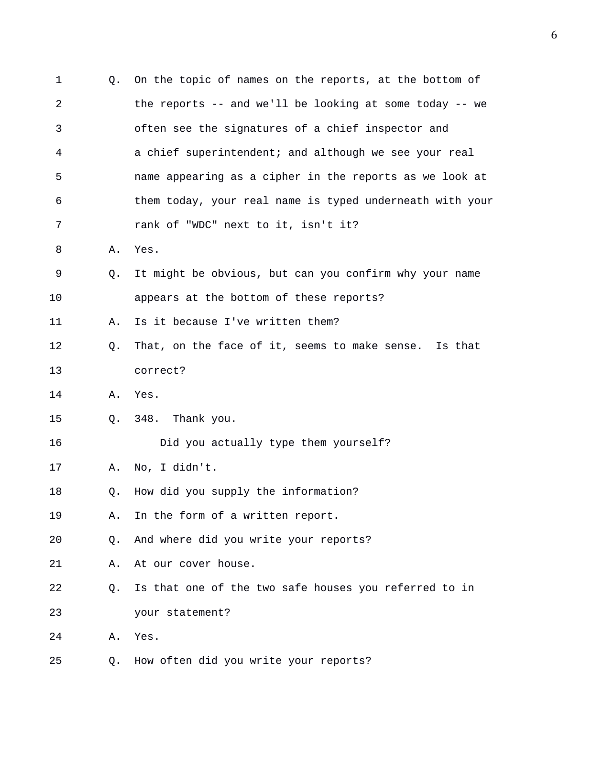1 Q. On the topic of names on the reports, at the bottom of
2 the reports -- and we'll be looking at some today -- we
3 often see the signatures of a chief inspector and
4 a chief superintendent; and although we see your real
5 name appearing as a cipher in the reports as we look at
6 them today, your real name is typed underneath with your
7 rank of "WDC" next to it, isn't it?

8 A. Yes.

9 Q. It might be obvious, but can you confirm why your name
10 appears at the bottom of these reports?

11 A. Is it because I've written them?

12 Q. That, on the face of it, seems to make sense. Is that
13 correct?

14 A. Yes.

15 Q. 348. Thank you.

16 Did you actually type them yourself?

17 A. No, I didn't.

18 Q. How did you supply the information?

19 A. In the form of a written report.

20 Q. And where did you write your reports?

21 A. At our cover house.

22 Q. Is that one of the two safe houses you referred to in
23 your statement?

24 A. Yes.

25 Q. How often did you write your reports?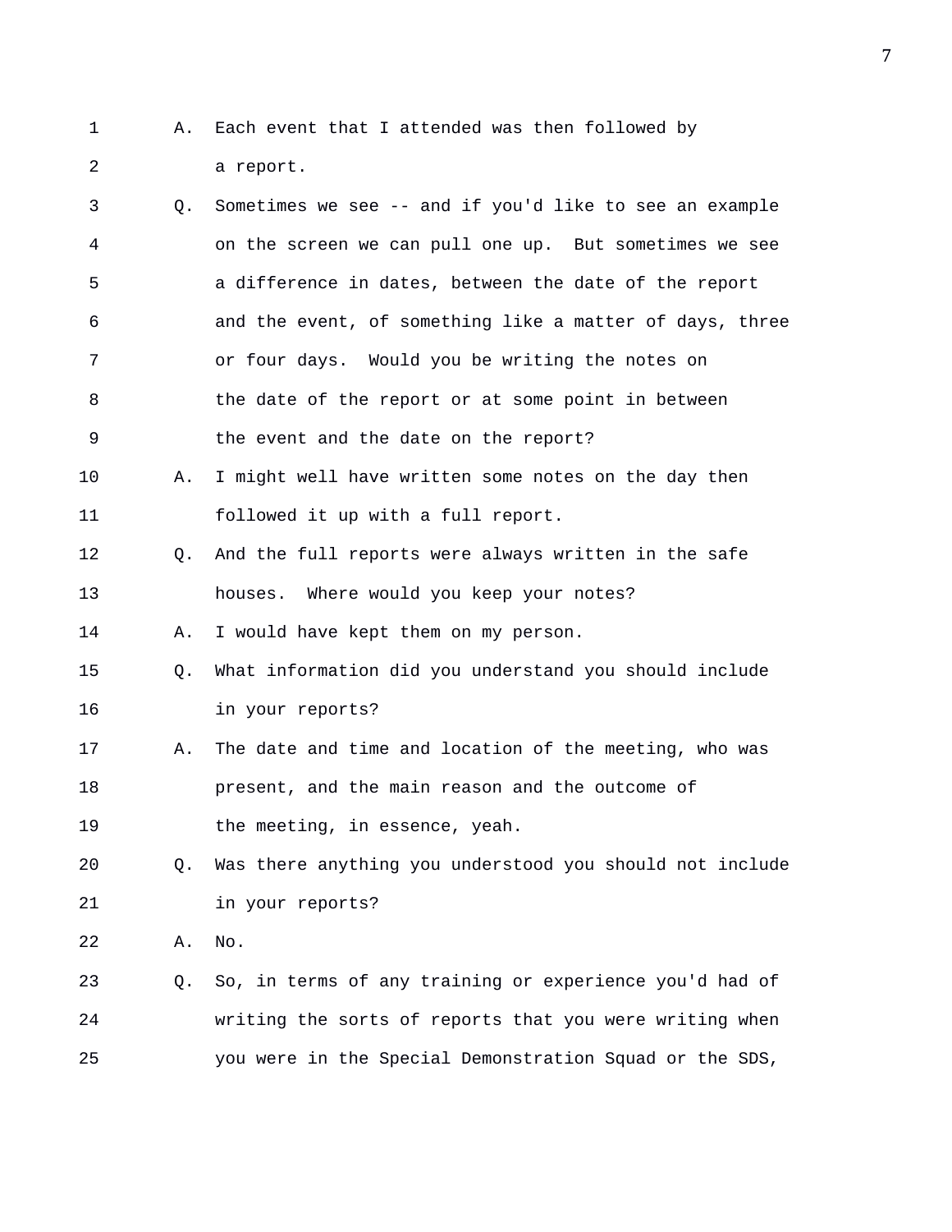1 A. Each event that I attended was then followed by
2 a report.
3 Q. Sometimes we see -- and if you'd like to see an example
4 on the screen we can pull one up. But sometimes we see
5 a difference in dates, between the date of the report
6 and the event, of something like a matter of days, three
7 or four days. Would you be writing the notes on
8 the date of the report or at some point in between
9 the event and the date on the report?
10 A. I might well have written some notes on the day then
11 followed it up with a full report.
12 Q. And the full reports were always written in the safe
13 houses. Where would you keep your notes?
14 A. I would have kept them on my person.
15 Q. What information did you understand you should include
16 in your reports?
17 A. The date and time and location of the meeting, who was
18 present, and the main reason and the outcome of
19 the meeting, in essence, yeah.
20 Q. Was there anything you understood you should not include
21 in your reports?
22 A. No.
23 Q. So, in terms of any training or experience you'd had of
24 writing the sorts of reports that you were writing when
25 you were in the Special Demonstration Squad or the SDS,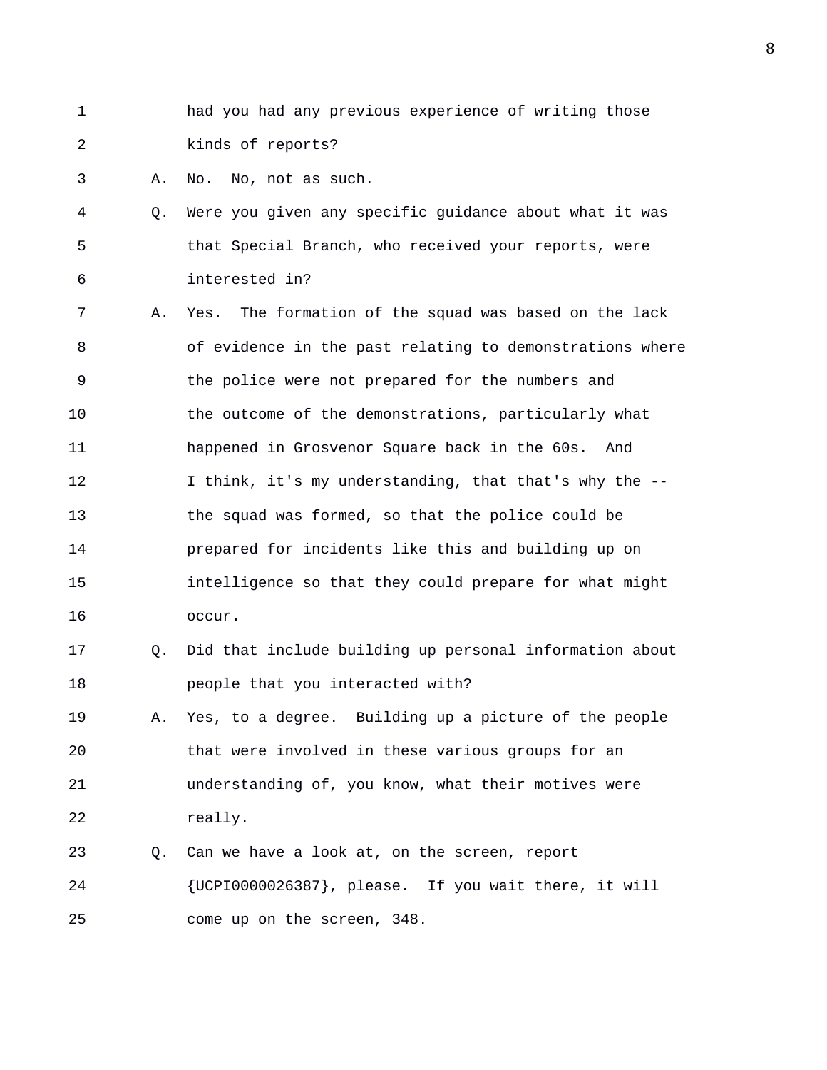had you had any previous experience of writing those kinds of reports?

A. No. No, not as such.

Q. Were you given any specific guidance about what it was that Special Branch, who received your reports, were interested in?

A. Yes. The formation of the squad was based on the lack of evidence in the past relating to demonstrations where the police were not prepared for the numbers and the outcome of the demonstrations, particularly what happened in Grosvenor Square back in the 60s. And I think, it's my understanding, that that's why the -- the squad was formed, so that the police could be prepared for incidents like this and building up on intelligence so that they could prepare for what might occur.

Q. Did that include building up personal information about people that you interacted with?

A. Yes, to a degree. Building up a picture of the people that were involved in these various groups for an understanding of, you know, what their motives were really.

Q. Can we have a look at, on the screen, report {UCPI0000026387}, please. If you wait there, it will come up on the screen, 348.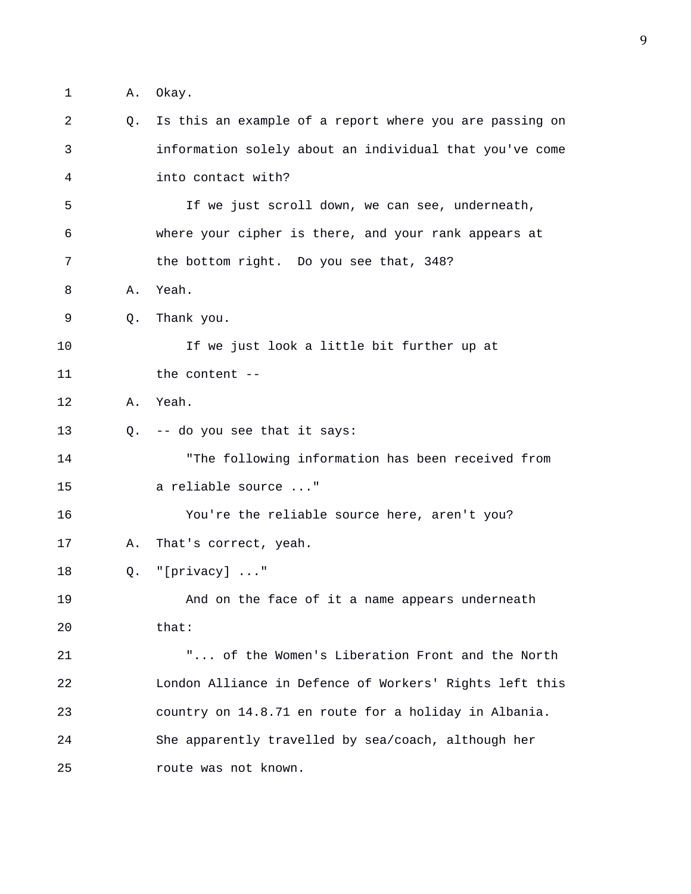1 A. Okay.

2 Q. Is this an example of a report where you are passing on
3 information solely about an individual that you've come
4 into contact with?

5 If we just scroll down, we can see, underneath,
6 where your cipher is there, and your rank appears at
7 the bottom right. Do you see that, 348?

8 A. Yeah.

9 Q. Thank you.

10 If we just look a little bit further up at
11 the content --

12 A. Yeah.

13 Q. -- do you see that it says:

14 "The following information has been received from
15 a reliable source ..."

16 You're the reliable source here, aren't you?

17 A. That's correct, yeah.

18 Q. "[privacy] ..."

19 And on the face of it a name appears underneath
20 that:

21 "... of the Women's Liberation Front and the North
22 London Alliance in Defence of Workers' Rights left this
23 country on 14.8.71 en route for a holiday in Albania.
24 She apparently travelled by sea/coach, although her
25 route was not known.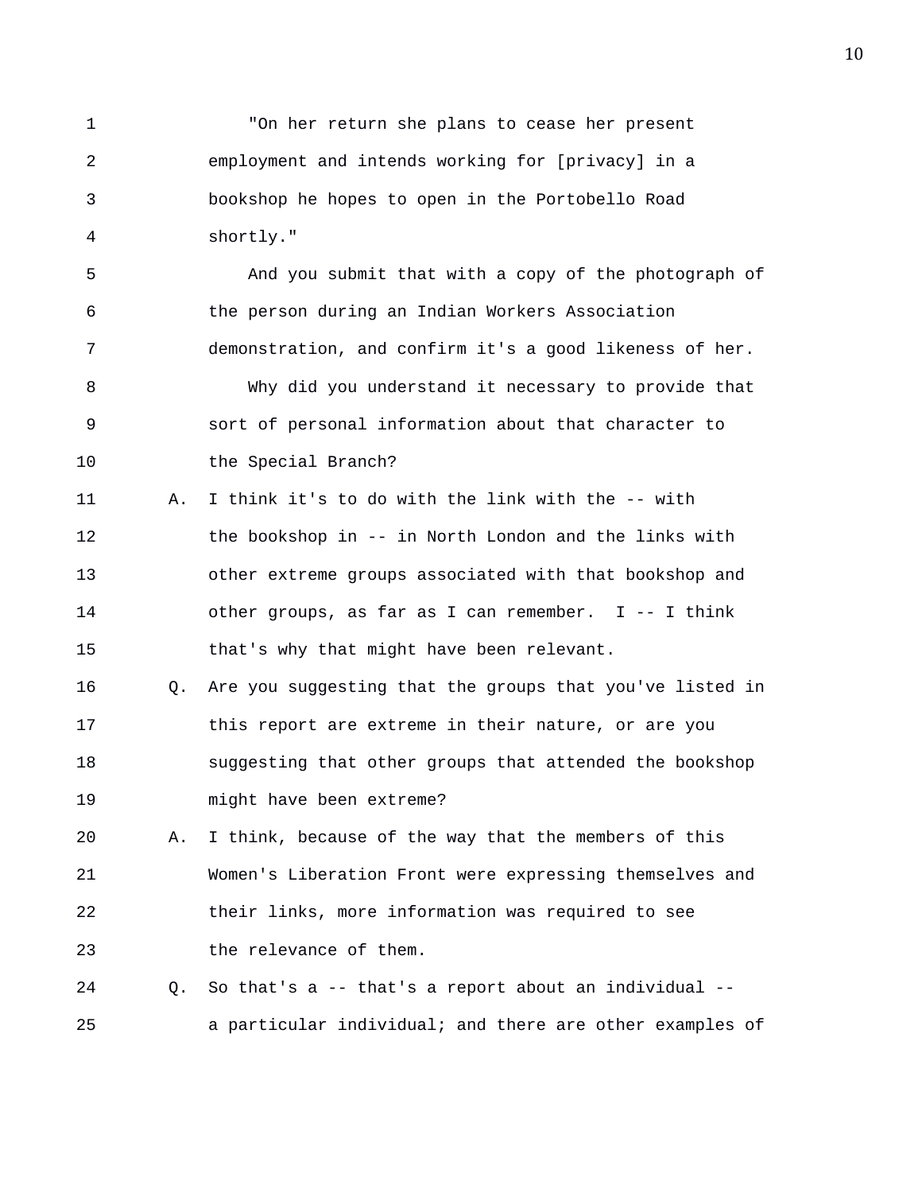"On her return she plans to cease her present employment and intends working for [privacy] in a bookshop he hopes to open in the Portobello Road shortly."

And you submit that with a copy of the photograph of the person during an Indian Workers Association demonstration, and confirm it's a good likeness of her.

Why did you understand it necessary to provide that sort of personal information about that character to the Special Branch?

A. I think it's to do with the link with the -- with the bookshop in -- in North London and the links with other extreme groups associated with that bookshop and other groups, as far as I can remember. I -- I think that's why that might have been relevant.

Q. Are you suggesting that the groups that you've listed in this report are extreme in their nature, or are you suggesting that other groups that attended the bookshop might have been extreme?

A. I think, because of the way that the members of this Women's Liberation Front were expressing themselves and their links, more information was required to see the relevance of them.

Q. So that's a -- that's a report about an individual -- a particular individual; and there are other examples of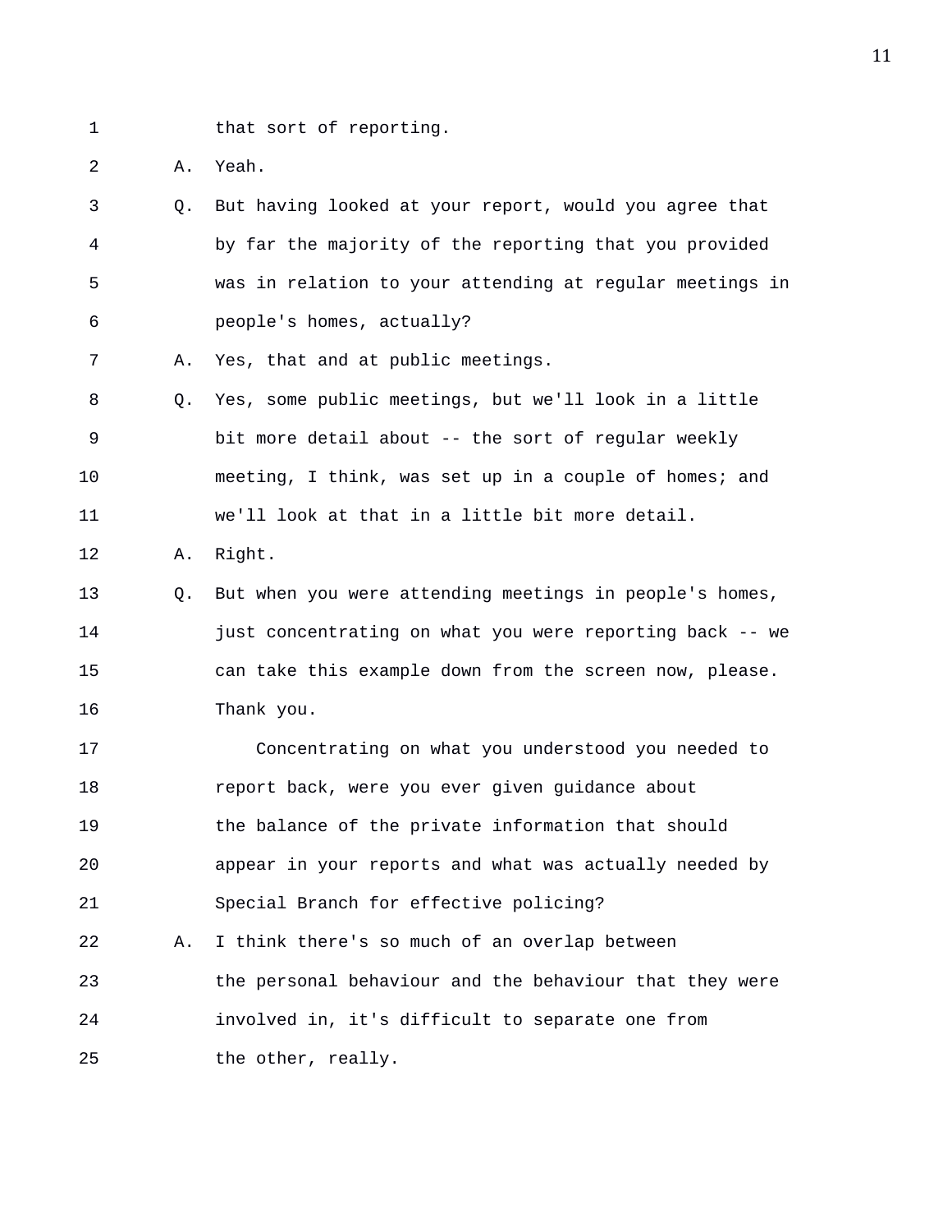that sort of reporting.

A. Yeah.

Q. But having looked at your report, would you agree that by far the majority of the reporting that you provided was in relation to your attending at regular meetings in people's homes, actually?

A. Yes, that and at public meetings.

Q. Yes, some public meetings, but we'll look in a little bit more detail about -- the sort of regular weekly meeting, I think, was set up in a couple of homes; and we'll look at that in a little bit more detail.

A. Right.

Q. But when you were attending meetings in people's homes, just concentrating on what you were reporting back -- we can take this example down from the screen now, please. Thank you.

Concentrating on what you understood you needed to report back, were you ever given guidance about the balance of the private information that should appear in your reports and what was actually needed by Special Branch for effective policing?

A. I think there's so much of an overlap between the personal behaviour and the behaviour that they were involved in, it's difficult to separate one from the other, really.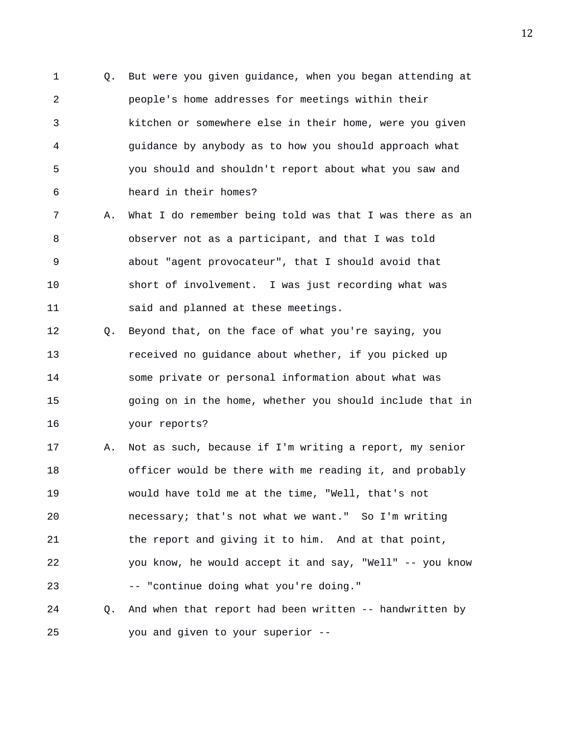Q. But were you given guidance, when you began attending at people's home addresses for meetings within their kitchen or somewhere else in their home, were you given guidance by anybody as to how you should approach what you should and shouldn't report about what you saw and heard in their homes?

A. What I do remember being told was that I was there as an observer not as a participant, and that I was told about "agent provocateur", that I should avoid that short of involvement. I was just recording what was said and planned at these meetings.

Q. Beyond that, on the face of what you're saying, you received no guidance about whether, if you picked up some private or personal information about what was going on in the home, whether you should include that in your reports?

A. Not as such, because if I'm writing a report, my senior officer would be there with me reading it, and probably would have told me at the time, "Well, that's not necessary; that's not what we want." So I'm writing the report and giving it to him. And at that point, you know, he would accept it and say, "Well" -- you know -- "continue doing what you're doing."

Q. And when that report had been written -- handwritten by you and given to your superior --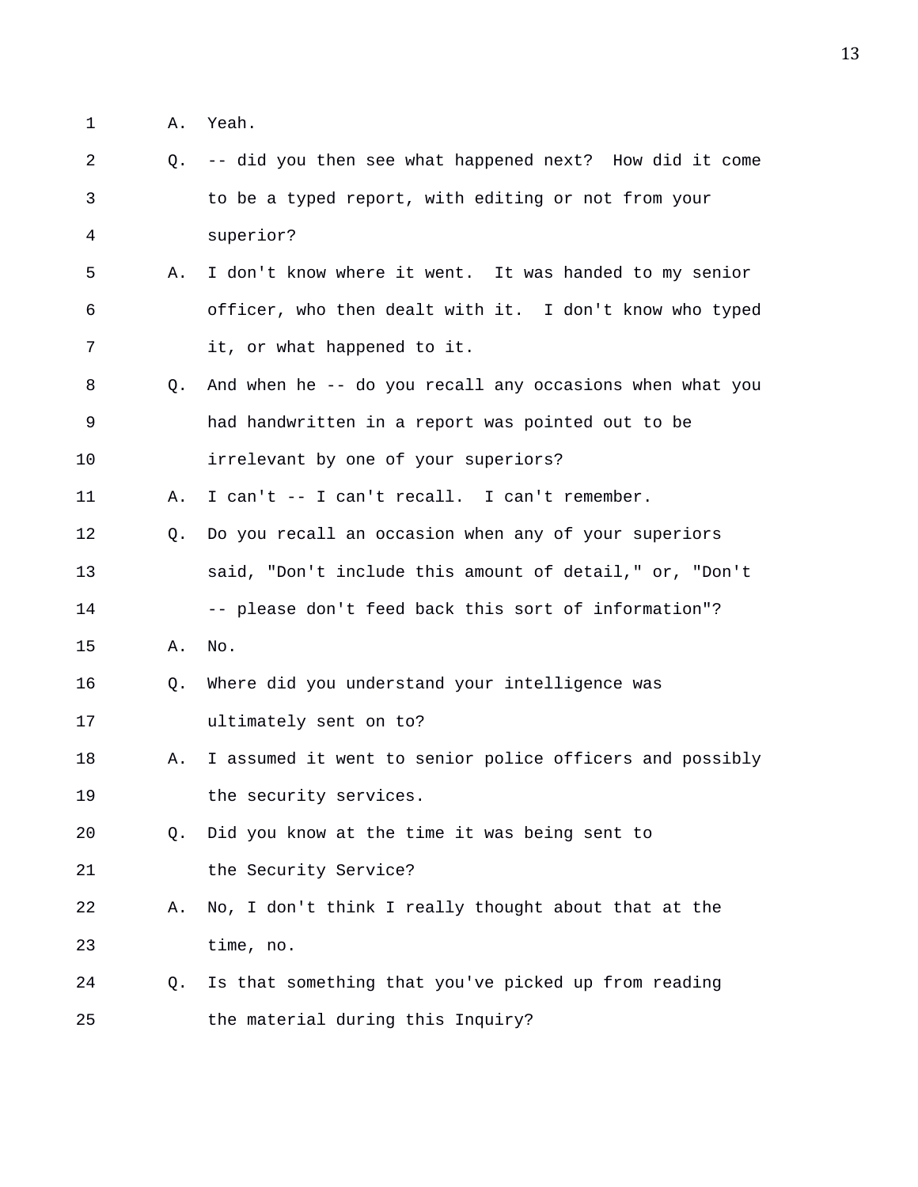1 A. Yeah.

2 Q. -- did you then see what happened next? How did it come
3 to be a typed report, with editing or not from your
4 superior?

5 A. I don't know where it went. It was handed to my senior
6 officer, who then dealt with it. I don't know who typed
7 it, or what happened to it.

8 Q. And when he -- do you recall any occasions when what you
9 had handwritten in a report was pointed out to be
10 irrelevant by one of your superiors?

11 A. I can't -- I can't recall. I can't remember.

12 Q. Do you recall an occasion when any of your superiors
13 said, "Don't include this amount of detail," or, "Don't
14 -- please don't feed back this sort of information"?

15 A. No.

16 Q. Where did you understand your intelligence was
17 ultimately sent on to?

18 A. I assumed it went to senior police officers and possibly
19 the security services.

20 Q. Did you know at the time it was being sent to
21 the Security Service?

22 A. No, I don't think I really thought about that at the
23 time, no.

24 Q. Is that something that you've picked up from reading
25 the material during this Inquiry?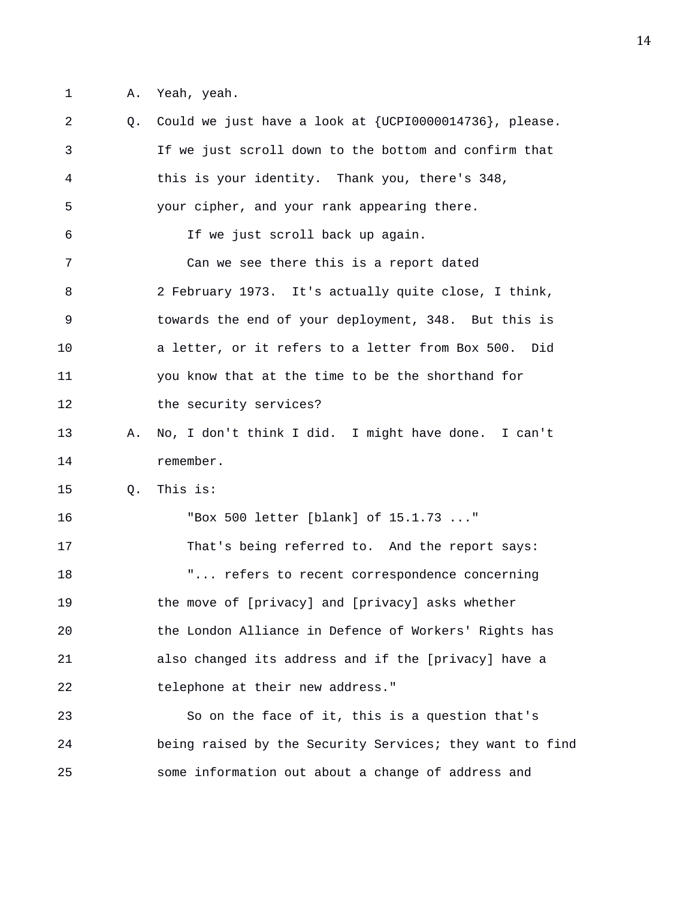1 A. Yeah, yeah.

2 Q. Could we just have a look at {UCPI0000014736}, please.

3 If we just scroll down to the bottom and confirm that

4 this is your identity. Thank you, there's 348,

5 your cipher, and your rank appearing there.

6 If we just scroll back up again.

7 Can we see there this is a report dated

8 2 February 1973. It's actually quite close, I think,

9 towards the end of your deployment, 348. But this is

10 a letter, or it refers to a letter from Box 500. Did

11 you know that at the time to be the shorthand for

12 the security services?

13 A. No, I don't think I did. I might have done. I can't

14 remember.

15 Q. This is:

16 "Box 500 letter [blank] of 15.1.73 ..."

17 That's being referred to. And the report says:

18 "... refers to recent correspondence concerning

19 the move of [privacy] and [privacy] asks whether

20 the London Alliance in Defence of Workers' Rights has

21 also changed its address and if the [privacy] have a

22 telephone at their new address."

23 So on the face of it, this is a question that's

24 being raised by the Security Services; they want to find

25 some information out about a change of address and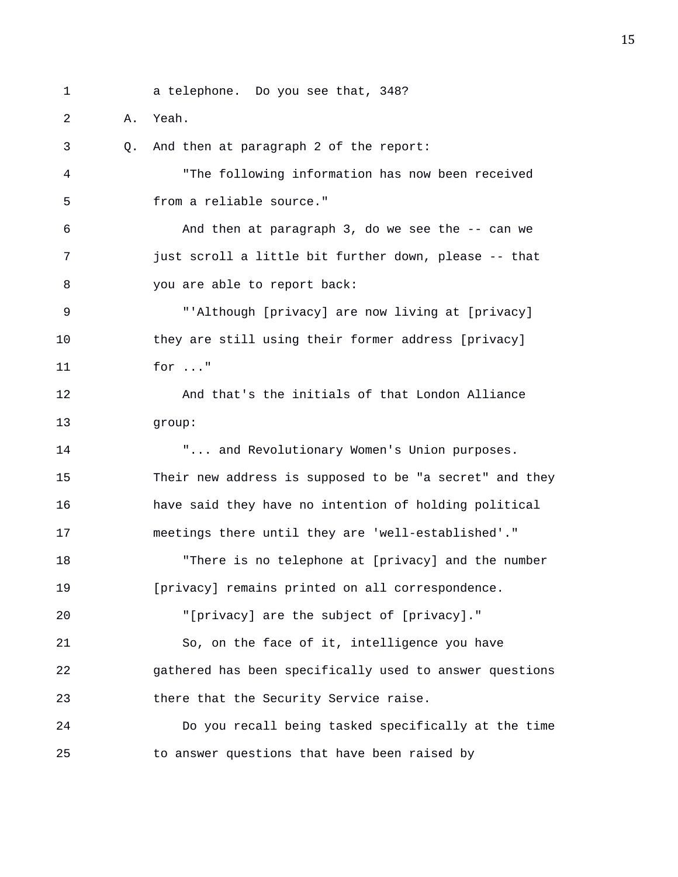1 a telephone. Do you see that, 348?

2 A. Yeah.

3 Q. And then at paragraph 2 of the report:

4 "The following information has now been received

5 from a reliable source."

6 And then at paragraph 3, do we see the -- can we

7 just scroll a little bit further down, please -- that

8 you are able to report back:

9 "'Although [privacy] are now living at [privacy]

10 they are still using their former address [privacy]

11 for ..."

12 And that's the initials of that London Alliance

13 group:

14 "... and Revolutionary Women's Union purposes.

15 Their new address is supposed to be "a secret" and they

16 have said they have no intention of holding political

17 meetings there until they are 'well-established'."

18 "There is no telephone at [privacy] and the number

19 [privacy] remains printed on all correspondence.

20 "[privacy] are the subject of [privacy]."

21 So, on the face of it, intelligence you have

22 gathered has been specifically used to answer questions

23 there that the Security Service raise.

24 Do you recall being tasked specifically at the time

25 to answer questions that have been raised by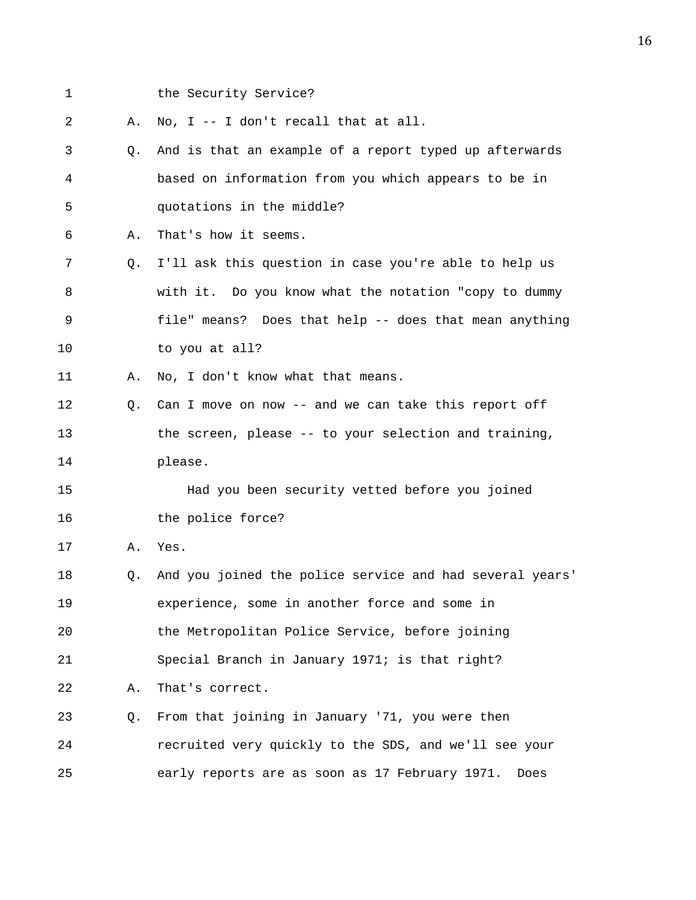1 the Security Service?

2 A. No, I -- I don't recall that at all.

3 Q. And is that an example of a report typed up afterwards

4 based on information from you which appears to be in

5 quotations in the middle?

6 A. That's how it seems.

7 Q. I'll ask this question in case you're able to help us

8 with it. Do you know what the notation "copy to dummy

9 file" means? Does that help -- does that mean anything

10 to you at all?

11 A. No, I don't know what that means.

12 Q. Can I move on now -- and we can take this report off

13 the screen, please -- to your selection and training,

14 please.

15 Had you been security vetted before you joined

16 the police force?

17 A. Yes.

18 Q. And you joined the police service and had several years'

19 experience, some in another force and some in

20 the Metropolitan Police Service, before joining

21 Special Branch in January 1971; is that right?

22 A. That's correct.

23 Q. From that joining in January '71, you were then

24 recruited very quickly to the SDS, and we'll see your

25 early reports are as soon as 17 February 1971. Does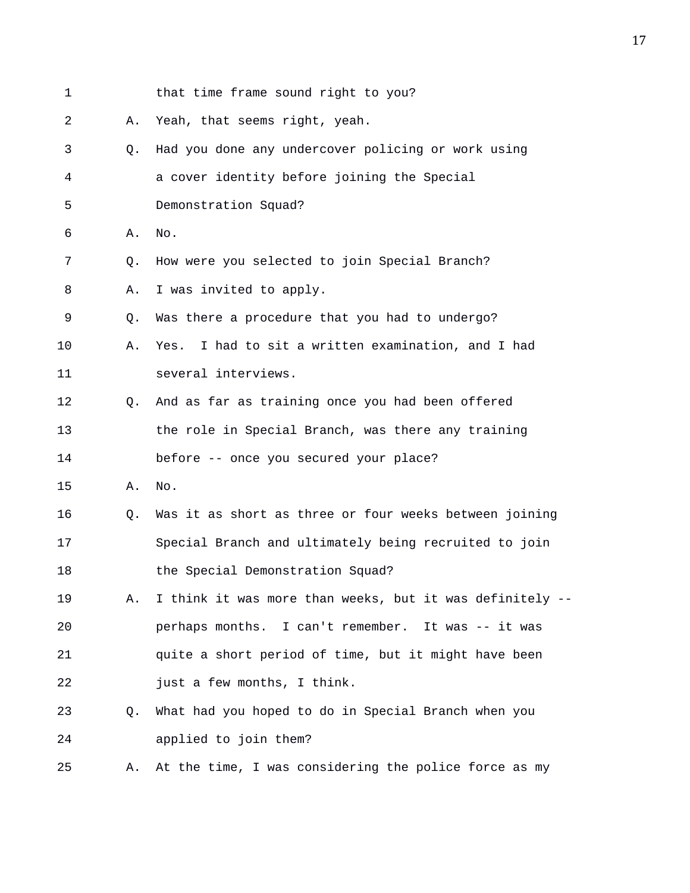1 that time frame sound right to you?

2 A. Yeah, that seems right, yeah.

3 Q. Had you done any undercover policing or work using

4 a cover identity before joining the Special

5 Demonstration Squad?

6 A. No.

7 Q. How were you selected to join Special Branch?

8 A. I was invited to apply.

9 Q. Was there a procedure that you had to undergo?

10 A. Yes. I had to sit a written examination, and I had

11 several interviews.

12 Q. And as far as training once you had been offered

13 the role in Special Branch, was there any training

14 before -- once you secured your place?

15 A. No.

16 Q. Was it as short as three or four weeks between joining

17 Special Branch and ultimately being recruited to join

18 the Special Demonstration Squad?

19 A. I think it was more than weeks, but it was definitely --

20 perhaps months. I can't remember. It was -- it was

21 quite a short period of time, but it might have been

22 just a few months, I think.

23 Q. What had you hoped to do in Special Branch when you

24 applied to join them?

25 A. At the time, I was considering the police force as my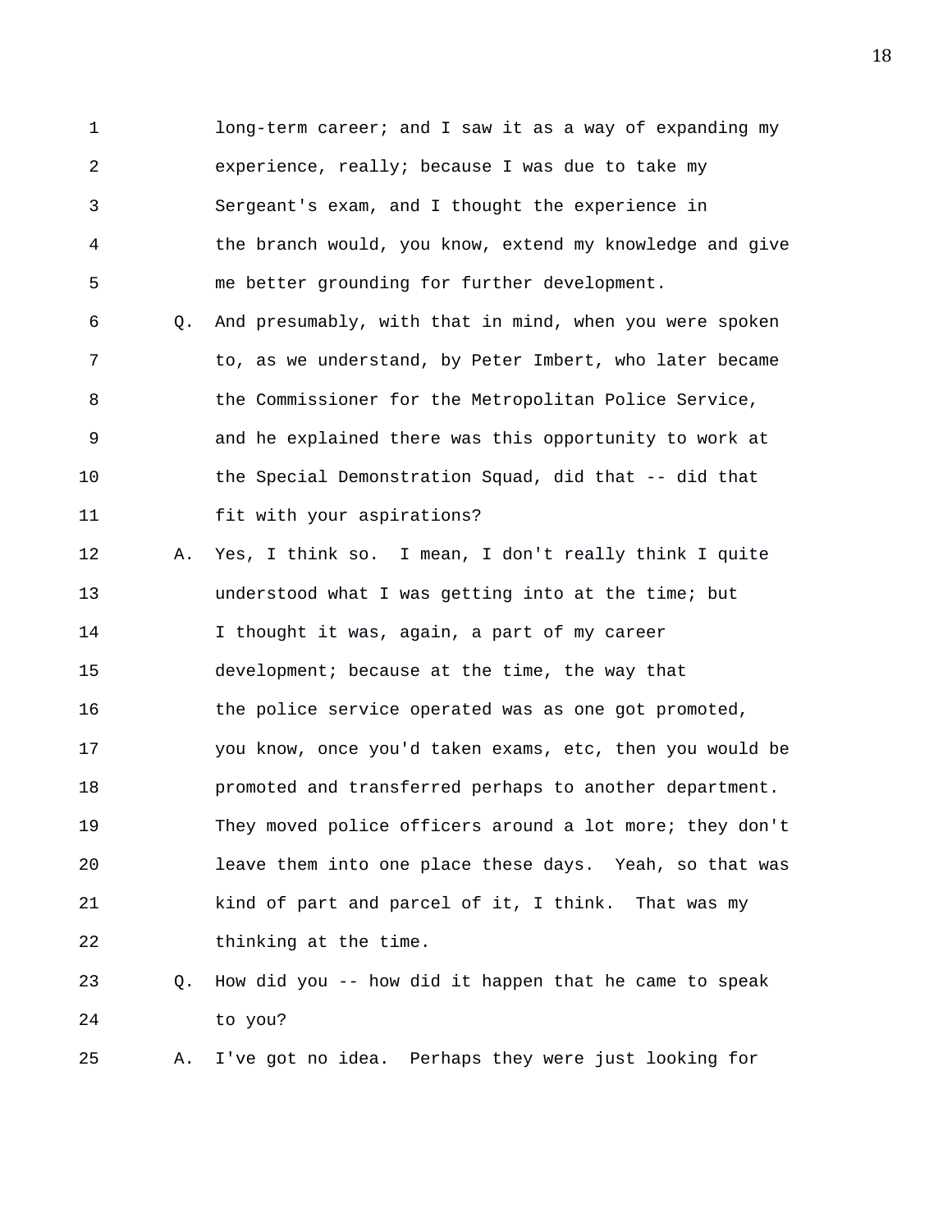1 long-term career; and I saw it as a way of expanding my
2 experience, really; because I was due to take my
3 Sergeant's exam, and I thought the experience in
4 the branch would, you know, extend my knowledge and give
5 me better grounding for further development.

6 Q. And presumably, with that in mind, when you were spoken
7 to, as we understand, by Peter Imbert, who later became
8 the Commissioner for the Metropolitan Police Service,
9 and he explained there was this opportunity to work at
10 the Special Demonstration Squad, did that -- did that
11 fit with your aspirations?

12 A. Yes, I think so. I mean, I don't really think I quite
13 understood what I was getting into at the time; but
14 I thought it was, again, a part of my career
15 development; because at the time, the way that
16 the police service operated was as one got promoted,
17 you know, once you'd taken exams, etc, then you would be
18 promoted and transferred perhaps to another department.
19 They moved police officers around a lot more; they don't
20 leave them into one place these days. Yeah, so that was
21 kind of part and parcel of it, I think. That was my
22 thinking at the time.

23 Q. How did you -- how did it happen that he came to speak
24 to you?

25 A. I've got no idea. Perhaps they were just looking for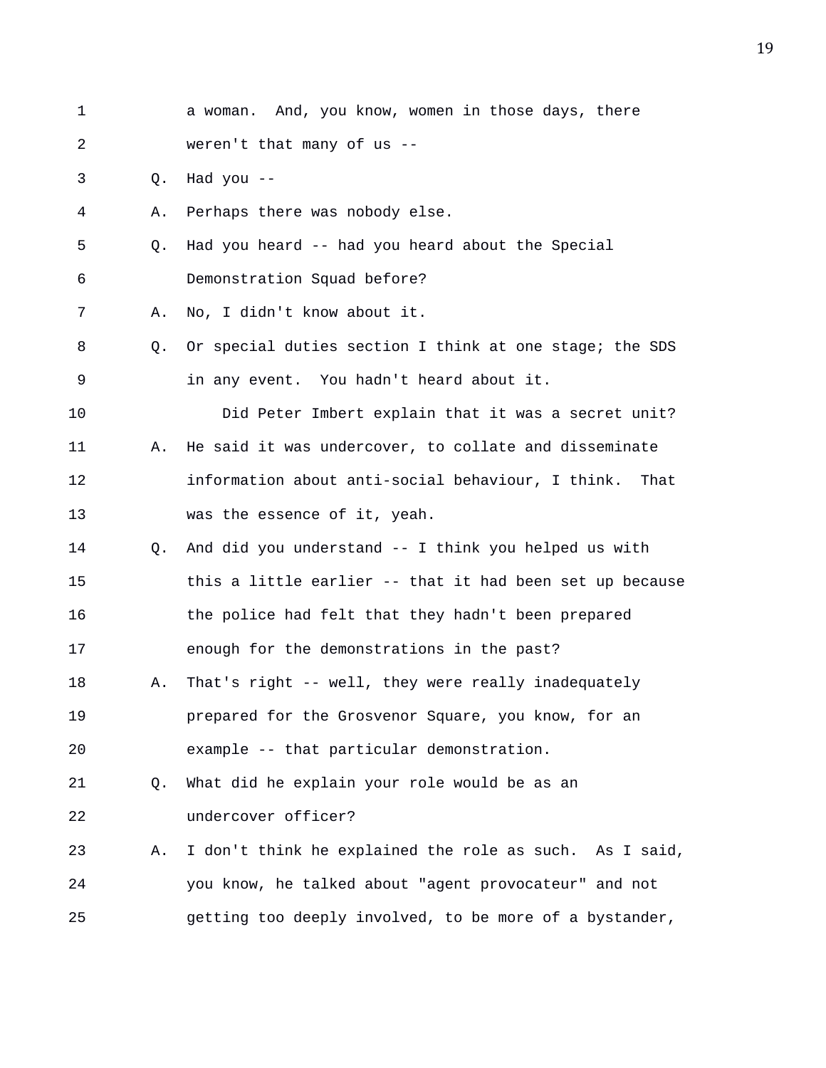1 a woman. And, you know, women in those days, there
2 weren't that many of us --
3 Q. Had you --
4 A. Perhaps there was nobody else.
5 Q. Had you heard -- had you heard about the Special
6 Demonstration Squad before?
7 A. No, I didn't know about it.
8 Q. Or special duties section I think at one stage; the SDS
9 in any event. You hadn't heard about it.
10 Did Peter Imbert explain that it was a secret unit?
11 A. He said it was undercover, to collate and disseminate
12 information about anti-social behaviour, I think. That
13 was the essence of it, yeah.
14 Q. And did you understand -- I think you helped us with
15 this a little earlier -- that it had been set up because
16 the police had felt that they hadn't been prepared
17 enough for the demonstrations in the past?
18 A. That's right -- well, they were really inadequately
19 prepared for the Grosvenor Square, you know, for an
20 example -- that particular demonstration.
21 Q. What did he explain your role would be as an
22 undercover officer?
23 A. I don't think he explained the role as such. As I said,
24 you know, he talked about "agent provocateur" and not
25 getting too deeply involved, to be more of a bystander,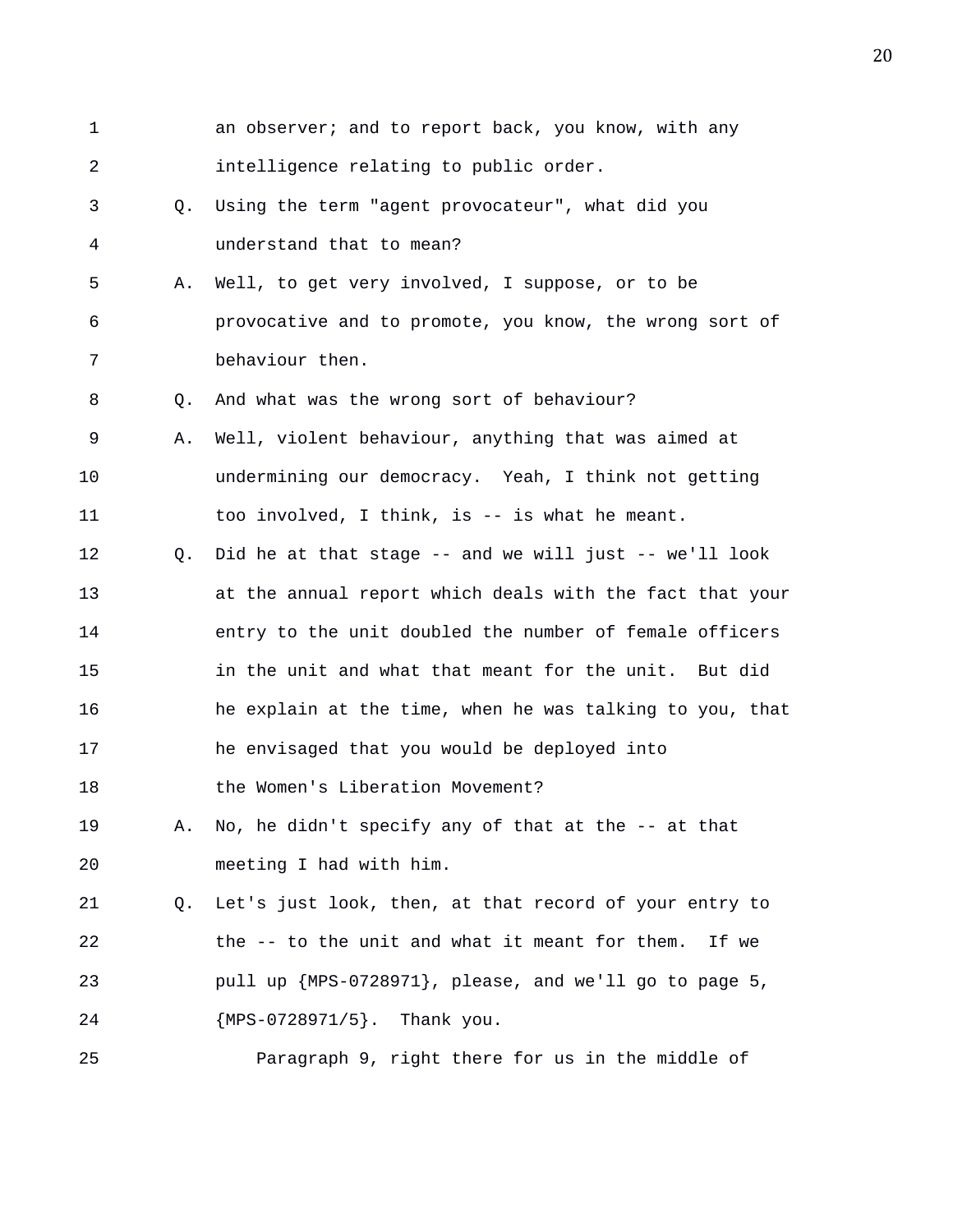1 an observer; and to report back, you know, with any
2 intelligence relating to public order.
3 Q. Using the term "agent provocateur", what did you
4 understand that to mean?
5 A. Well, to get very involved, I suppose, or to be
6 provocative and to promote, you know, the wrong sort of
7 behaviour then.
8 Q. And what was the wrong sort of behaviour?
9 A. Well, violent behaviour, anything that was aimed at
10 undermining our democracy. Yeah, I think not getting
11 too involved, I think, is -- is what he meant.
12 Q. Did he at that stage -- and we will just -- we'll look
13 at the annual report which deals with the fact that your
14 entry to the unit doubled the number of female officers
15 in the unit and what that meant for the unit. But did
16 he explain at the time, when he was talking to you, that
17 he envisaged that you would be deployed into
18 the Women's Liberation Movement?
19 A. No, he didn't specify any of that at the -- at that
20 meeting I had with him.
21 Q. Let's just look, then, at that record of your entry to
22 the -- to the unit and what it meant for them. If we
23 pull up {MPS-0728971}, please, and we'll go to page 5,
24 {MPS-0728971/5}. Thank you.
25 Paragraph 9, right there for us in the middle of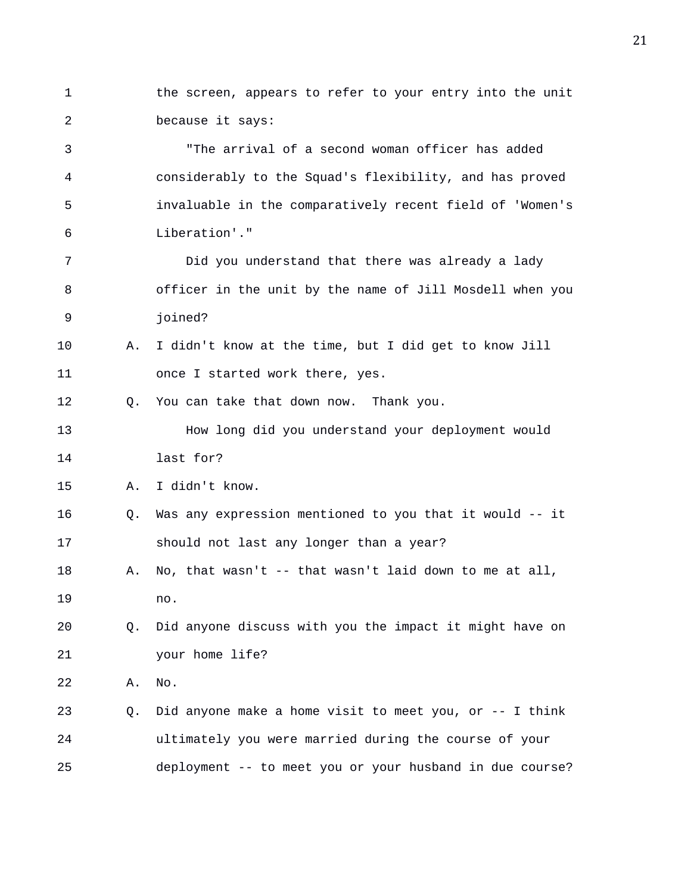the screen, appears to refer to your entry into the unit because it says:

"The arrival of a second woman officer has added considerably to the Squad's flexibility, and has proved invaluable in the comparatively recent field of 'Women's Liberation'."

Did you understand that there was already a lady officer in the unit by the name of Jill Mosdell when you joined?

A. I didn't know at the time, but I did get to know Jill once I started work there, yes.

Q. You can take that down now. Thank you.

How long did you understand your deployment would last for?

A. I didn't know.

Q. Was any expression mentioned to you that it would -- it should not last any longer than a year?

A. No, that wasn't -- that wasn't laid down to me at all, no.

Q. Did anyone discuss with you the impact it might have on your home life?

A. No.

Q. Did anyone make a home visit to meet you, or -- I think ultimately you were married during the course of your deployment -- to meet you or your husband in due course?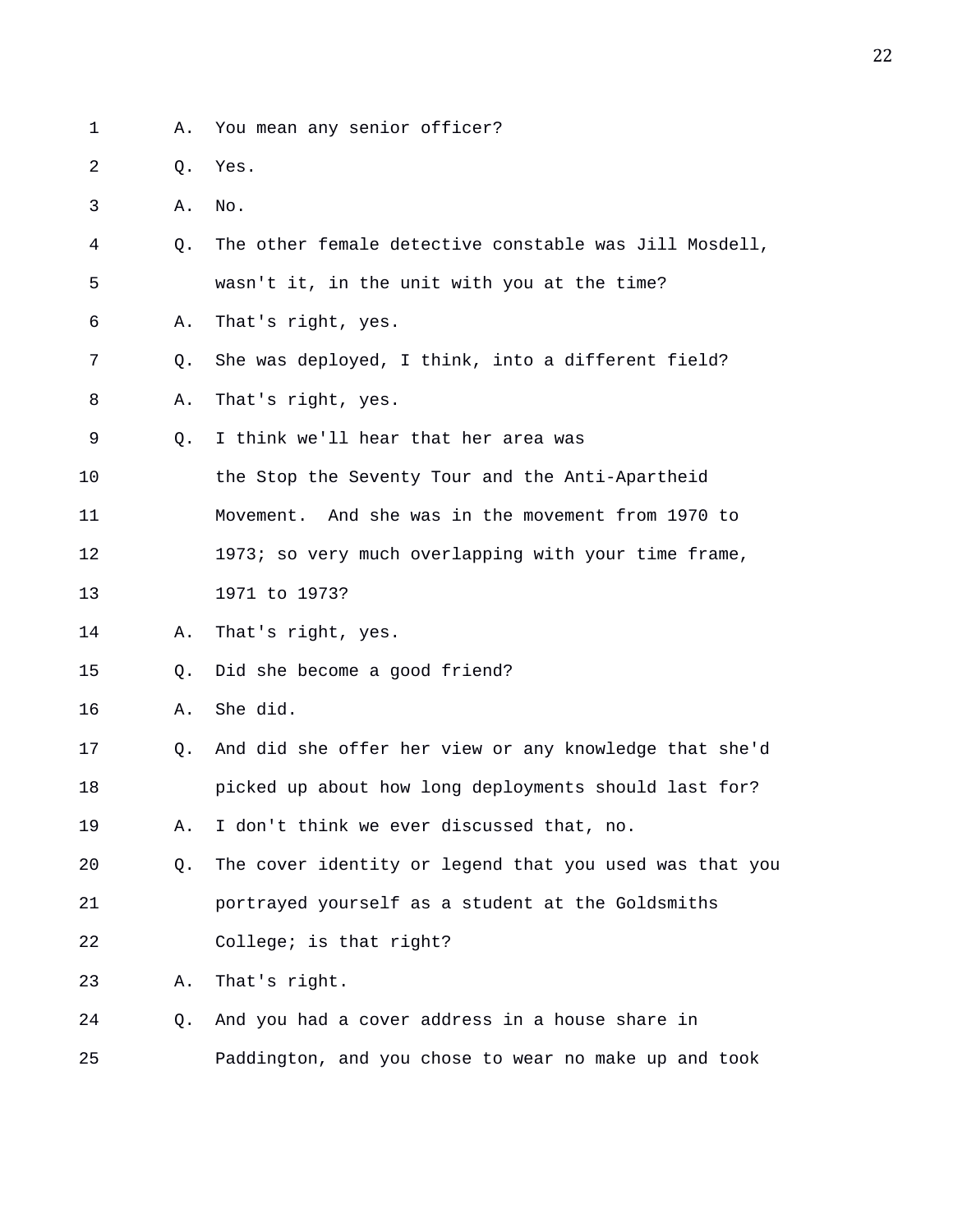1 A. You mean any senior officer?

2 Q. Yes.

3 A. No.

4 Q. The other female detective constable was Jill Mosdell,
5 wasn't it, in the unit with you at the time?

6 A. That's right, yes.

7 Q. She was deployed, I think, into a different field?

8 A. That's right, yes.

9 Q. I think we'll hear that her area was
10 the Stop the Seventy Tour and the Anti-Apartheid
11 Movement. And she was in the movement from 1970 to
12 1973; so very much overlapping with your time frame,
13 1971 to 1973?

14 A. That's right, yes.

15 Q. Did she become a good friend?

16 A. She did.

17 Q. And did she offer her view or any knowledge that she'd
18 picked up about how long deployments should last for?

19 A. I don't think we ever discussed that, no.

20 Q. The cover identity or legend that you used was that you
21 portrayed yourself as a student at the Goldsmiths
22 College; is that right?

23 A. That's right.

24 Q. And you had a cover address in a house share in
25 Paddington, and you chose to wear no make up and took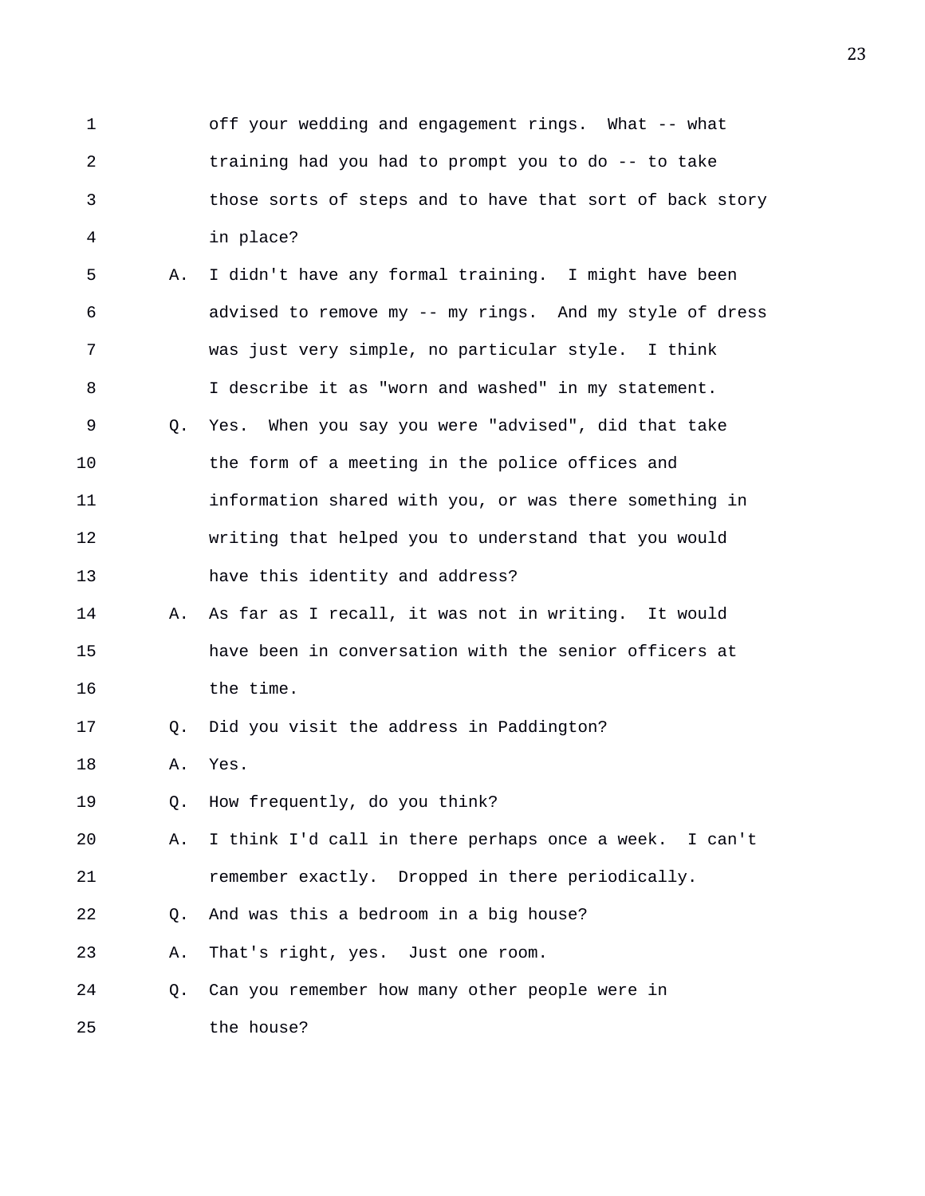1 off your wedding and engagement rings. What -- what
2 training had you had to prompt you to do -- to take
3 those sorts of steps and to have that sort of back story
4 in place?

5 A. I didn't have any formal training. I might have been
6 advised to remove my -- my rings. And my style of dress
7 was just very simple, no particular style. I think
8 I describe it as "worn and washed" in my statement.

9 Q. Yes. When you say you were "advised", did that take
10 the form of a meeting in the police offices and
11 information shared with you, or was there something in
12 writing that helped you to understand that you would
13 have this identity and address?

14 A. As far as I recall, it was not in writing. It would
15 have been in conversation with the senior officers at
16 the time.

17 Q. Did you visit the address in Paddington?

18 A. Yes.

19 Q. How frequently, do you think?

20 A. I think I'd call in there perhaps once a week. I can't
21 remember exactly. Dropped in there periodically.

22 Q. And was this a bedroom in a big house?

23 A. That's right, yes. Just one room.

24 Q. Can you remember how many other people were in
25 the house?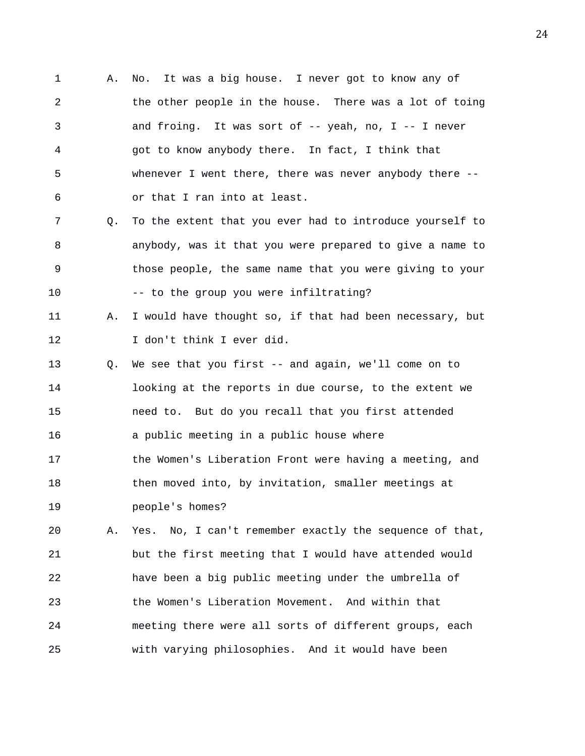A. No. It was a big house. I never got to know any of the other people in the house. There was a lot of toing and froing. It was sort of -- yeah, no, I -- I never got to know anybody there. In fact, I think that whenever I went there, there was never anybody there -- or that I ran into at least.

Q. To the extent that you ever had to introduce yourself to anybody, was it that you were prepared to give a name to those people, the same name that you were giving to your -- to the group you were infiltrating?

A. I would have thought so, if that had been necessary, but I don't think I ever did.

Q. We see that you first -- and again, we'll come on to looking at the reports in due course, to the extent we need to. But do you recall that you first attended a public meeting in a public house where the Women's Liberation Front were having a meeting, and then moved into, by invitation, smaller meetings at people's homes?

A. Yes. No, I can't remember exactly the sequence of that, but the first meeting that I would have attended would have been a big public meeting under the umbrella of the Women's Liberation Movement. And within that meeting there were all sorts of different groups, each with varying philosophies. And it would have been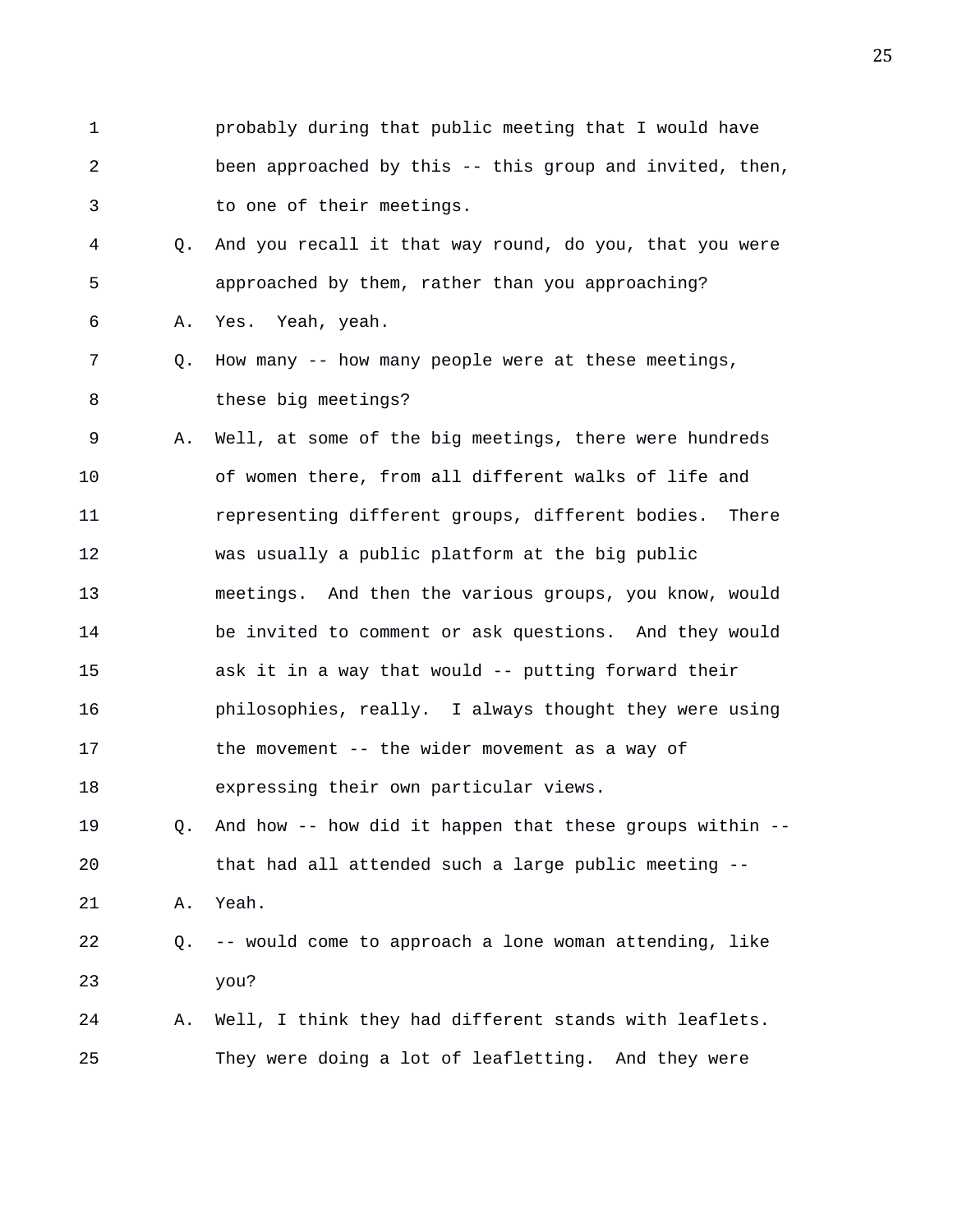1 probably during that public meeting that I would have
2 been approached by this -- this group and invited, then,
3 to one of their meetings.
4 Q. And you recall it that way round, do you, that you were
5 approached by them, rather than you approaching?
6 A. Yes. Yeah, yeah.
7 Q. How many -- how many people were at these meetings,
8 these big meetings?
9 A. Well, at some of the big meetings, there were hundreds
10 of women there, from all different walks of life and
11 representing different groups, different bodies. There
12 was usually a public platform at the big public
13 meetings. And then the various groups, you know, would
14 be invited to comment or ask questions. And they would
15 ask it in a way that would -- putting forward their
16 philosophies, really. I always thought they were using
17 the movement -- the wider movement as a way of
18 expressing their own particular views.
19 Q. And how -- how did it happen that these groups within --
20 that had all attended such a large public meeting --
21 A. Yeah.
22 Q. -- would come to approach a lone woman attending, like
23 you?
24 A. Well, I think they had different stands with leaflets.
25 They were doing a lot of leafletting. And they were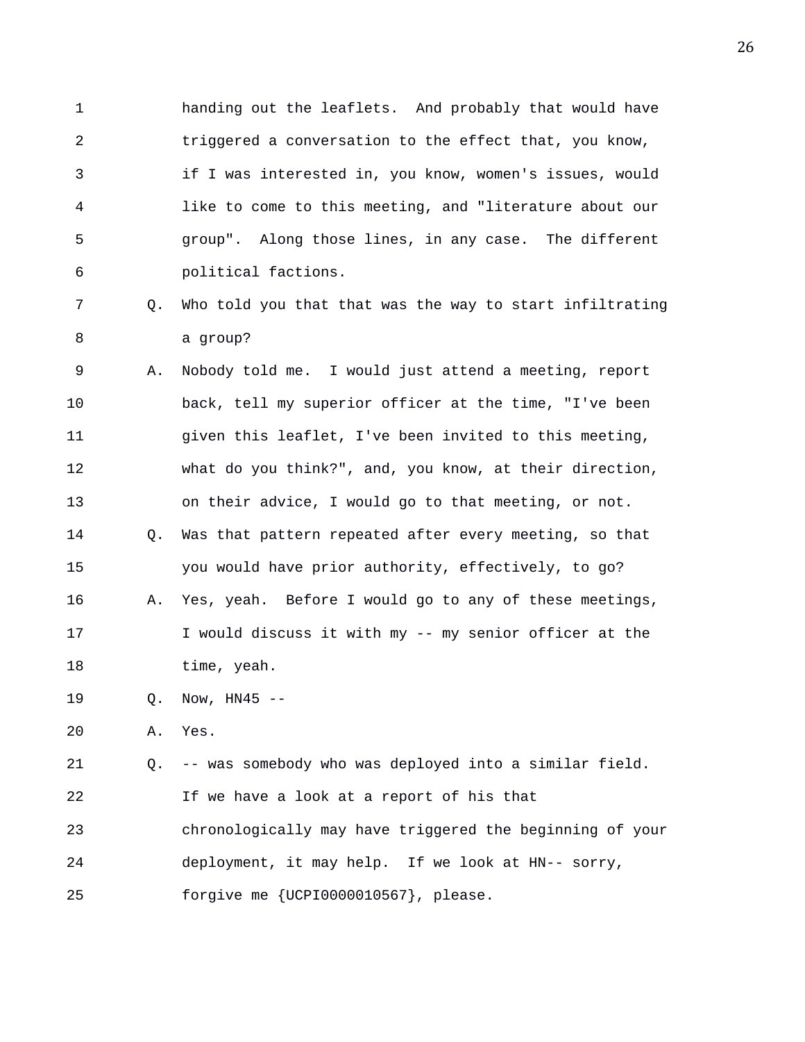1 handing out the leaflets. And probably that would have
2 triggered a conversation to the effect that, you know,
3 if I was interested in, you know, women's issues, would
4 like to come to this meeting, and "literature about our
5 group". Along those lines, in any case. The different
6 political factions.

7 Q. Who told you that that was the way to start infiltrating
8 a group?

9 A. Nobody told me. I would just attend a meeting, report
10 back, tell my superior officer at the time, "I've been
11 given this leaflet, I've been invited to this meeting,
12 what do you think?", and, you know, at their direction,
13 on their advice, I would go to that meeting, or not.

14 Q. Was that pattern repeated after every meeting, so that
15 you would have prior authority, effectively, to go?

16 A. Yes, yeah. Before I would go to any of these meetings,
17 I would discuss it with my -- my senior officer at the
18 time, yeah.

19 Q. Now, HN45 --

20 A. Yes.

21 Q. -- was somebody who was deployed into a similar field.
22 If we have a look at a report of his that
23 chronologically may have triggered the beginning of your
24 deployment, it may help. If we look at HN-- sorry,
25 forgive me {UCPI0000010567}, please.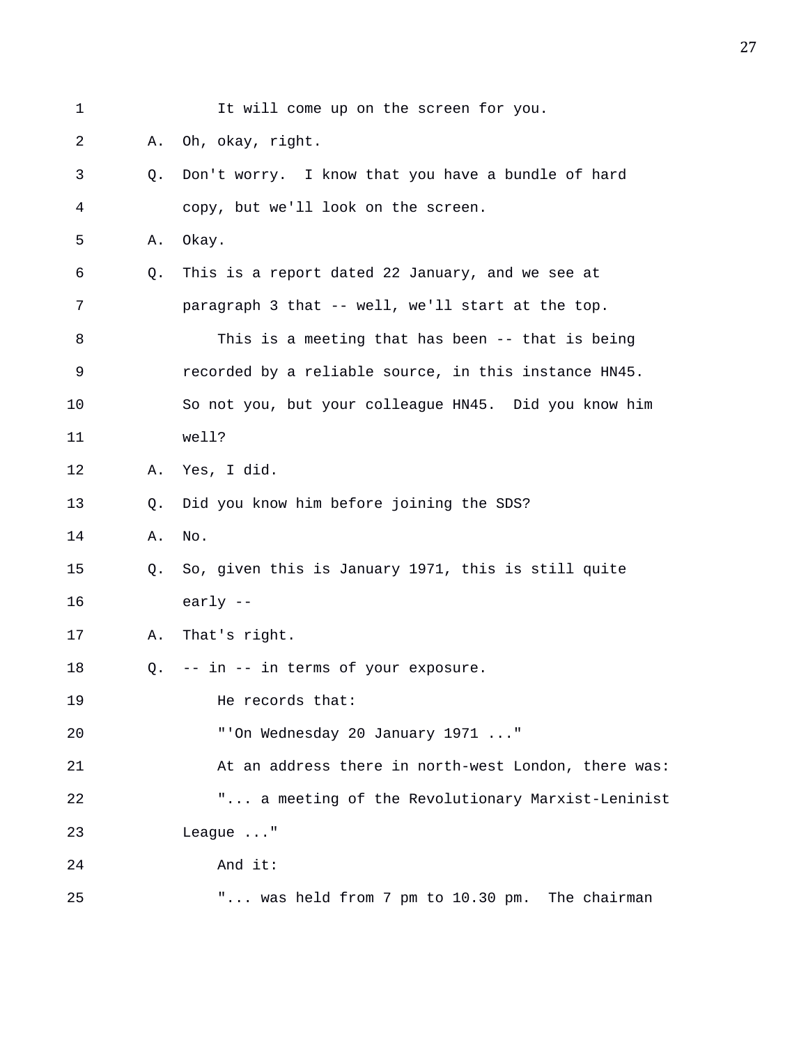1 It will come up on the screen for you.

2 A. Oh, okay, right.

3 Q. Don't worry. I know that you have a bundle of hard

4 copy, but we'll look on the screen.

5 A. Okay.

6 Q. This is a report dated 22 January, and we see at

7 paragraph 3 that -- well, we'll start at the top.

8 This is a meeting that has been -- that is being

9 recorded by a reliable source, in this instance HN45.

10 So not you, but your colleague HN45. Did you know him

11 well?

12 A. Yes, I did.

13 Q. Did you know him before joining the SDS?

14 A. No.

15 Q. So, given this is January 1971, this is still quite

16 early --

17 A. That's right.

18 Q. -- in -- in terms of your exposure.

19 He records that:

20 "'On Wednesday 20 January 1971 ..."

21 At an address there in north-west London, there was:

22 "... a meeting of the Revolutionary Marxist-Leninist

23 League ..."

24 And it:

25 "... was held from 7 pm to 10.30 pm. The chairman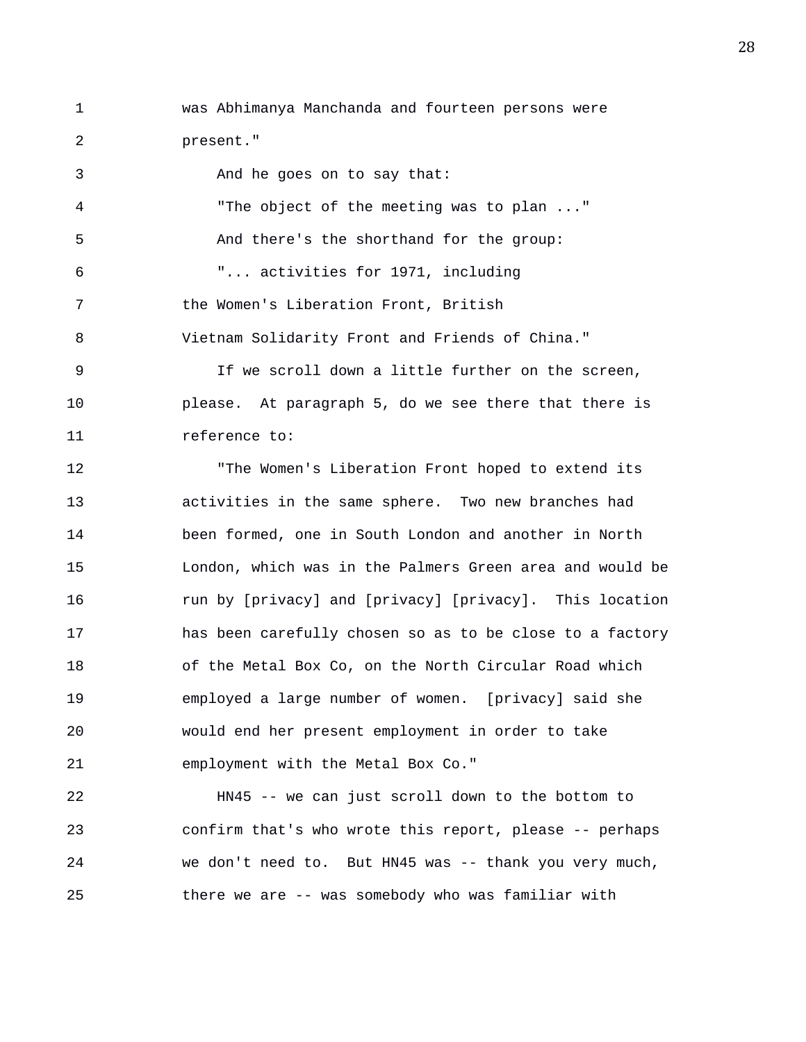was Abhimanya Manchanda and fourteen persons were present."

And he goes on to say that:

"The object of the meeting was to plan ..."

And there's the shorthand for the group:

"... activities for 1971, including the Women's Liberation Front, British Vietnam Solidarity Front and Friends of China."

If we scroll down a little further on the screen, please. At paragraph 5, do we see there that there is reference to:

"The Women's Liberation Front hoped to extend its activities in the same sphere. Two new branches had been formed, one in South London and another in North London, which was in the Palmers Green area and would be run by [privacy] and [privacy] [privacy]. This location has been carefully chosen so as to be close to a factory of the Metal Box Co, on the North Circular Road which employed a large number of women. [privacy] said she would end her present employment in order to take employment with the Metal Box Co."

HN45 -- we can just scroll down to the bottom to confirm that's who wrote this report, please -- perhaps we don't need to. But HN45 was -- thank you very much, there we are -- was somebody who was familiar with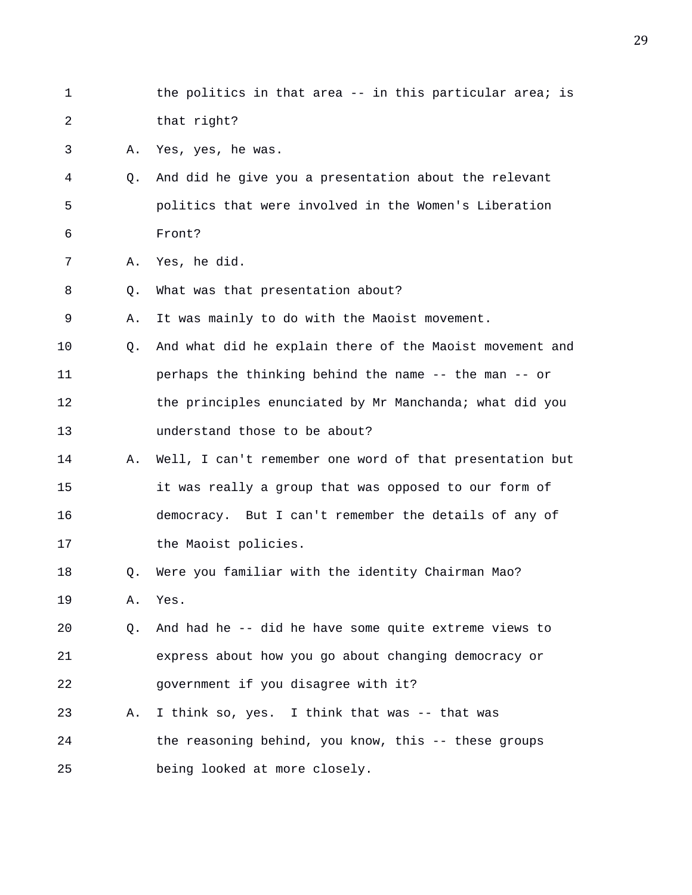1 the politics in that area -- in this particular area; is
2 that right?

3 A. Yes, yes, he was.

4 Q. And did he give you a presentation about the relevant
5 politics that were involved in the Women's Liberation
6 Front?

7 A. Yes, he did.

8 Q. What was that presentation about?

9 A. It was mainly to do with the Maoist movement.

10 Q. And what did he explain there of the Maoist movement and
11 perhaps the thinking behind the name -- the man -- or
12 the principles enunciated by Mr Manchanda; what did you
13 understand those to be about?

14 A. Well, I can't remember one word of that presentation but
15 it was really a group that was opposed to our form of
16 democracy. But I can't remember the details of any of
17 the Maoist policies.

18 Q. Were you familiar with the identity Chairman Mao?

19 A. Yes.

20 Q. And had he -- did he have some quite extreme views to
21 express about how you go about changing democracy or
22 government if you disagree with it?

23 A. I think so, yes. I think that was -- that was
24 the reasoning behind, you know, this -- these groups
25 being looked at more closely.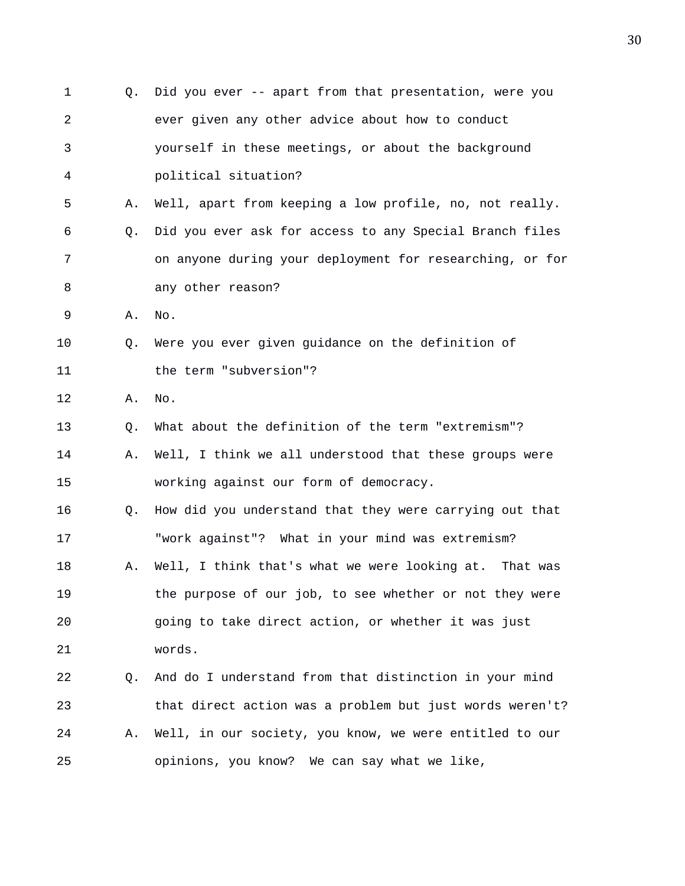Q. Did you ever -- apart from that presentation, were you ever given any other advice about how to conduct yourself in these meetings, or about the background political situation?

A. Well, apart from keeping a low profile, no, not really.

Q. Did you ever ask for access to any Special Branch files on anyone during your deployment for researching, or for any other reason?

A. No.

Q. Were you ever given guidance on the definition of the term "subversion"?

A. No.

Q. What about the definition of the term "extremism"?

A. Well, I think we all understood that these groups were working against our form of democracy.

Q. How did you understand that they were carrying out that "work against"? What in your mind was extremism?

A. Well, I think that's what we were looking at. That was the purpose of our job, to see whether or not they were going to take direct action, or whether it was just words.

Q. And do I understand from that distinction in your mind that direct action was a problem but just words weren't?

A. Well, in our society, you know, we were entitled to our opinions, you know? We can say what we like,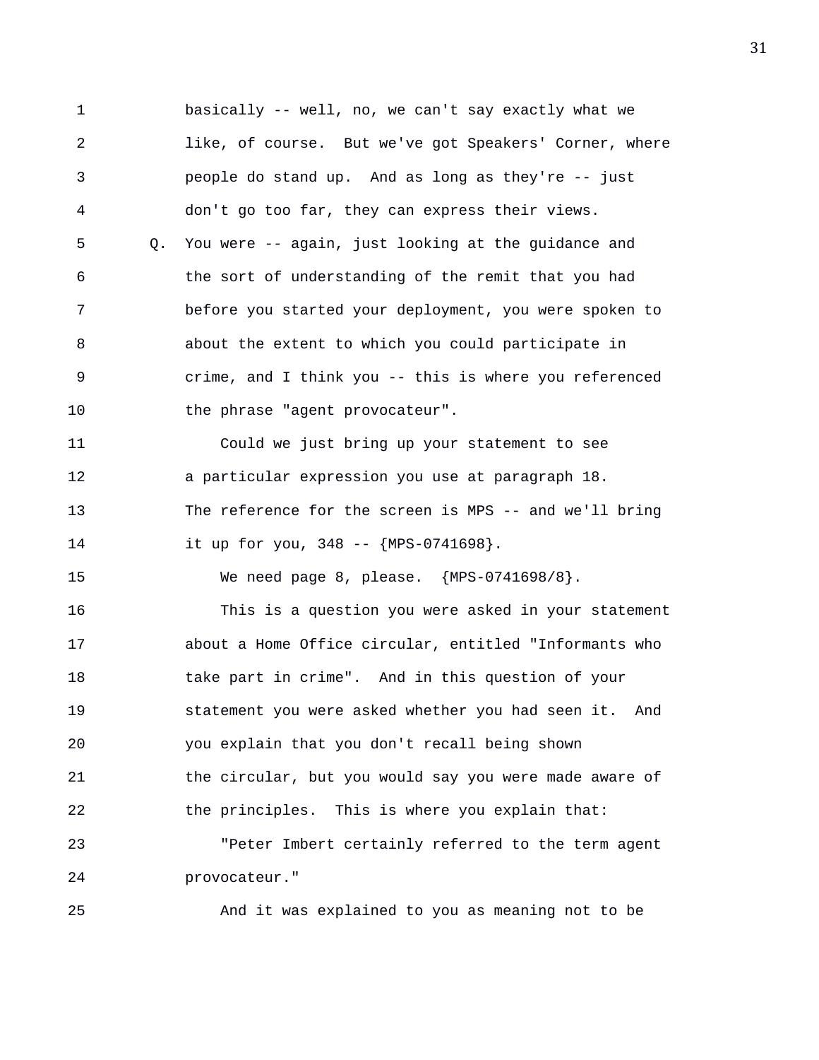basically -- well, no, we can't say exactly what we like, of course. But we've got Speakers' Corner, where people do stand up. And as long as they're -- just don't go too far, they can express their views.

Q. You were -- again, just looking at the guidance and the sort of understanding of the remit that you had before you started your deployment, you were spoken to about the extent to which you could participate in crime, and I think you -- this is where you referenced the phrase "agent provocateur".

Could we just bring up your statement to see a particular expression you use at paragraph 18. The reference for the screen is MPS -- and we'll bring it up for you, 348 -- {MPS-0741698}.

We need page 8, please. {MPS-0741698/8}.

This is a question you were asked in your statement about a Home Office circular, entitled "Informants who take part in crime". And in this question of your statement you were asked whether you had seen it. And you explain that you don't recall being shown the circular, but you would say you were made aware of the principles. This is where you explain that:

"Peter Imbert certainly referred to the term agent provocateur."

And it was explained to you as meaning not to be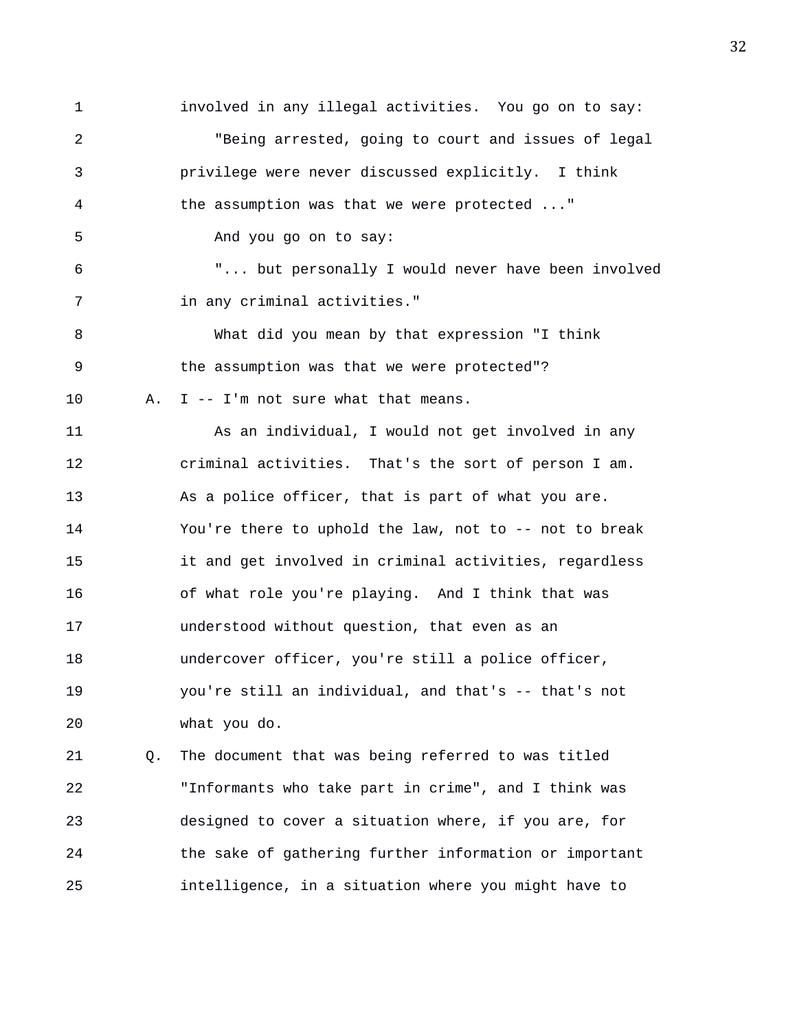1 involved in any illegal activities. You go on to say:

2 "Being arrested, going to court and issues of legal

3 privilege were never discussed explicitly. I think

4 the assumption was that we were protected ..."

5 And you go on to say:

6 "... but personally I would never have been involved

7 in any criminal activities."

8 What did you mean by that expression "I think

9 the assumption was that we were protected"?

10 A. I -- I'm not sure what that means.

11 As an individual, I would not get involved in any

12 criminal activities. That's the sort of person I am.

13 As a police officer, that is part of what you are.

14 You're there to uphold the law, not to -- not to break

15 it and get involved in criminal activities, regardless

16 of what role you're playing. And I think that was

17 understood without question, that even as an

18 undercover officer, you're still a police officer,

19 you're still an individual, and that's -- that's not

20 what you do.

21 Q. The document that was being referred to was titled

22 "Informants who take part in crime", and I think was

23 designed to cover a situation where, if you are, for

24 the sake of gathering further information or important

25 intelligence, in a situation where you might have to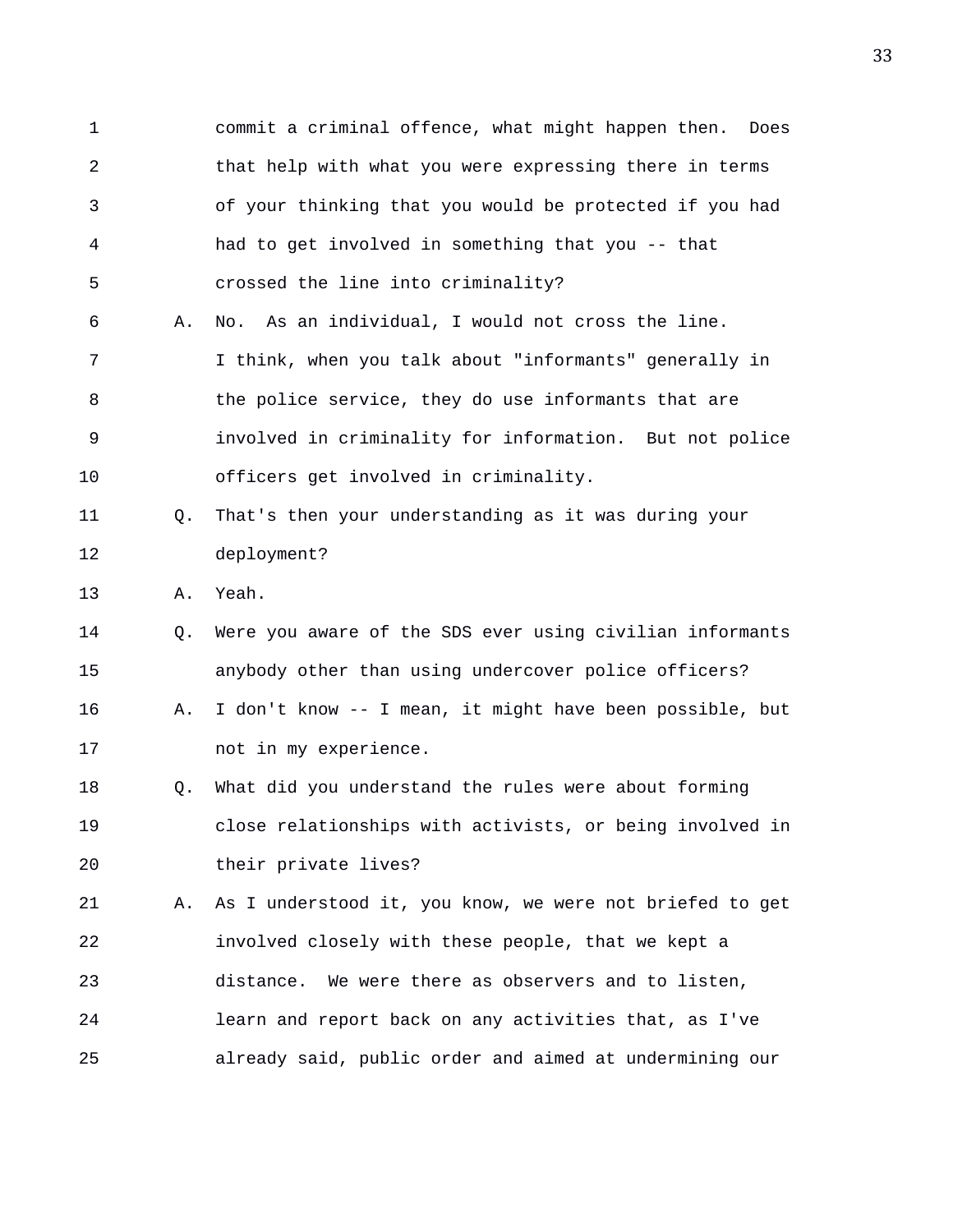commit a criminal offence, what might happen then. Does that help with what you were expressing there in terms of your thinking that you would be protected if you had had to get involved in something that you -- that crossed the line into criminality?

A. No. As an individual, I would not cross the line. I think, when you talk about "informants" generally in the police service, they do use informants that are involved in criminality for information. But not police officers get involved in criminality.

Q. That's then your understanding as it was during your deployment?

A. Yeah.

Q. Were you aware of the SDS ever using civilian informants anybody other than using undercover police officers?

A. I don't know -- I mean, it might have been possible, but not in my experience.

Q. What did you understand the rules were about forming close relationships with activists, or being involved in their private lives?

A. As I understood it, you know, we were not briefed to get involved closely with these people, that we kept a distance. We were there as observers and to listen, learn and report back on any activities that, as I've already said, public order and aimed at undermining our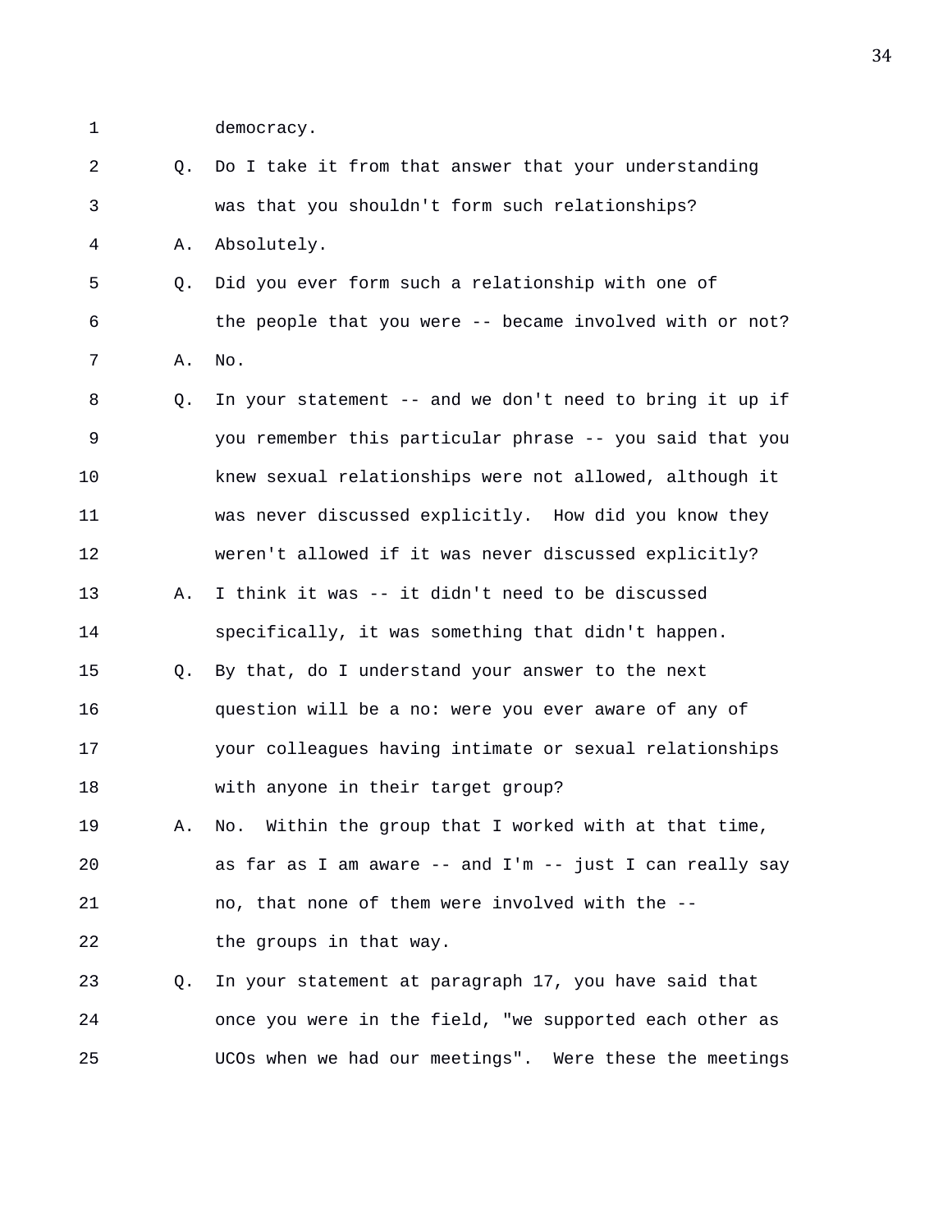1 democracy.

2 Q. Do I take it from that answer that your understanding

3 was that you shouldn't form such relationships?

4 A. Absolutely.

5 Q. Did you ever form such a relationship with one of

6 the people that you were -- became involved with or not?

7 A. No.

8 Q. In your statement -- and we don't need to bring it up if

9 you remember this particular phrase -- you said that you

10 knew sexual relationships were not allowed, although it

11 was never discussed explicitly. How did you know they

12 weren't allowed if it was never discussed explicitly?

13 A. I think it was -- it didn't need to be discussed

14 specifically, it was something that didn't happen.

15 Q. By that, do I understand your answer to the next

16 question will be a no: were you ever aware of any of

17 your colleagues having intimate or sexual relationships

18 with anyone in their target group?

19 A. No. Within the group that I worked with at that time,

20 as far as I am aware -- and I'm -- just I can really say

21 no, that none of them were involved with the --

22 the groups in that way.

23 Q. In your statement at paragraph 17, you have said that

24 once you were in the field, "we supported each other as

25 UCOs when we had our meetings". Were these the meetings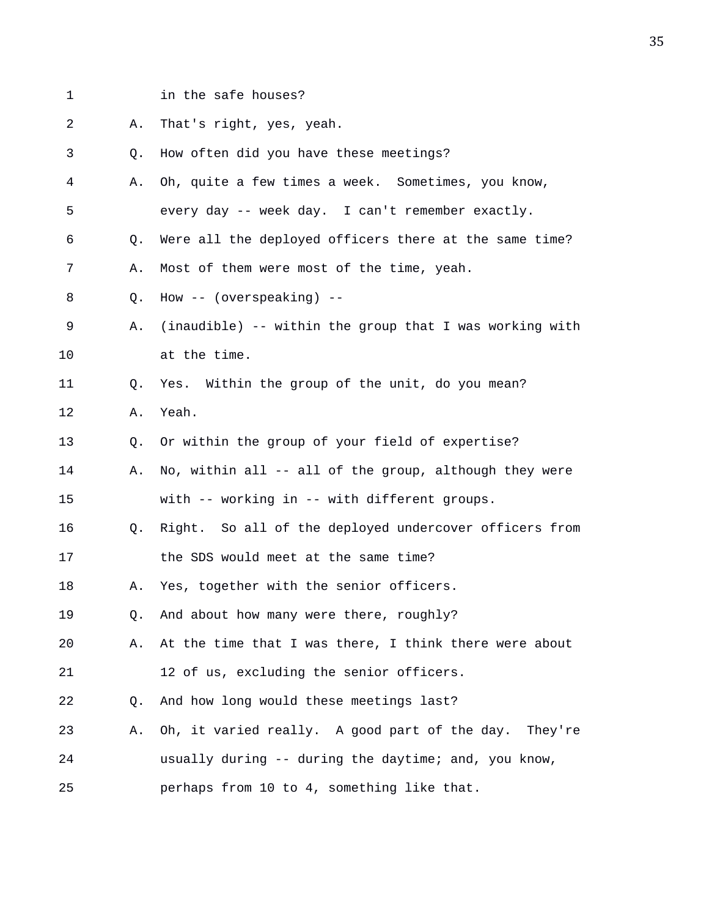1 in the safe houses?

2 A. That's right, yes, yeah.

3 Q. How often did you have these meetings?

4 A. Oh, quite a few times a week. Sometimes, you know,

5 every day -- week day. I can't remember exactly.

6 Q. Were all the deployed officers there at the same time?

7 A. Most of them were most of the time, yeah.

8 Q. How -- (overspeaking) --

9 A. (inaudible) -- within the group that I was working with

10 at the time.

11 Q. Yes. Within the group of the unit, do you mean?

12 A. Yeah.

13 Q. Or within the group of your field of expertise?

14 A. No, within all -- all of the group, although they were

15 with -- working in -- with different groups.

16 Q. Right. So all of the deployed undercover officers from

17 the SDS would meet at the same time?

18 A. Yes, together with the senior officers.

19 Q. And about how many were there, roughly?

20 A. At the time that I was there, I think there were about

21 12 of us, excluding the senior officers.

22 Q. And how long would these meetings last?

23 A. Oh, it varied really. A good part of the day. They're

24 usually during -- during the daytime; and, you know,

25 perhaps from 10 to 4, something like that.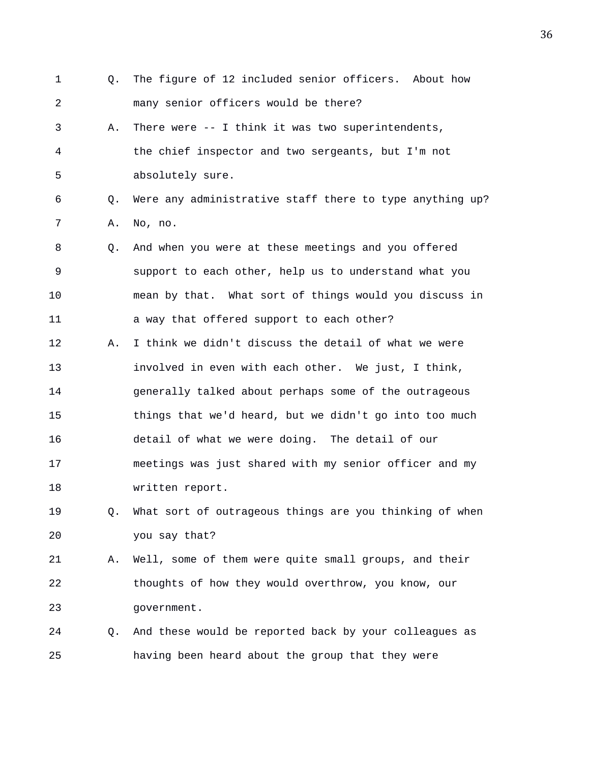Q. The figure of 12 included senior officers. About how many senior officers would be there?

A. There were -- I think it was two superintendents, the chief inspector and two sergeants, but I'm not absolutely sure.

Q. Were any administrative staff there to type anything up?

A. No, no.

Q. And when you were at these meetings and you offered support to each other, help us to understand what you mean by that. What sort of things would you discuss in a way that offered support to each other?

A. I think we didn't discuss the detail of what we were involved in even with each other. We just, I think, generally talked about perhaps some of the outrageous things that we'd heard, but we didn't go into too much detail of what we were doing. The detail of our meetings was just shared with my senior officer and my written report.

Q. What sort of outrageous things are you thinking of when you say that?

A. Well, some of them were quite small groups, and their thoughts of how they would overthrow, you know, our government.

Q. And these would be reported back by your colleagues as having been heard about the group that they were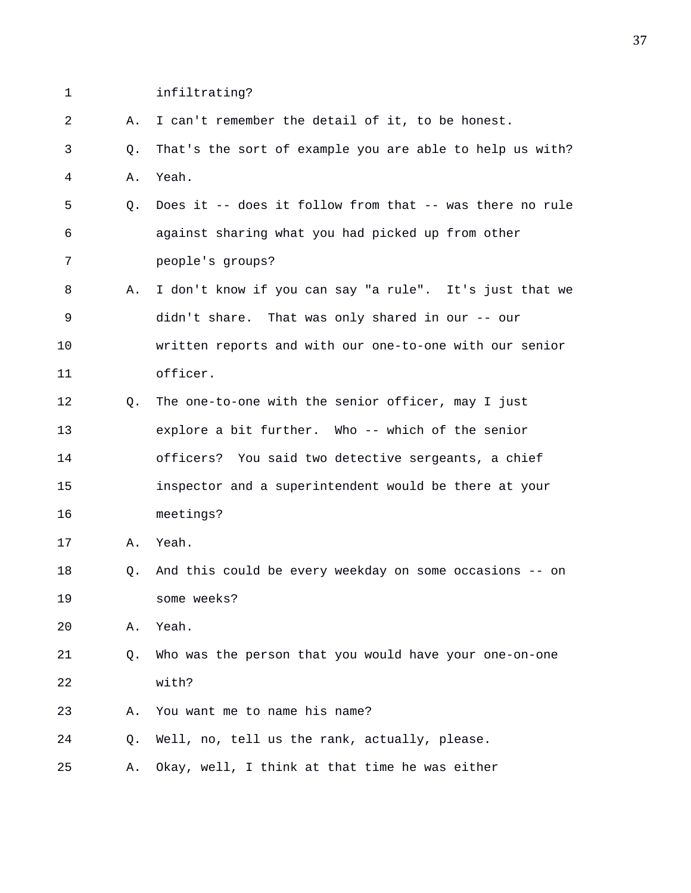1 infiltrating?

2 A. I can't remember the detail of it, to be honest.

3 Q. That's the sort of example you are able to help us with?

4 A. Yeah.

5 Q. Does it -- does it follow from that -- was there no rule

6 against sharing what you had picked up from other

7 people's groups?

8 A. I don't know if you can say "a rule". It's just that we

9 didn't share. That was only shared in our -- our

10 written reports and with our one-to-one with our senior

11 officer.

12 Q. The one-to-one with the senior officer, may I just

13 explore a bit further. Who -- which of the senior

14 officers? You said two detective sergeants, a chief

15 inspector and a superintendent would be there at your

16 meetings?

17 A. Yeah.

18 Q. And this could be every weekday on some occasions -- on

19 some weeks?

20 A. Yeah.

21 Q. Who was the person that you would have your one-on-one

22 with?

23 A. You want me to name his name?

24 Q. Well, no, tell us the rank, actually, please.

25 A. Okay, well, I think at that time he was either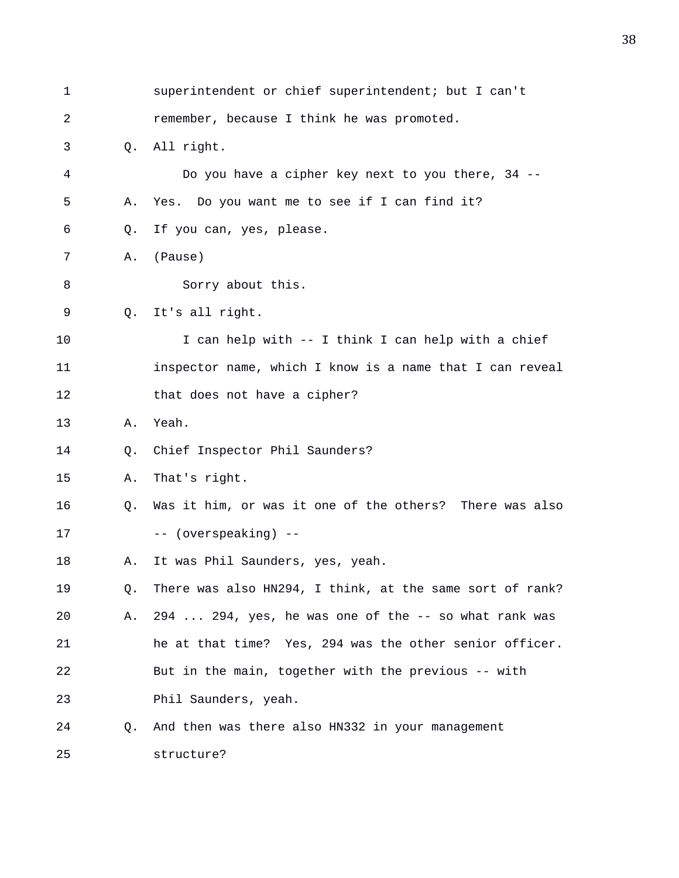1 superintendent or chief superintendent; but I can't

2 remember, because I think he was promoted.

3 Q. All right.

4 Do you have a cipher key next to you there, 34 --

5 A. Yes. Do you want me to see if I can find it?

6 Q. If you can, yes, please.

7 A. (Pause)

8 Sorry about this.

9 Q. It's all right.

10 I can help with -- I think I can help with a chief

11 inspector name, which I know is a name that I can reveal

12 that does not have a cipher?

13 A. Yeah.

14 Q. Chief Inspector Phil Saunders?

15 A. That's right.

16 Q. Was it him, or was it one of the others? There was also

17 -- (overspeaking) --

18 A. It was Phil Saunders, yes, yeah.

19 Q. There was also HN294, I think, at the same sort of rank?

20 A. 294 ... 294, yes, he was one of the -- so what rank was

21 he at that time? Yes, 294 was the other senior officer.

22 But in the main, together with the previous -- with

23 Phil Saunders, yeah.

24 Q. And then was there also HN332 in your management

25 structure?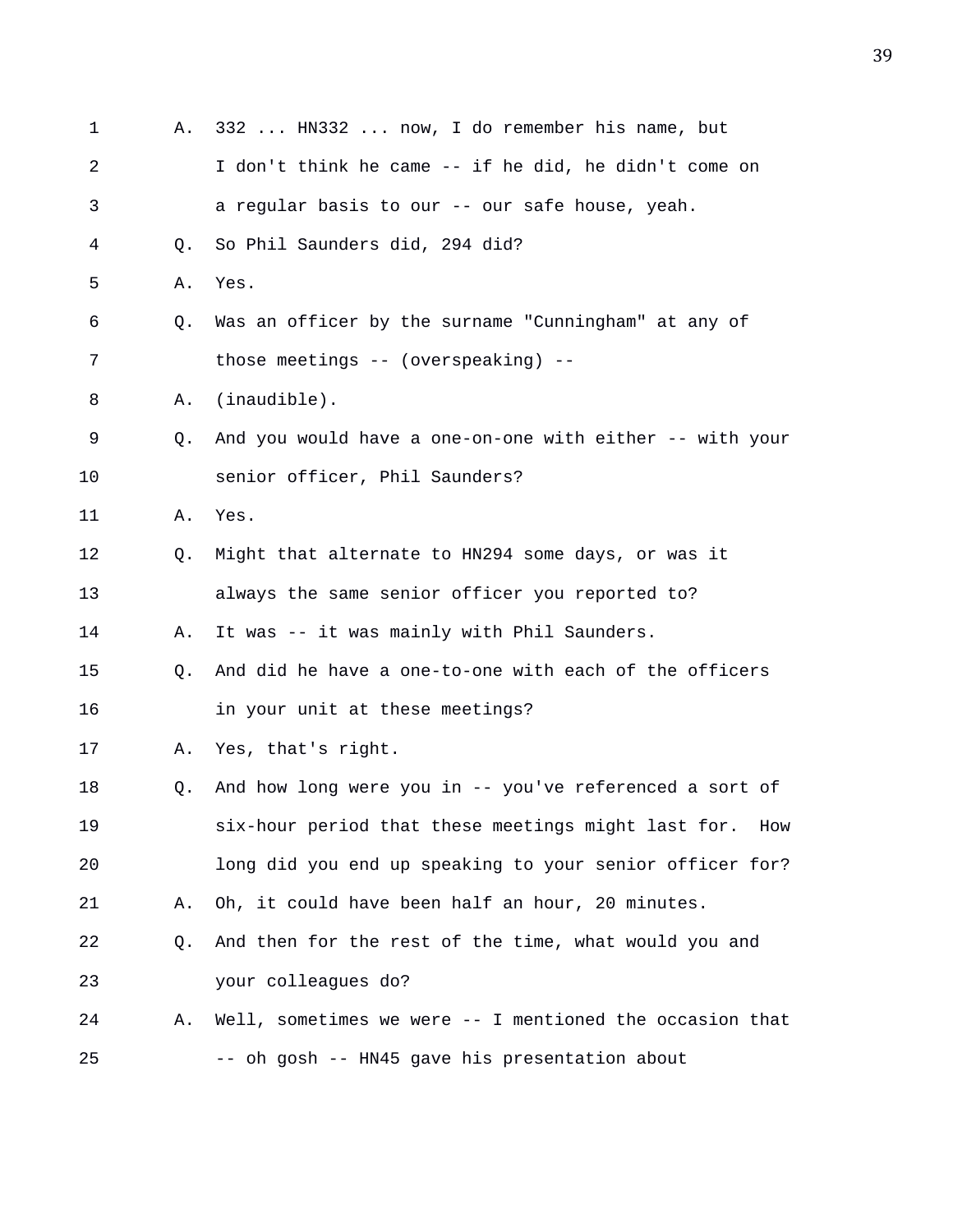A. 332 ... HN332 ... now, I do remember his name, but I don't think he came -- if he did, he didn't come on a regular basis to our -- our safe house, yeah.

Q. So Phil Saunders did, 294 did?

A. Yes.

Q. Was an officer by the surname "Cunningham" at any of those meetings -- (overspeaking) --

A. (inaudible).

Q. And you would have a one-on-one with either -- with your senior officer, Phil Saunders?

A. Yes.

Q. Might that alternate to HN294 some days, or was it always the same senior officer you reported to?

A. It was -- it was mainly with Phil Saunders.

Q. And did he have a one-to-one with each of the officers in your unit at these meetings?

A. Yes, that's right.

Q. And how long were you in -- you've referenced a sort of six-hour period that these meetings might last for. How long did you end up speaking to your senior officer for?

A. Oh, it could have been half an hour, 20 minutes.

Q. And then for the rest of the time, what would you and your colleagues do?

A. Well, sometimes we were -- I mentioned the occasion that -- oh gosh -- HN45 gave his presentation about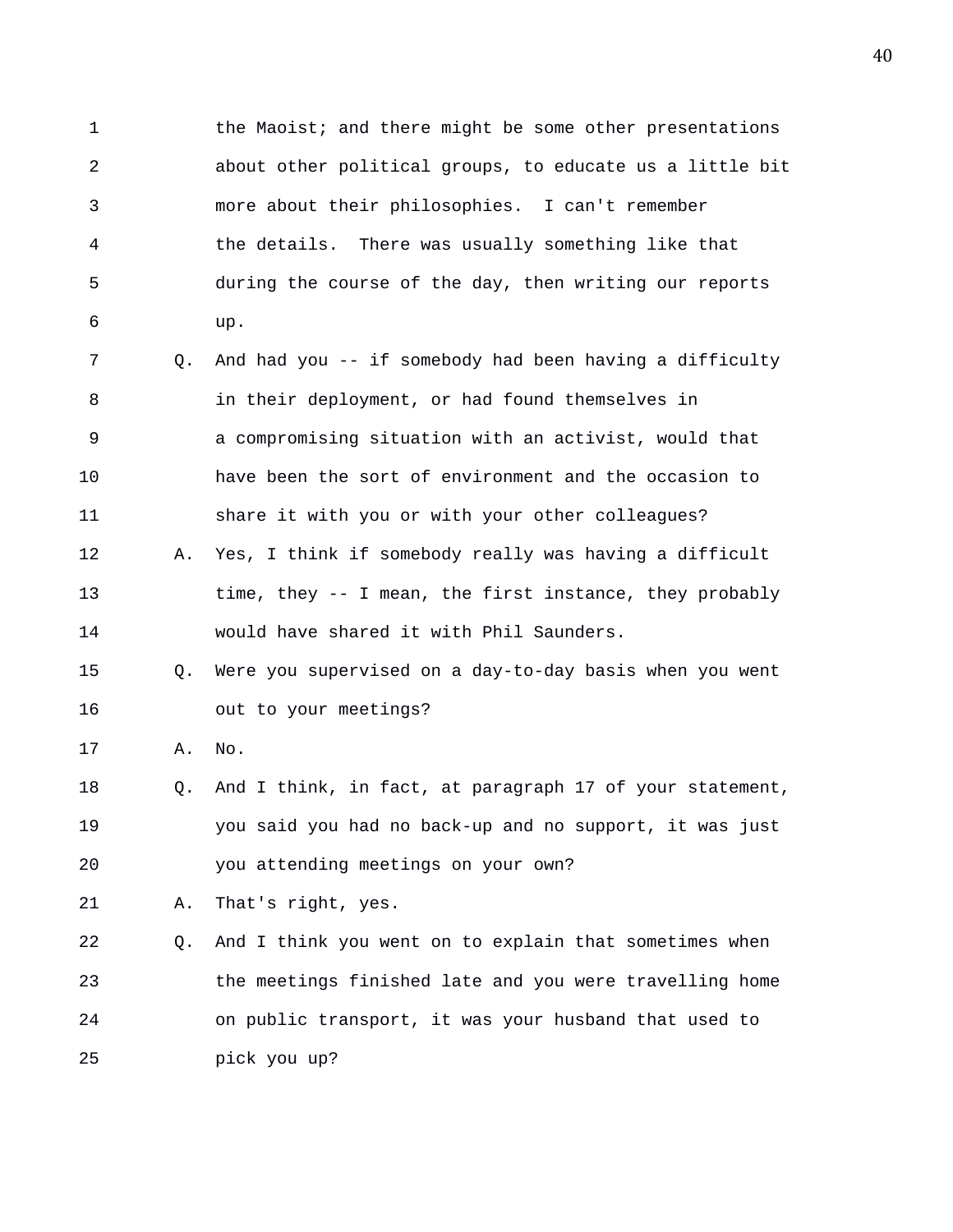the Maoist; and there might be some other presentations about other political groups, to educate us a little bit more about their philosophies. I can't remember the details. There was usually something like that during the course of the day, then writing our reports up.

Q. And had you -- if somebody had been having a difficulty in their deployment, or had found themselves in a compromising situation with an activist, would that have been the sort of environment and the occasion to share it with you or with your other colleagues?

A. Yes, I think if somebody really was having a difficult time, they -- I mean, the first instance, they probably would have shared it with Phil Saunders.

Q. Were you supervised on a day-to-day basis when you went out to your meetings?

A. No.

Q. And I think, in fact, at paragraph 17 of your statement, you said you had no back-up and no support, it was just you attending meetings on your own?

A. That's right, yes.

Q. And I think you went on to explain that sometimes when the meetings finished late and you were travelling home on public transport, it was your husband that used to pick you up?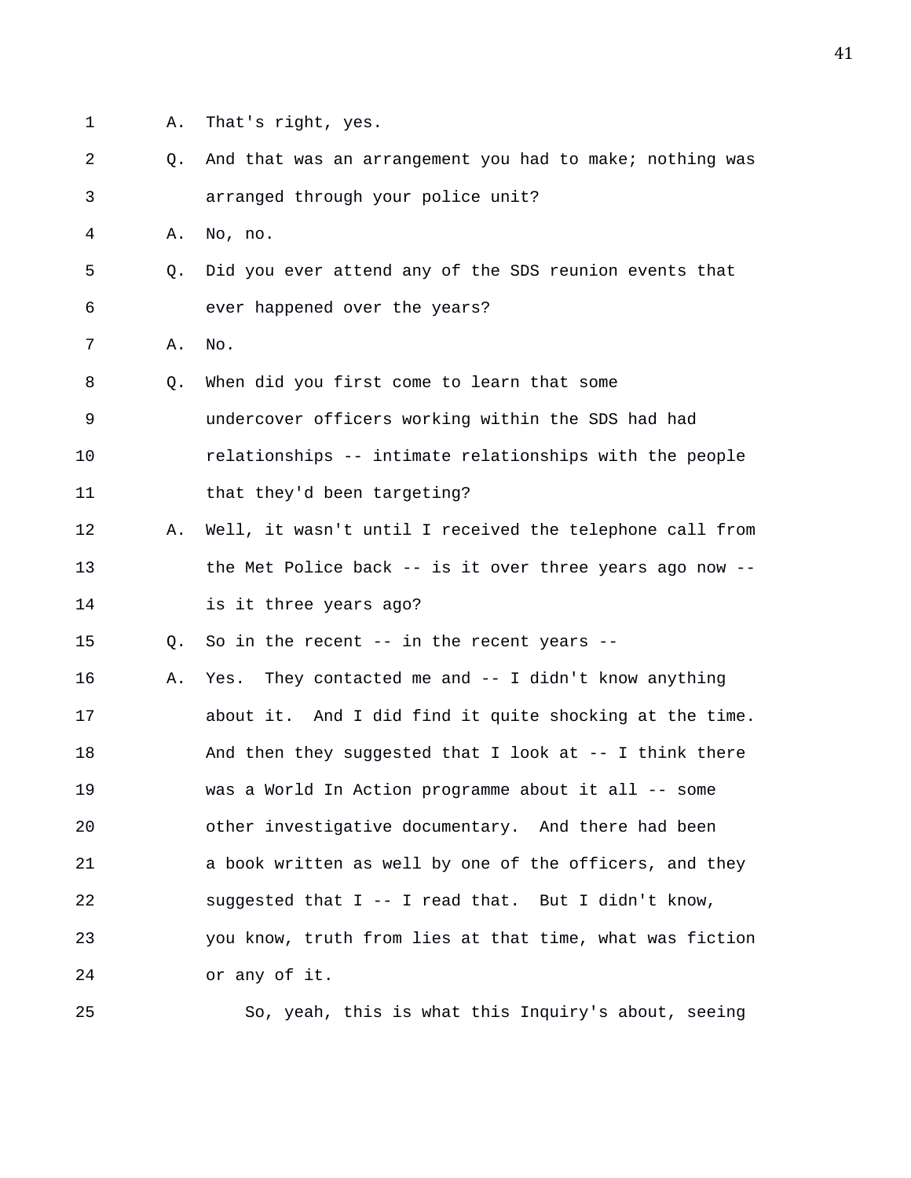1 A. That's right, yes.

2 Q. And that was an arrangement you had to make; nothing was

3 arranged through your police unit?

4 A. No, no.

5 Q. Did you ever attend any of the SDS reunion events that

6 ever happened over the years?

7 A. No.

8 Q. When did you first come to learn that some

9 undercover officers working within the SDS had had

10 relationships -- intimate relationships with the people

11 that they'd been targeting?

12 A. Well, it wasn't until I received the telephone call from

13 the Met Police back -- is it over three years ago now --

14 is it three years ago?

15 Q. So in the recent -- in the recent years --

16 A. Yes. They contacted me and -- I didn't know anything

17 about it. And I did find it quite shocking at the time.

18 And then they suggested that I look at -- I think there

19 was a World In Action programme about it all -- some

20 other investigative documentary. And there had been

21 a book written as well by one of the officers, and they

22 suggested that I -- I read that. But I didn't know,

23 you know, truth from lies at that time, what was fiction

24 or any of it.

25 So, yeah, this is what this Inquiry's about, seeing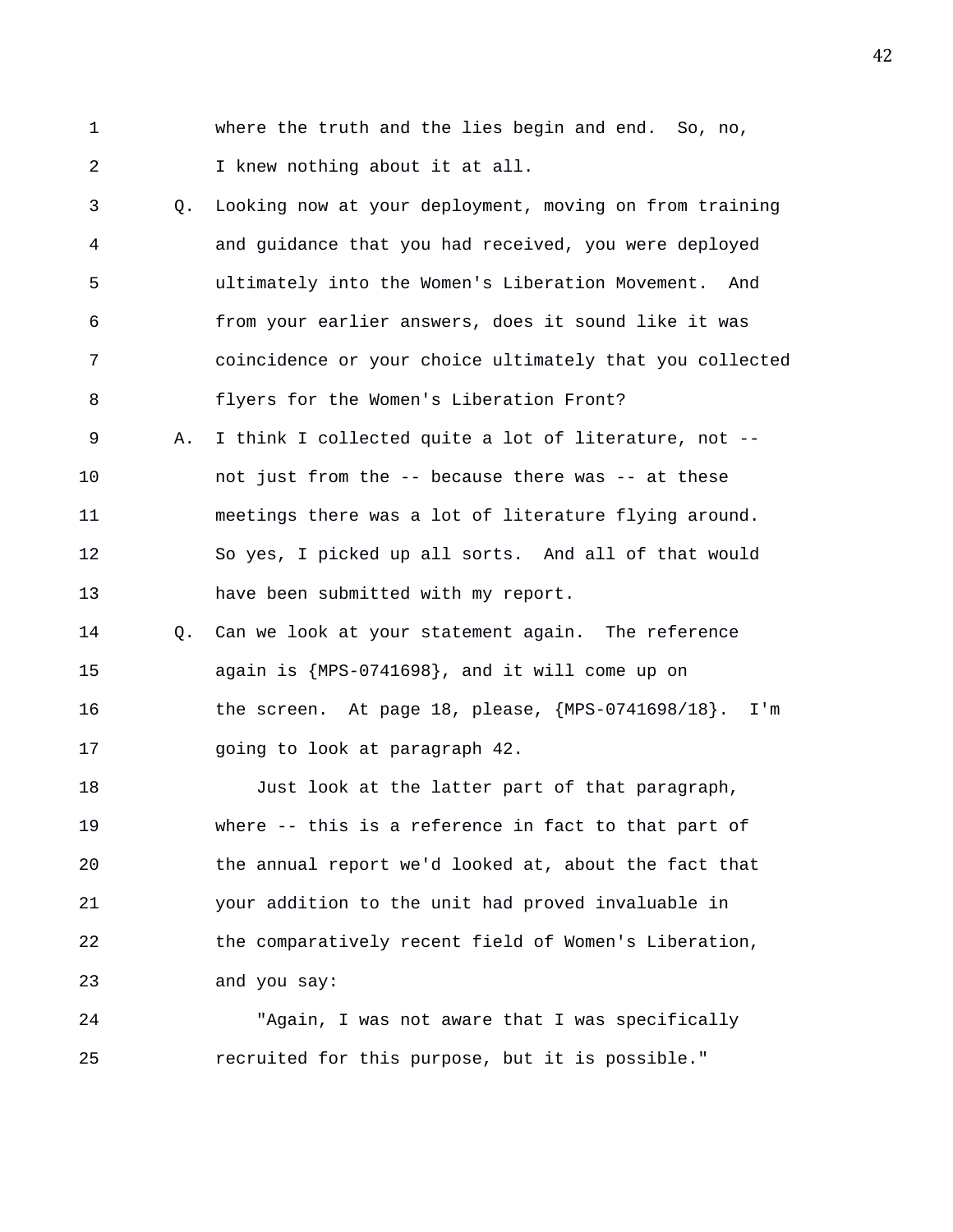where the truth and the lies begin and end. So, no, I knew nothing about it at all.

Q. Looking now at your deployment, moving on from training and guidance that you had received, you were deployed ultimately into the Women's Liberation Movement. And from your earlier answers, does it sound like it was coincidence or your choice ultimately that you collected flyers for the Women's Liberation Front?

A. I think I collected quite a lot of literature, not -- not just from the -- because there was -- at these meetings there was a lot of literature flying around. So yes, I picked up all sorts. And all of that would have been submitted with my report.

Q. Can we look at your statement again. The reference again is {MPS-0741698}, and it will come up on the screen. At page 18, please, {MPS-0741698/18}. I'm going to look at paragraph 42.

Just look at the latter part of that paragraph, where -- this is a reference in fact to that part of the annual report we'd looked at, about the fact that your addition to the unit had proved invaluable in the comparatively recent field of Women's Liberation, and you say:

"Again, I was not aware that I was specifically recruited for this purpose, but it is possible."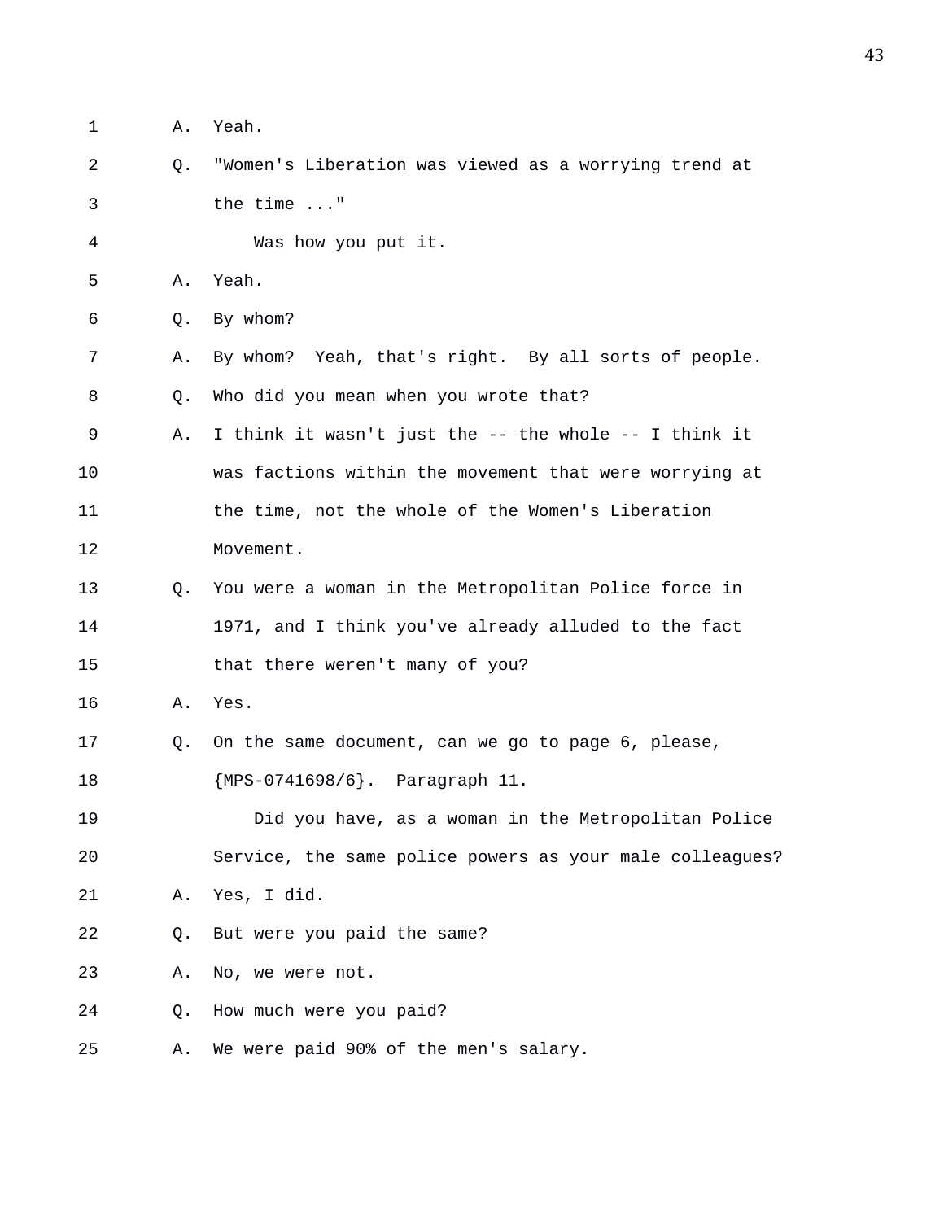A. Yeah.

Q. "Women's Liberation was viewed as a worrying trend at the time ..."

Was how you put it.

A. Yeah.

Q. By whom?

A. By whom? Yeah, that's right. By all sorts of people.

Q. Who did you mean when you wrote that?

A. I think it wasn't just the -- the whole -- I think it was factions within the movement that were worrying at the time, not the whole of the Women's Liberation Movement.

Q. You were a woman in the Metropolitan Police force in 1971, and I think you've already alluded to the fact that there weren't many of you?

A. Yes.

Q. On the same document, can we go to page 6, please, {MPS-0741698/6}. Paragraph 11.

Did you have, as a woman in the Metropolitan Police Service, the same police powers as your male colleagues?

A. Yes, I did.

Q. But were you paid the same?

A. No, we were not.

Q. How much were you paid?

A. We were paid 90% of the men's salary.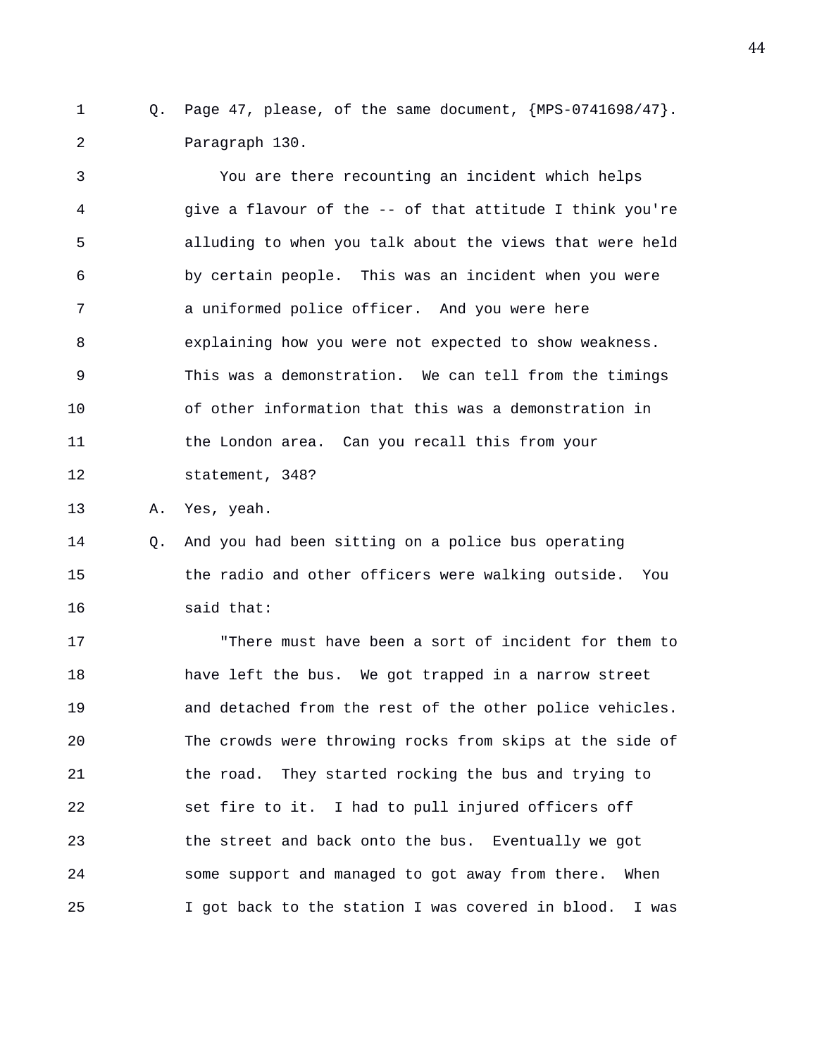Q. Page 47, please, of the same document, {MPS-0741698/47}. Paragraph 130.

You are there recounting an incident which helps give a flavour of the -- of that attitude I think you're alluding to when you talk about the views that were held by certain people. This was an incident when you were a uniformed police officer. And you were here explaining how you were not expected to show weakness. This was a demonstration. We can tell from the timings of other information that this was a demonstration in the London area. Can you recall this from your statement, 348?

A. Yes, yeah.

Q. And you had been sitting on a police bus operating the radio and other officers were walking outside. You said that:

"There must have been a sort of incident for them to have left the bus. We got trapped in a narrow street and detached from the rest of the other police vehicles. The crowds were throwing rocks from skips at the side of the road. They started rocking the bus and trying to set fire to it. I had to pull injured officers off the street and back onto the bus. Eventually we got some support and managed to got away from there. When I got back to the station I was covered in blood. I was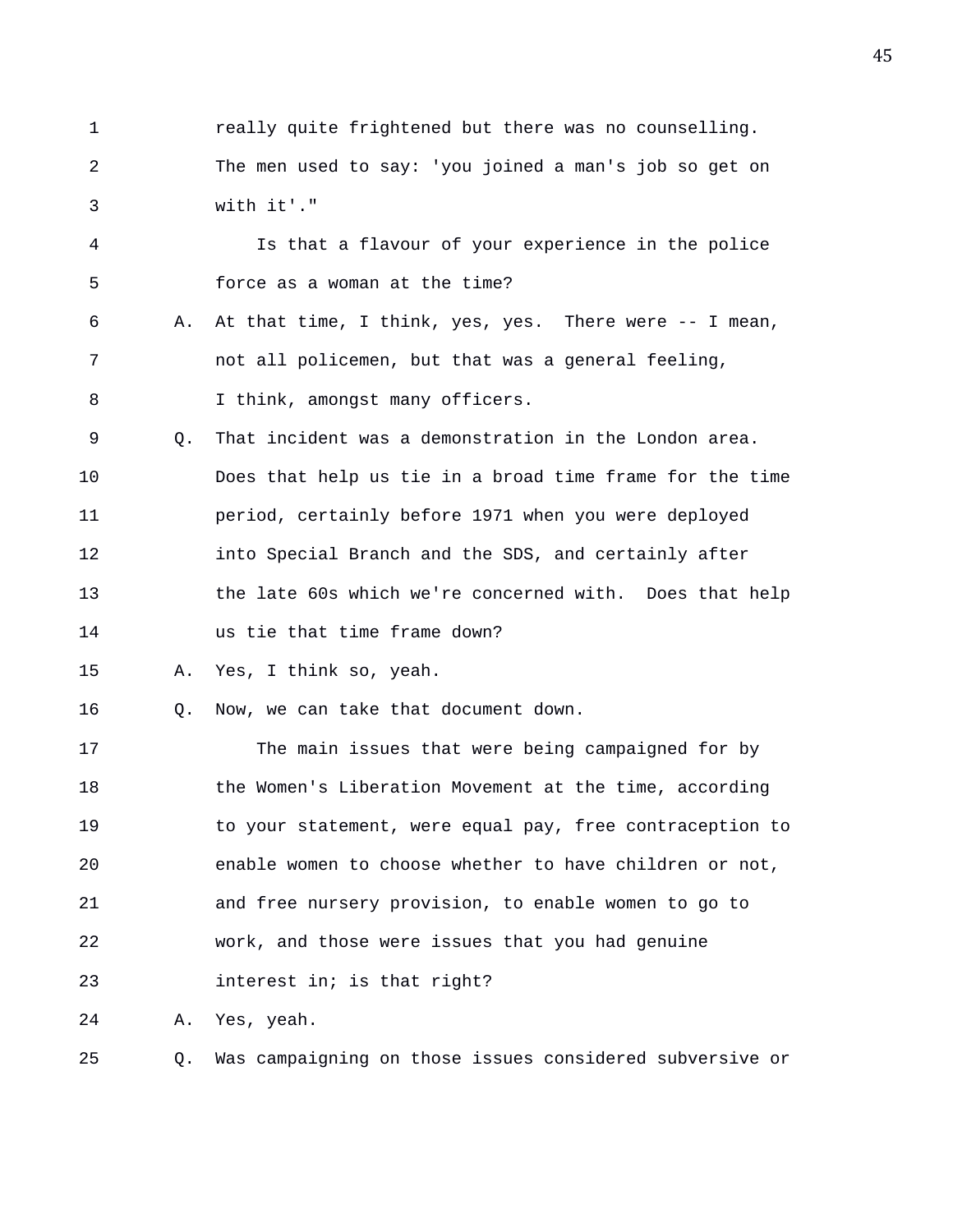1 really quite frightened but there was no counselling.
2 The men used to say: 'you joined a man's job so get on
3 with it'."

4 Is that a flavour of your experience in the police
5 force as a woman at the time?

6 A. At that time, I think, yes, yes. There were -- I mean,
7 not all policemen, but that was a general feeling,
8 I think, amongst many officers.

9 Q. That incident was a demonstration in the London area.
10 Does that help us tie in a broad time frame for the time
11 period, certainly before 1971 when you were deployed
12 into Special Branch and the SDS, and certainly after
13 the late 60s which we're concerned with. Does that help
14 us tie that time frame down?

15 A. Yes, I think so, yeah.

16 Q. Now, we can take that document down.

17 The main issues that were being campaigned for by
18 the Women's Liberation Movement at the time, according
19 to your statement, were equal pay, free contraception to
20 enable women to choose whether to have children or not,
21 and free nursery provision, to enable women to go to
22 work, and those were issues that you had genuine
23 interest in; is that right?

24 A. Yes, yeah.

25 Q. Was campaigning on those issues considered subversive or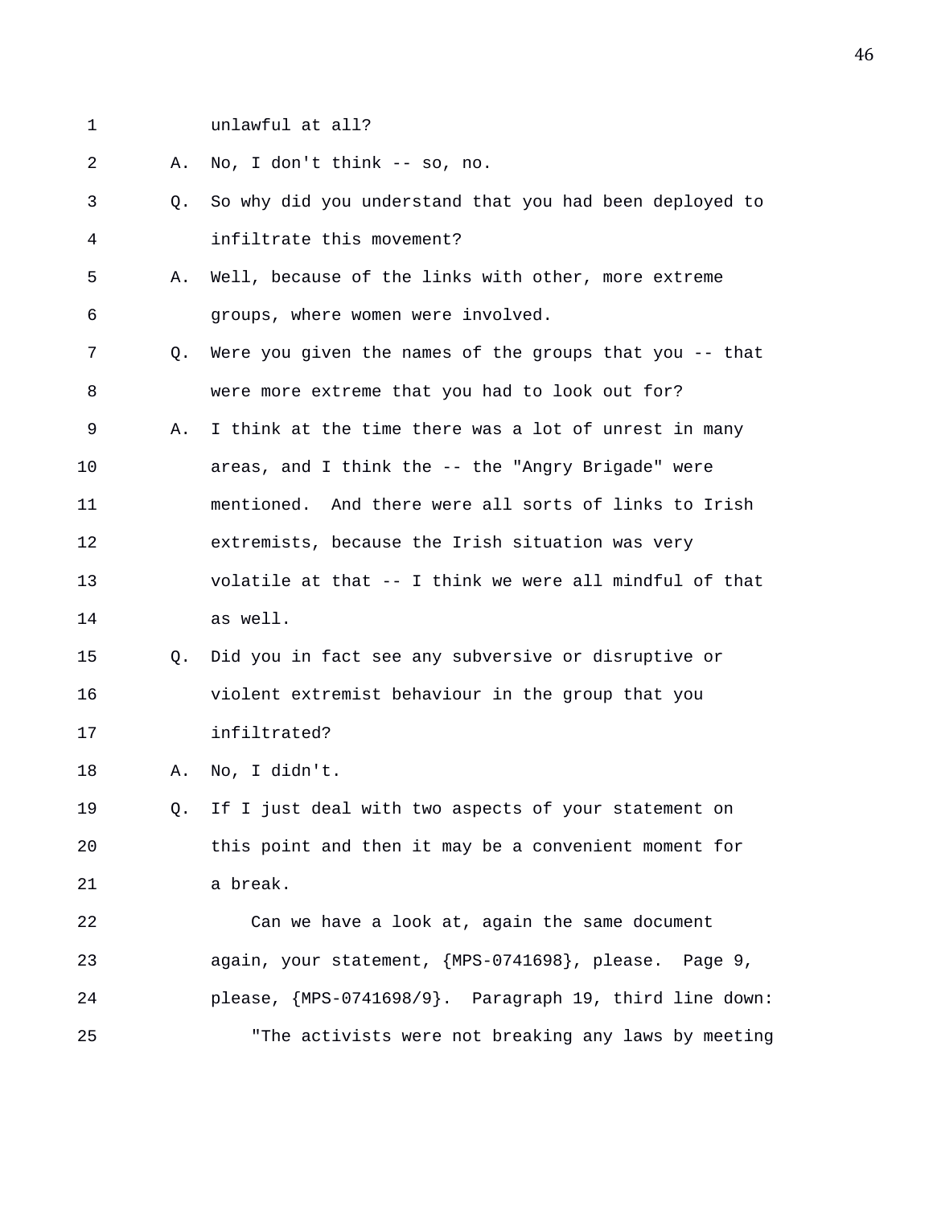unlawful at all?

A. No, I don't think -- so, no.

Q. So why did you understand that you had been deployed to infiltrate this movement?

A. Well, because of the links with other, more extreme groups, where women were involved.

Q. Were you given the names of the groups that you -- that were more extreme that you had to look out for?

A. I think at the time there was a lot of unrest in many areas, and I think the -- the "Angry Brigade" were mentioned. And there were all sorts of links to Irish extremists, because the Irish situation was very volatile at that -- I think we were all mindful of that as well.

Q. Did you in fact see any subversive or disruptive or violent extremist behaviour in the group that you infiltrated?

A. No, I didn't.

Q. If I just deal with two aspects of your statement on this point and then it may be a convenient moment for a break.

Can we have a look at, again the same document again, your statement, {MPS-0741698}, please. Page 9, please, {MPS-0741698/9}. Paragraph 19, third line down:

"The activists were not breaking any laws by meeting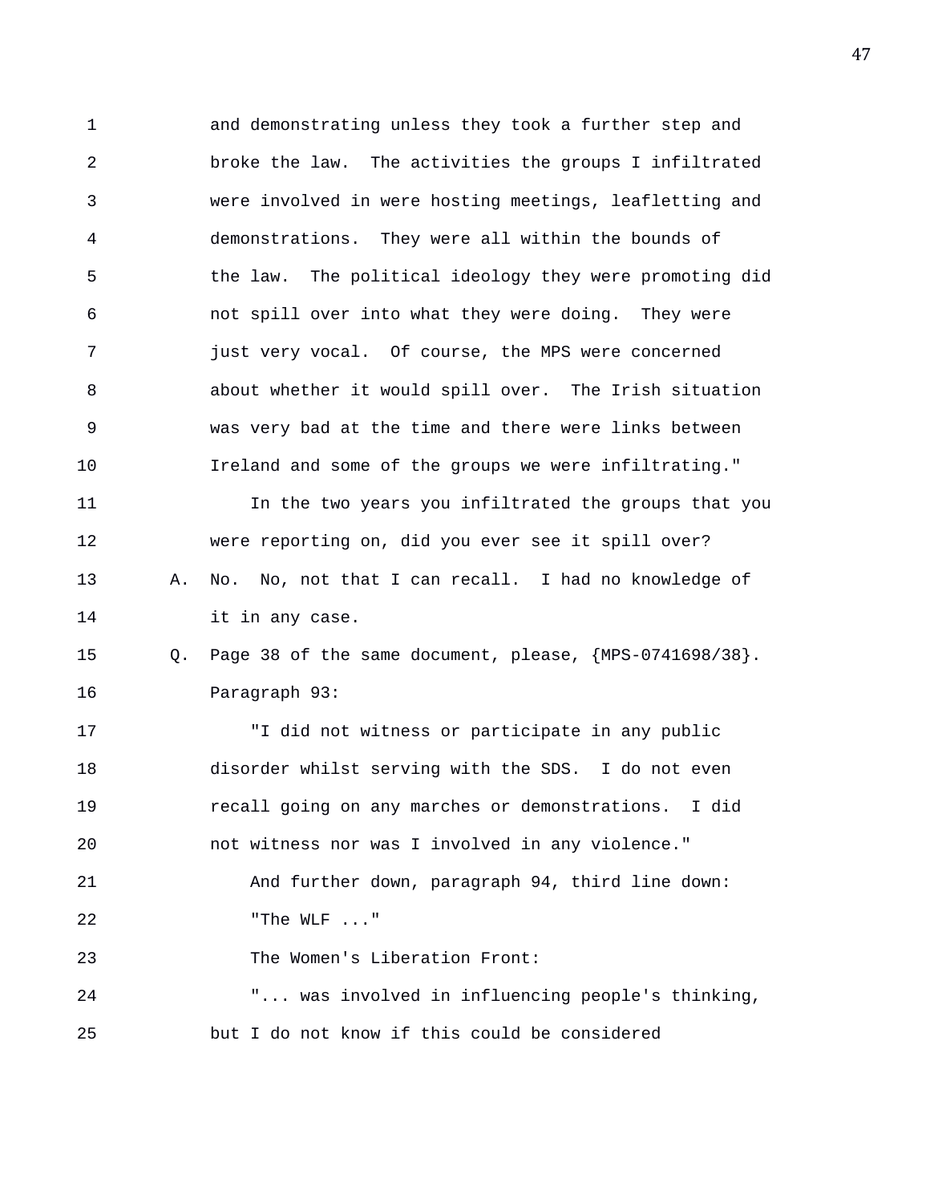and demonstrating unless they took a further step and broke the law. The activities the groups I infiltrated were involved in were hosting meetings, leafletting and demonstrations. They were all within the bounds of the law. The political ideology they were promoting did not spill over into what they were doing. They were just very vocal. Of course, the MPS were concerned about whether it would spill over. The Irish situation was very bad at the time and there were links between Ireland and some of the groups we were infiltrating."

In the two years you infiltrated the groups that you were reporting on, did you ever see it spill over?

A. No. No, not that I can recall. I had no knowledge of it in any case.

Q. Page 38 of the same document, please, {MPS-0741698/38}. Paragraph 93:

"I did not witness or participate in any public disorder whilst serving with the SDS. I do not even recall going on any marches or demonstrations. I did not witness nor was I involved in any violence."

And further down, paragraph 94, third line down:

"The WLF ..."

The Women's Liberation Front:

"... was involved in influencing people's thinking, but I do not know if this could be considered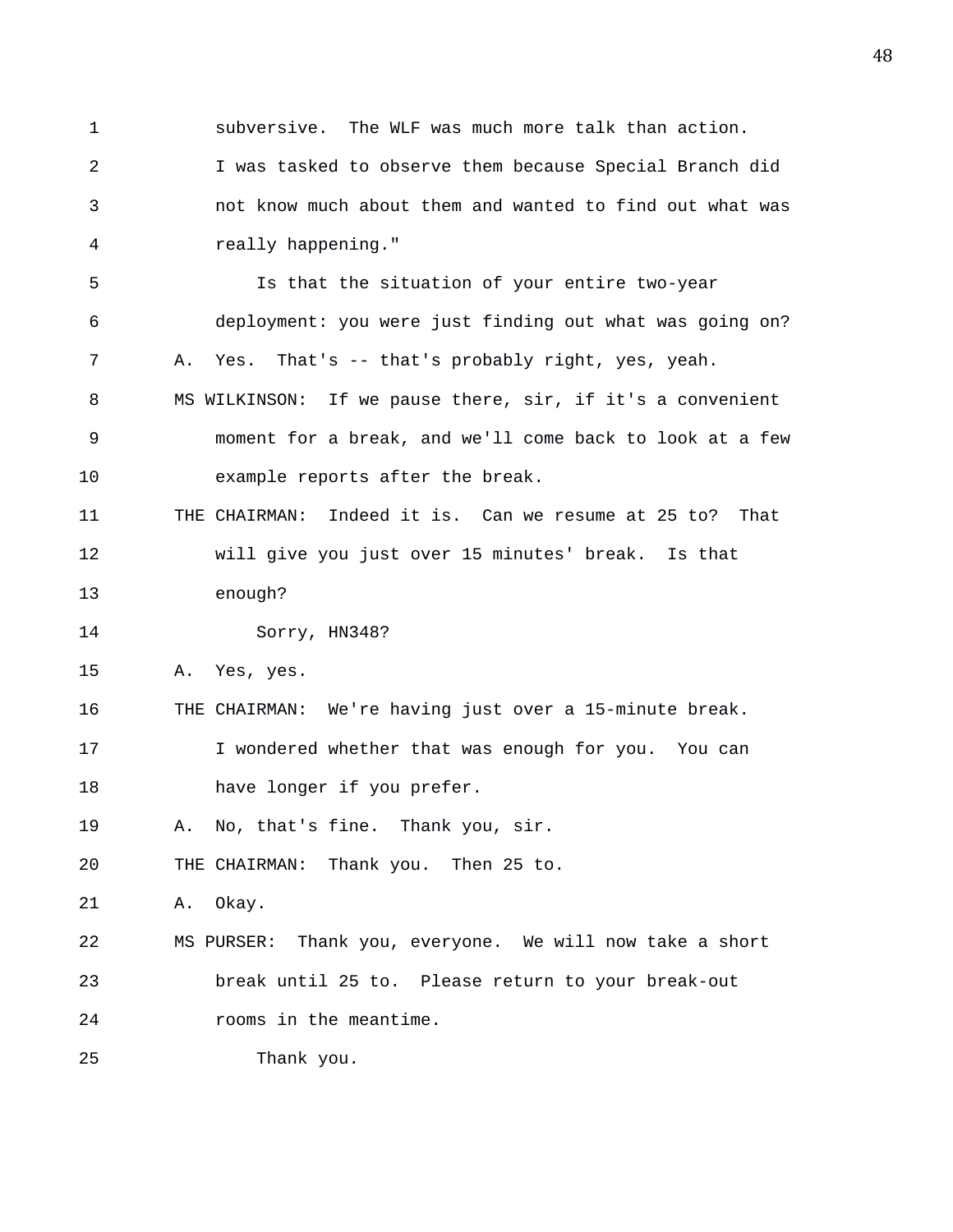1 subversive. The WLF was much more talk than action.
2 I was tasked to observe them because Special Branch did
3 not know much about them and wanted to find out what was
4 really happening."

5 Is that the situation of your entire two-year
6 deployment: you were just finding out what was going on?

7 A. Yes. That's -- that's probably right, yes, yeah.

8 MS WILKINSON: If we pause there, sir, if it's a convenient
9 moment for a break, and we'll come back to look at a few
10 example reports after the break.

11 THE CHAIRMAN: Indeed it is. Can we resume at 25 to? That
12 will give you just over 15 minutes' break. Is that
13 enough?

14 Sorry, HN348?

15 A. Yes, yes.

16 THE CHAIRMAN: We're having just over a 15-minute break.
17 I wondered whether that was enough for you. You can
18 have longer if you prefer.

19 A. No, that's fine. Thank you, sir.

20 THE CHAIRMAN: Thank you. Then 25 to.

21 A. Okay.

22 MS PURSER: Thank you, everyone. We will now take a short
23 break until 25 to. Please return to your break-out
24 rooms in the meantime.

25 Thank you.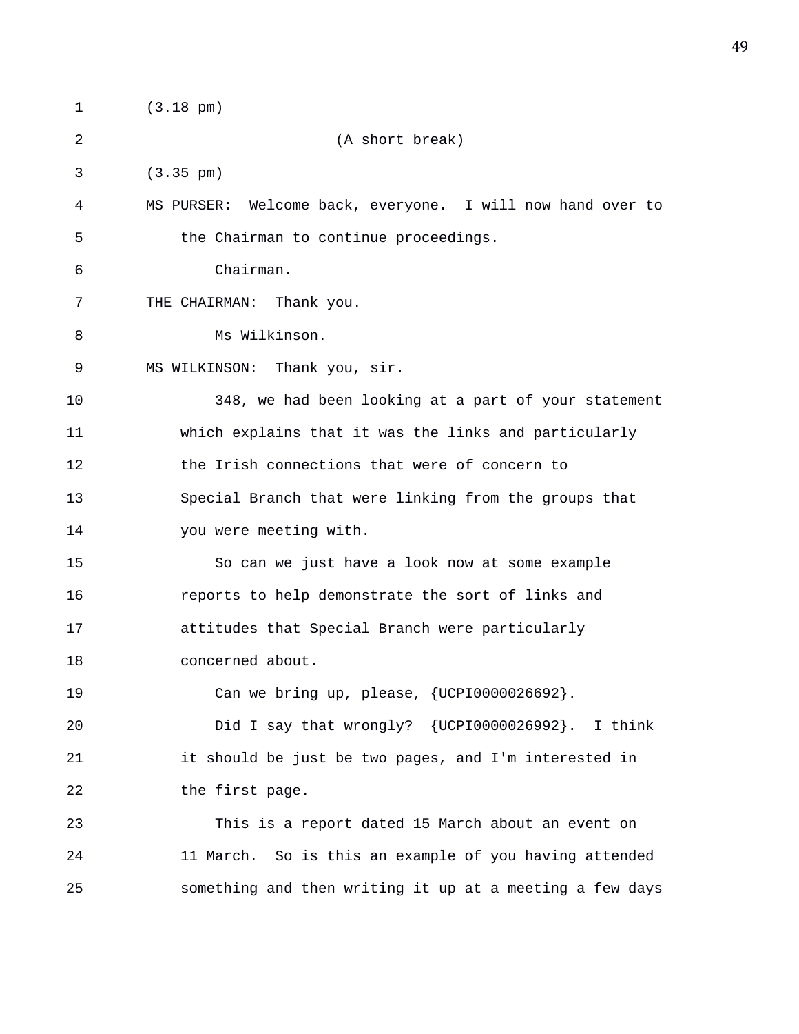(3.18 pm)

(A short break)

(3.35 pm)

MS PURSER: Welcome back, everyone. I will now hand over to the Chairman to continue proceedings.

Chairman.

THE CHAIRMAN: Thank you.

Ms Wilkinson.

MS WILKINSON: Thank you, sir.

348, we had been looking at a part of your statement which explains that it was the links and particularly the Irish connections that were of concern to Special Branch that were linking from the groups that you were meeting with.

So can we just have a look now at some example reports to help demonstrate the sort of links and attitudes that Special Branch were particularly concerned about.

Can we bring up, please, {UCPI0000026692}.

Did I say that wrongly? {UCPI0000026992}. I think it should be just be two pages, and I'm interested in the first page.

This is a report dated 15 March about an event on 11 March. So is this an example of you having attended something and then writing it up at a meeting a few days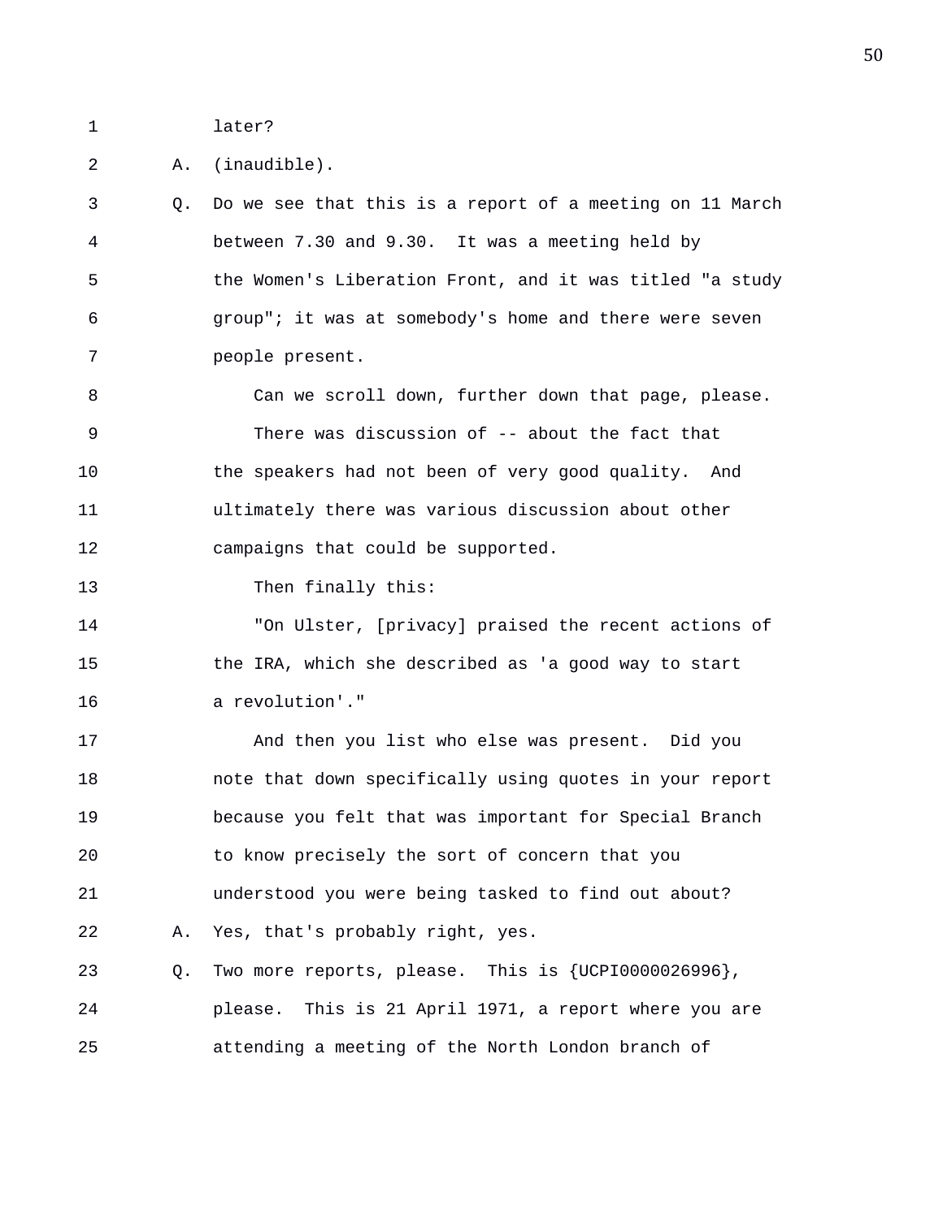1 later?

2 A. (inaudible).

3 Q. Do we see that this is a report of a meeting on 11 March

4 between 7.30 and 9.30. It was a meeting held by

5 the Women's Liberation Front, and it was titled "a study

6 group"; it was at somebody's home and there were seven

7 people present.

8 Can we scroll down, further down that page, please.

9 There was discussion of -- about the fact that

10 the speakers had not been of very good quality. And

11 ultimately there was various discussion about other

12 campaigns that could be supported.

13 Then finally this:

14 "On Ulster, [privacy] praised the recent actions of

15 the IRA, which she described as 'a good way to start

16 a revolution'."

17 And then you list who else was present. Did you

18 note that down specifically using quotes in your report

19 because you felt that was important for Special Branch

20 to know precisely the sort of concern that you

21 understood you were being tasked to find out about?

22 A. Yes, that's probably right, yes.

23 Q. Two more reports, please. This is {UCPI0000026996},

24 please. This is 21 April 1971, a report where you are

25 attending a meeting of the North London branch of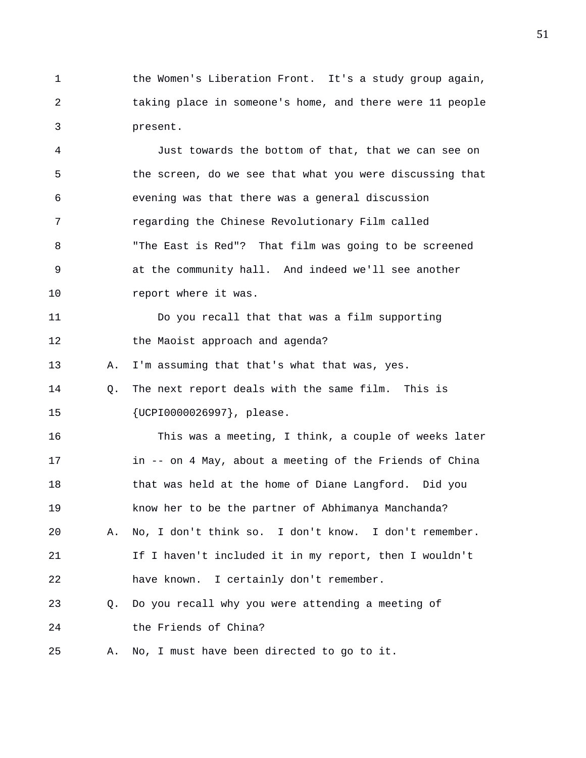the Women's Liberation Front. It's a study group again, taking place in someone's home, and there were 11 people present.

Just towards the bottom of that, that we can see on the screen, do we see that what you were discussing that evening was that there was a general discussion regarding the Chinese Revolutionary Film called "The East is Red"? That film was going to be screened at the community hall. And indeed we'll see another report where it was.

Do you recall that that was a film supporting the Maoist approach and agenda?

A. I'm assuming that that's what that was, yes.

Q. The next report deals with the same film. This is {UCPI0000026997}, please.

This was a meeting, I think, a couple of weeks later in -- on 4 May, about a meeting of the Friends of China that was held at the home of Diane Langford. Did you know her to be the partner of Abhimanya Manchanda?

A. No, I don't think so. I don't know. I don't remember. If I haven't included it in my report, then I wouldn't have known. I certainly don't remember.

Q. Do you recall why you were attending a meeting of the Friends of China?

A. No, I must have been directed to go to it.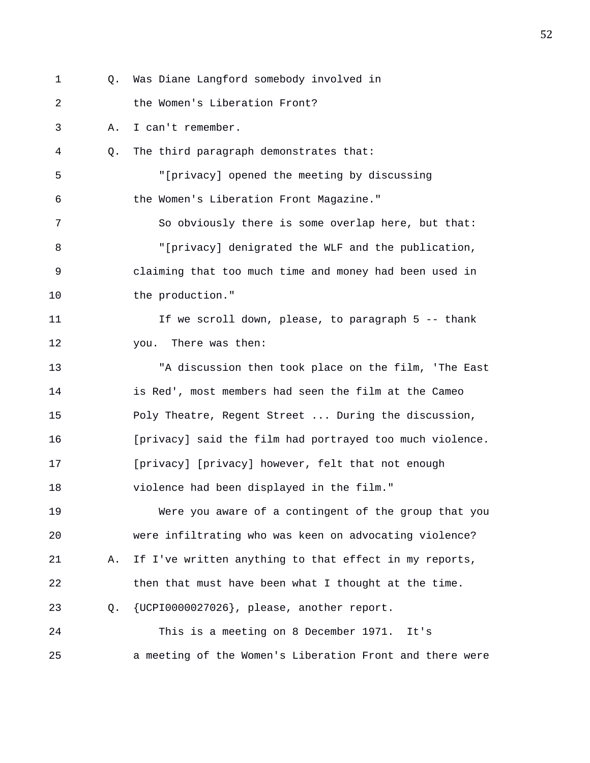Q. Was Diane Langford somebody involved in the Women's Liberation Front?

A. I can't remember.

Q. The third paragraph demonstrates that:

"[privacy] opened the meeting by discussing the Women's Liberation Front Magazine."

So obviously there is some overlap here, but that:

"[privacy] denigrated the WLF and the publication, claiming that too much time and money had been used in the production."

If we scroll down, please, to paragraph 5 -- thank you. There was then:

"A discussion then took place on the film, 'The East is Red', most members had seen the film at the Cameo Poly Theatre, Regent Street ... During the discussion, [privacy] said the film had portrayed too much violence. [privacy] [privacy] however, felt that not enough violence had been displayed in the film."

Were you aware of a contingent of the group that you were infiltrating who was keen on advocating violence?

A. If I've written anything to that effect in my reports, then that must have been what I thought at the time.

Q. {UCPI0000027026}, please, another report.

This is a meeting on 8 December 1971. It's a meeting of the Women's Liberation Front and there were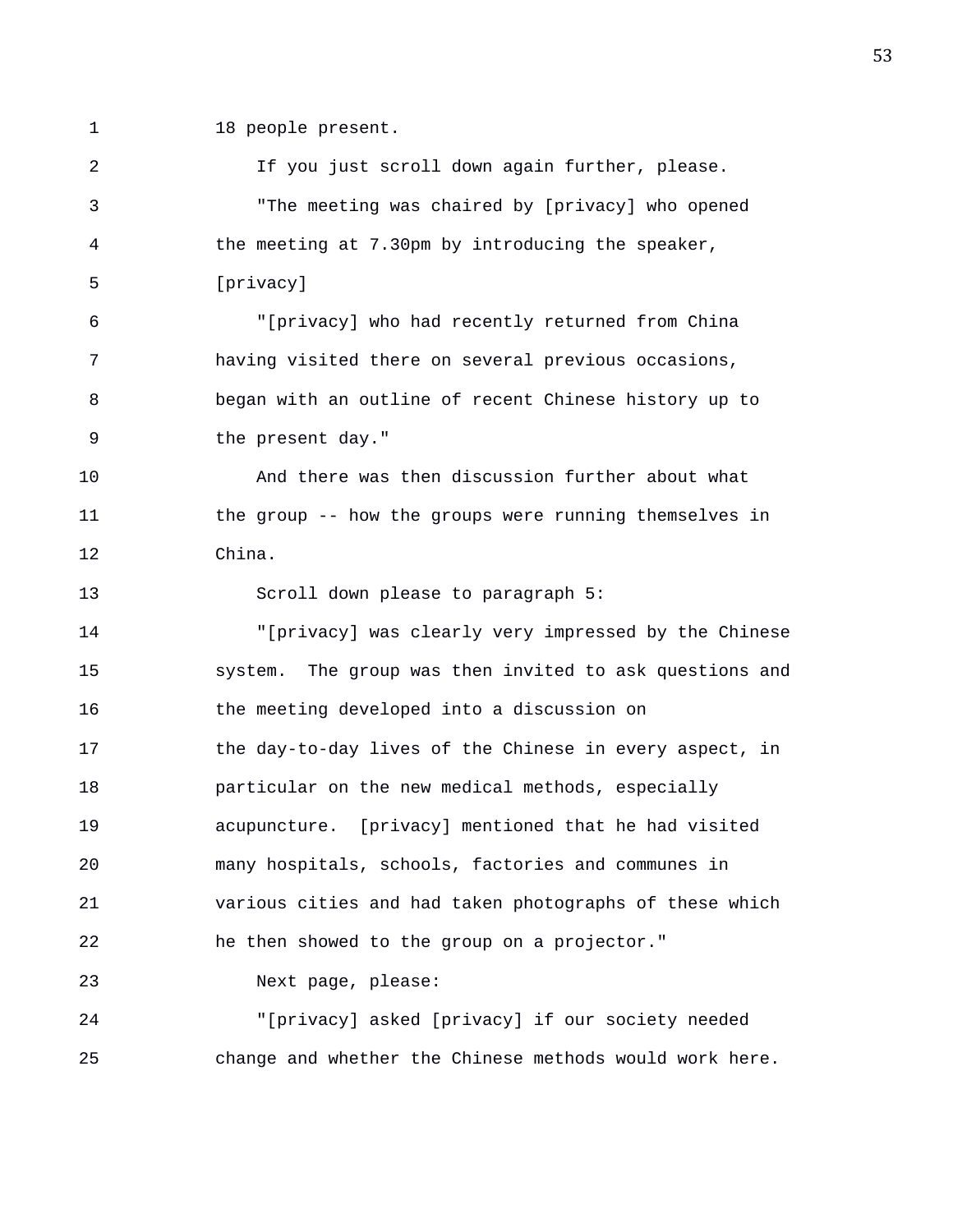18 people present.

If you just scroll down again further, please.

"The meeting was chaired by [privacy] who opened the meeting at 7.30pm by introducing the speaker, [privacy]

"[privacy] who had recently returned from China having visited there on several previous occasions, began with an outline of recent Chinese history up to the present day."

And there was then discussion further about what the group -- how the groups were running themselves in China.

Scroll down please to paragraph 5:

"[privacy] was clearly very impressed by the Chinese system. The group was then invited to ask questions and the meeting developed into a discussion on the day-to-day lives of the Chinese in every aspect, in particular on the new medical methods, especially acupuncture. [privacy] mentioned that he had visited many hospitals, schools, factories and communes in various cities and had taken photographs of these which he then showed to the group on a projector."

Next page, please:

"[privacy] asked [privacy] if our society needed change and whether the Chinese methods would work here.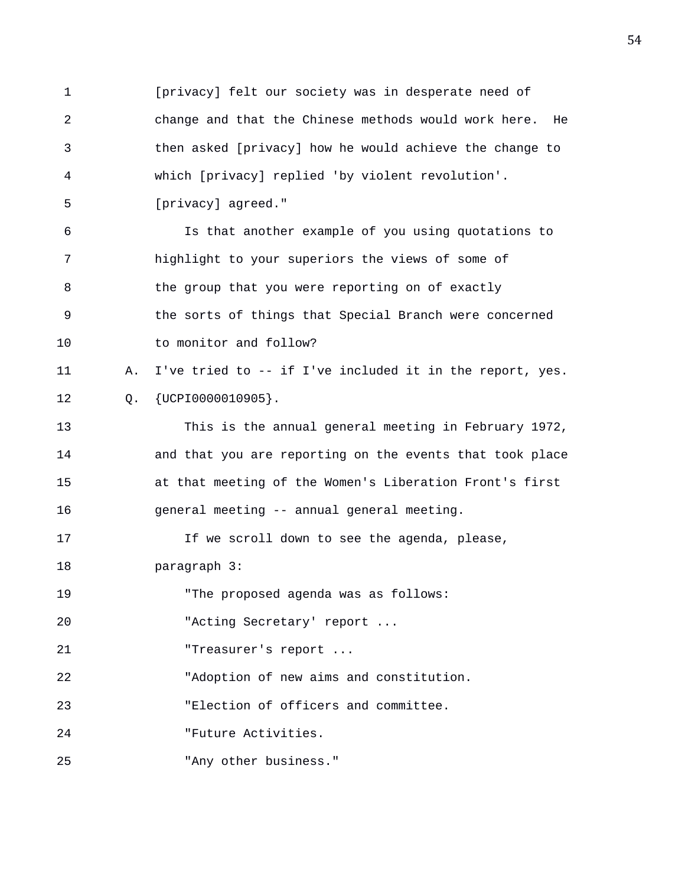[privacy] felt our society was in desperate need of change and that the Chinese methods would work here. He then asked [privacy] how he would achieve the change to which [privacy] replied 'by violent revolution'. [privacy] agreed."

Is that another example of you using quotations to highlight to your superiors the views of some of the group that you were reporting on of exactly the sorts of things that Special Branch were concerned to monitor and follow?

A. I've tried to -- if I've included it in the report, yes.

Q. {UCPI0000010905}.

This is the annual general meeting in February 1972, and that you are reporting on the events that took place at that meeting of the Women's Liberation Front's first general meeting -- annual general meeting.

If we scroll down to see the agenda, please, paragraph 3:

"The proposed agenda was as follows:

"Acting Secretary' report ...

"Treasurer's report ...

"Adoption of new aims and constitution.

"Election of officers and committee.

"Future Activities.

"Any other business."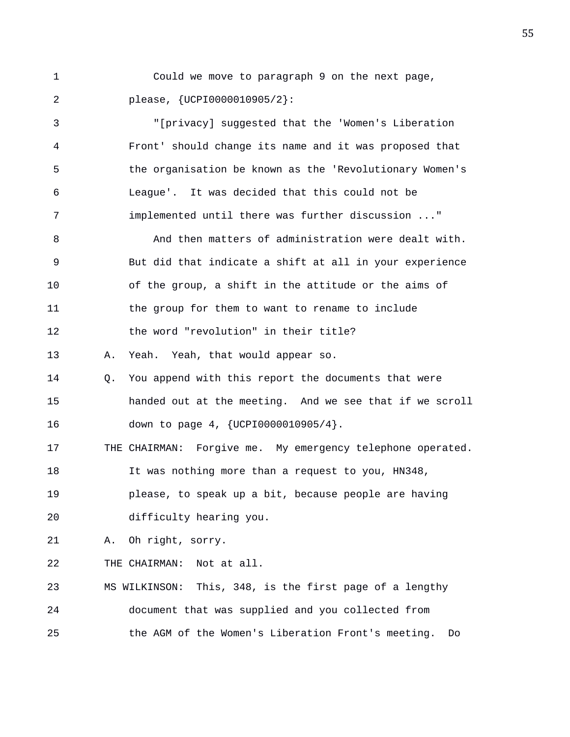Could we move to paragraph 9 on the next page, please, {UCPI0000010905/2}:

"[privacy] suggested that the 'Women's Liberation Front' should change its name and it was proposed that the organisation be known as the 'Revolutionary Women's League'. It was decided that this could not be implemented until there was further discussion ..."

And then matters of administration were dealt with. But did that indicate a shift at all in your experience of the group, a shift in the attitude or the aims of the group for them to want to rename to include the word "revolution" in their title?

A. Yeah. Yeah, that would appear so.

Q. You append with this report the documents that were handed out at the meeting. And we see that if we scroll down to page 4, {UCPI0000010905/4}.

THE CHAIRMAN: Forgive me. My emergency telephone operated. It was nothing more than a request to you, HN348, please, to speak up a bit, because people are having difficulty hearing you.

A. Oh right, sorry.

THE CHAIRMAN: Not at all.

MS WILKINSON: This, 348, is the first page of a lengthy document that was supplied and you collected from the AGM of the Women's Liberation Front's meeting. Do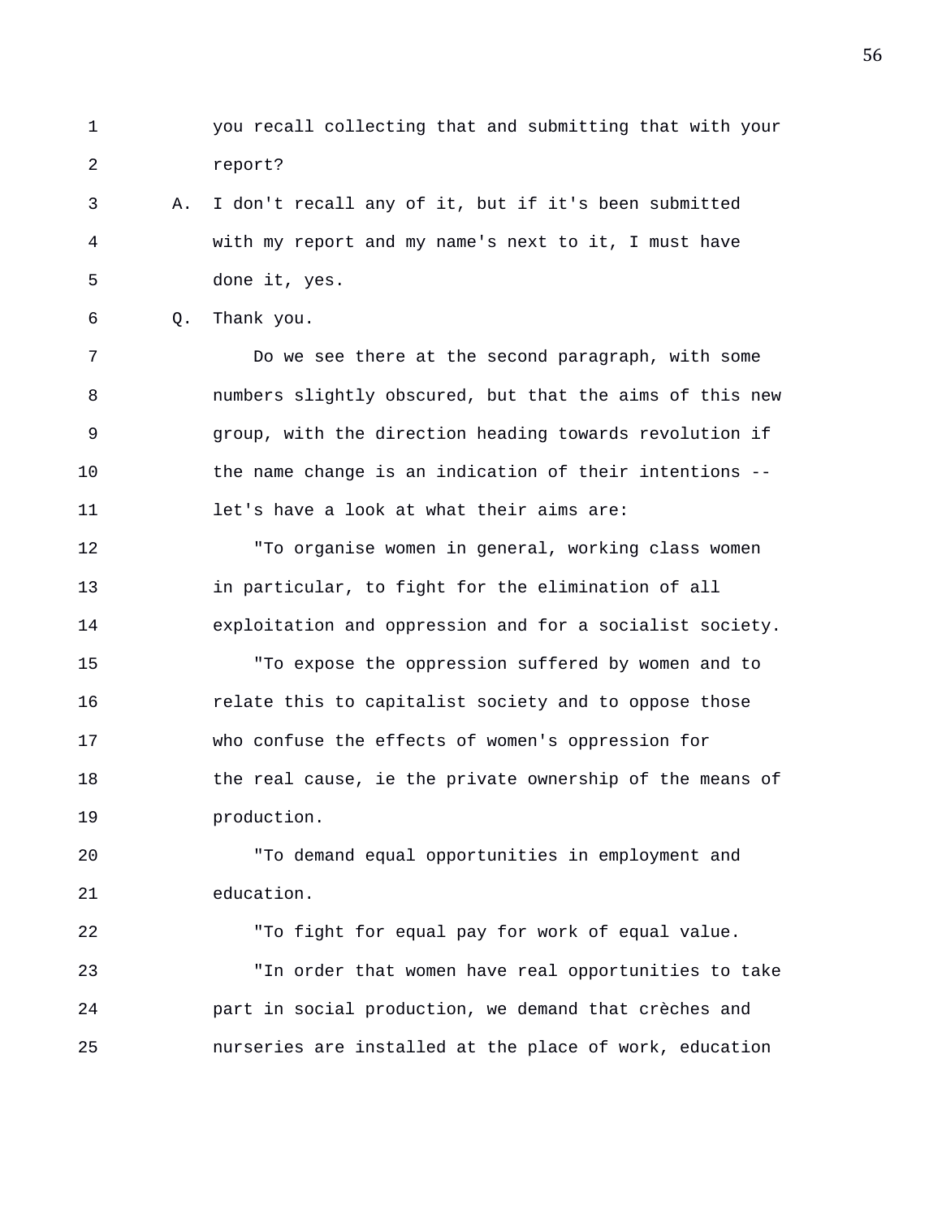you recall collecting that and submitting that with your report?

A. I don't recall any of it, but if it's been submitted with my report and my name's next to it, I must have done it, yes.

Q. Thank you.

Do we see there at the second paragraph, with some numbers slightly obscured, but that the aims of this new group, with the direction heading towards revolution if the name change is an indication of their intentions -- let's have a look at what their aims are:

"To organise women in general, working class women in particular, to fight for the elimination of all exploitation and oppression and for a socialist society.

"To expose the oppression suffered by women and to relate this to capitalist society and to oppose those who confuse the effects of women's oppression for the real cause, ie the private ownership of the means of production.

"To demand equal opportunities in employment and education.

"To fight for equal pay for work of equal value.

"In order that women have real opportunities to take part in social production, we demand that crèches and nurseries are installed at the place of work, education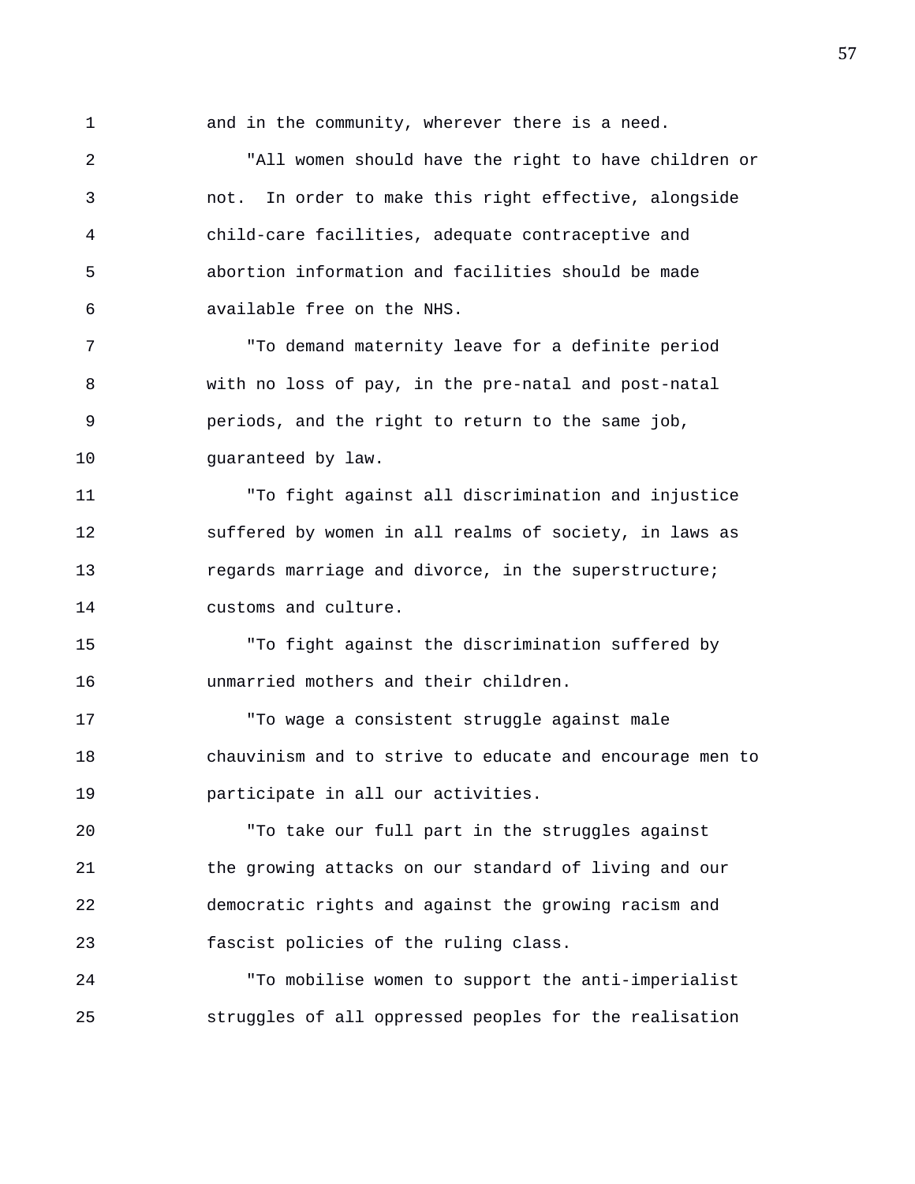and in the community, wherever there is a need.

"All women should have the right to have children or not. In order to make this right effective, alongside child-care facilities, adequate contraceptive and abortion information and facilities should be made available free on the NHS.

"To demand maternity leave for a definite period with no loss of pay, in the pre-natal and post-natal periods, and the right to return to the same job, guaranteed by law.

"To fight against all discrimination and injustice suffered by women in all realms of society, in laws as regards marriage and divorce, in the superstructure; customs and culture.

"To fight against the discrimination suffered by unmarried mothers and their children.

"To wage a consistent struggle against male chauvinism and to strive to educate and encourage men to participate in all our activities.

"To take our full part in the struggles against the growing attacks on our standard of living and our democratic rights and against the growing racism and fascist policies of the ruling class.

"To mobilise women to support the anti-imperialist struggles of all oppressed peoples for the realisation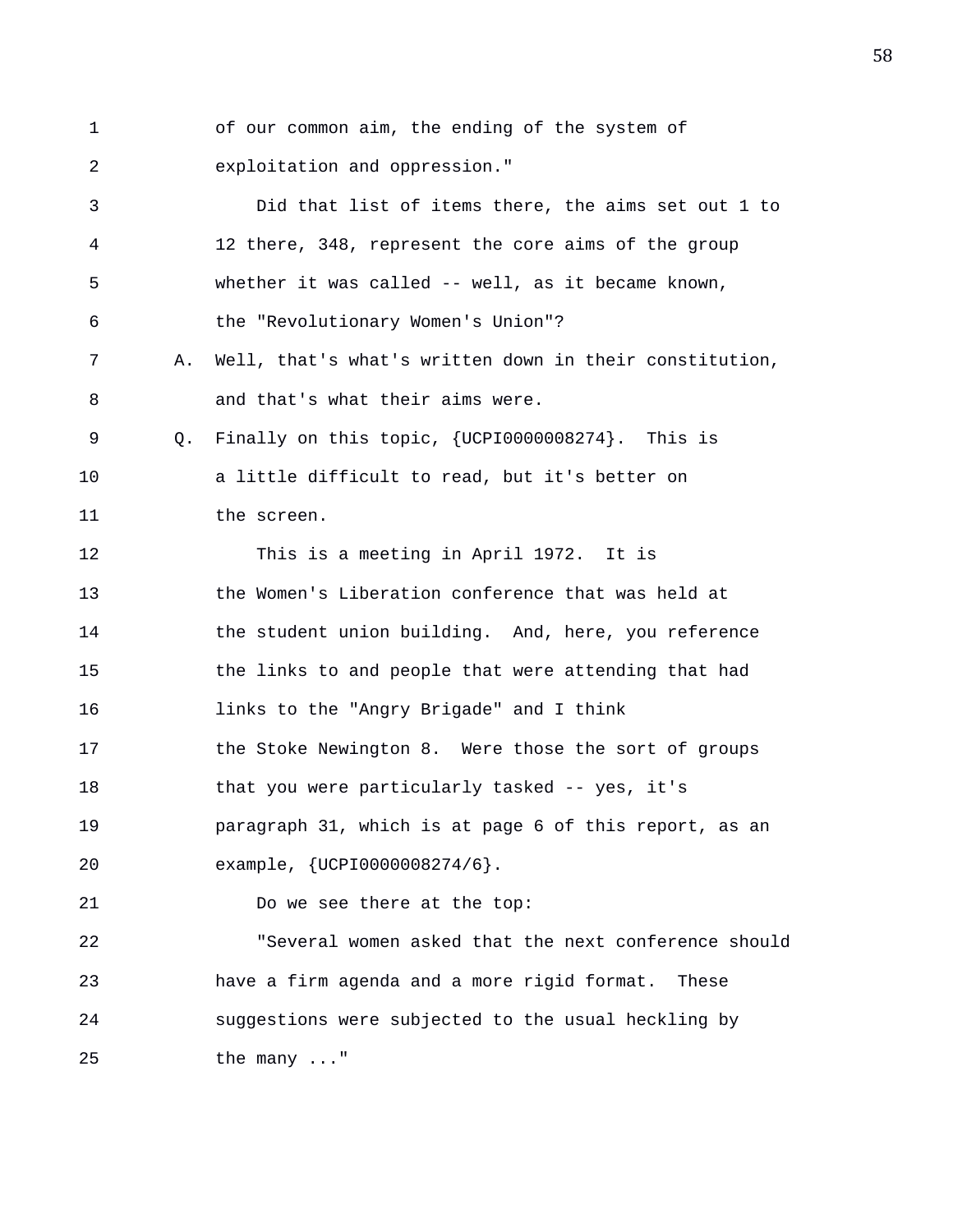1 of our common aim, the ending of the system of
2 exploitation and oppression."
3 Did that list of items there, the aims set out 1 to
4 12 there, 348, represent the core aims of the group
5 whether it was called -- well, as it became known,
6 the "Revolutionary Women's Union"?
7 A. Well, that's what's written down in their constitution,
8 and that's what their aims were.
9 Q. Finally on this topic, {UCPI0000008274}. This is
10 a little difficult to read, but it's better on
11 the screen.
12 This is a meeting in April 1972. It is
13 the Women's Liberation conference that was held at
14 the student union building. And, here, you reference
15 the links to and people that were attending that had
16 links to the "Angry Brigade" and I think
17 the Stoke Newington 8. Were those the sort of groups
18 that you were particularly tasked -- yes, it's
19 paragraph 31, which is at page 6 of this report, as an
20 example, {UCPI0000008274/6}.
21 Do we see there at the top:
22 "Several women asked that the next conference should
23 have a firm agenda and a more rigid format. These
24 suggestions were subjected to the usual heckling by
25 the many ..."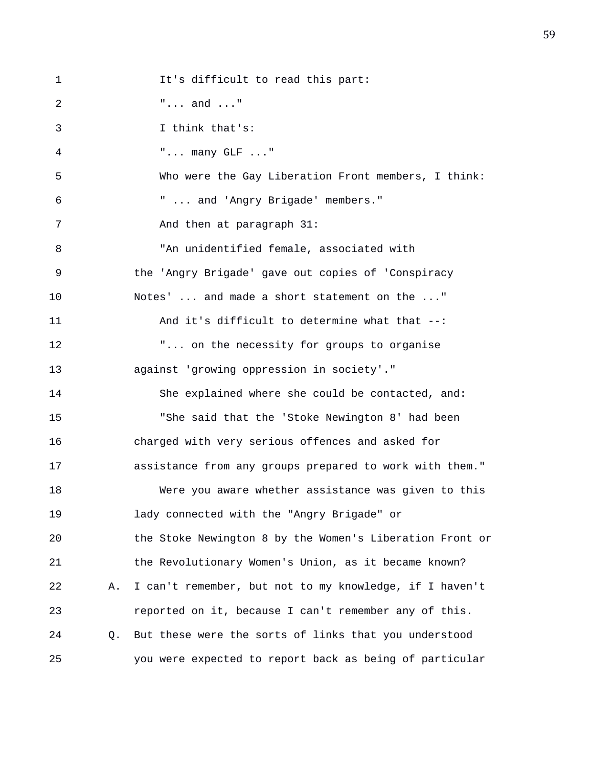It's difficult to read this part:

"... and ..."

I think that's:

"... many GLF ..."

Who were the Gay Liberation Front members, I think:

" ... and 'Angry Brigade' members."

And then at paragraph 31:

"An unidentified female, associated with the 'Angry Brigade' gave out copies of 'Conspiracy Notes' ... and made a short statement on the ..."

And it's difficult to determine what that --:

"... on the necessity for groups to organise against 'growing oppression in society'."

She explained where she could be contacted, and:

"She said that the 'Stoke Newington 8' had been charged with very serious offences and asked for assistance from any groups prepared to work with them."

Were you aware whether assistance was given to this lady connected with the "Angry Brigade" or the Stoke Newington 8 by the Women's Liberation Front or the Revolutionary Women's Union, as it became known?

A. I can't remember, but not to my knowledge, if I haven't reported on it, because I can't remember any of this.

Q. But these were the sorts of links that you understood you were expected to report back as being of particular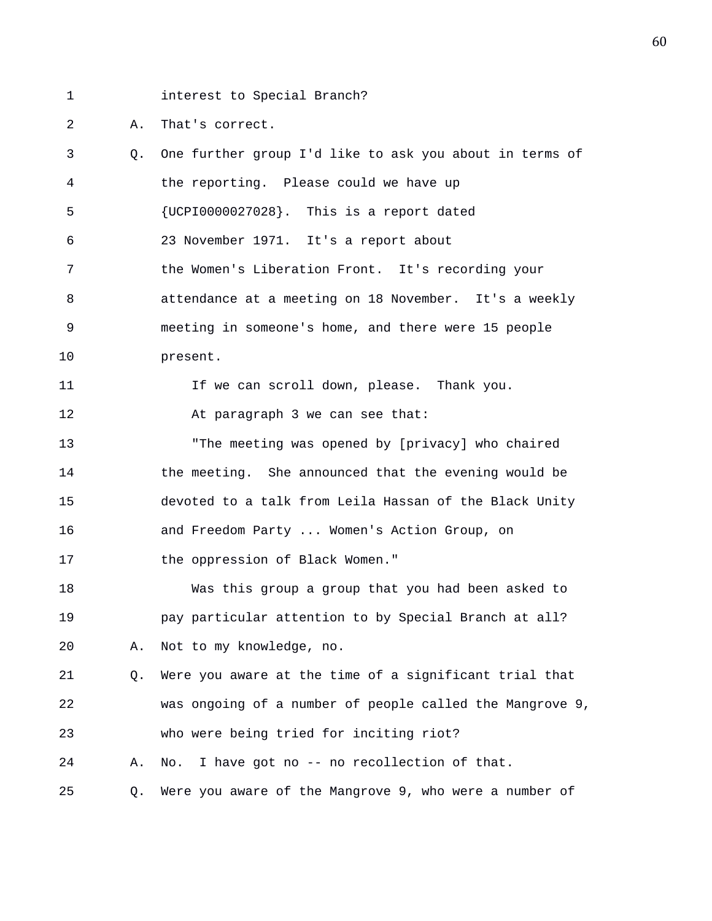1 interest to Special Branch?

2 A. That's correct.

3 Q. One further group I'd like to ask you about in terms of

4 the reporting. Please could we have up

5 {UCPI0000027028}. This is a report dated

6 23 November 1971. It's a report about

7 the Women's Liberation Front. It's recording your

8 attendance at a meeting on 18 November. It's a weekly

9 meeting in someone's home, and there were 15 people

10 present.

11 If we can scroll down, please. Thank you.

12 At paragraph 3 we can see that:

13 "The meeting was opened by [privacy] who chaired

14 the meeting. She announced that the evening would be

15 devoted to a talk from Leila Hassan of the Black Unity

16 and Freedom Party ... Women's Action Group, on

17 the oppression of Black Women."

18 Was this group a group that you had been asked to

19 pay particular attention to by Special Branch at all?

20 A. Not to my knowledge, no.

21 Q. Were you aware at the time of a significant trial that

22 was ongoing of a number of people called the Mangrove 9,

23 who were being tried for inciting riot?

24 A. No. I have got no -- no recollection of that.

25 Q. Were you aware of the Mangrove 9, who were a number of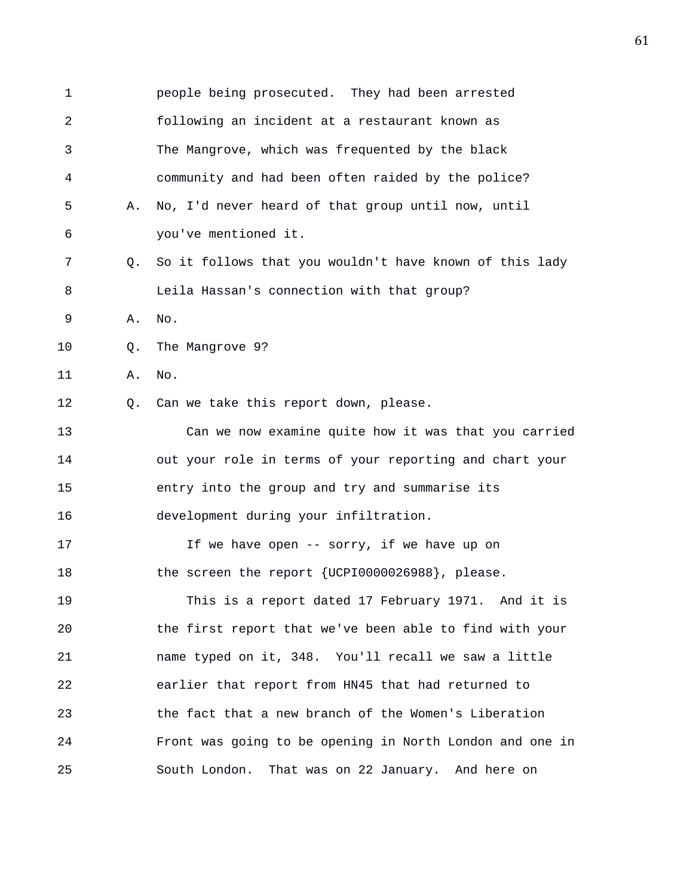1 people being prosecuted. They had been arrested
2 following an incident at a restaurant known as
3 The Mangrove, which was frequented by the black
4 community and had been often raided by the police?
5 A. No, I'd never heard of that group until now, until
6 you've mentioned it.
7 Q. So it follows that you wouldn't have known of this lady
8 Leila Hassan's connection with that group?
9 A. No.
10 Q. The Mangrove 9?
11 A. No.
12 Q. Can we take this report down, please.
13 Can we now examine quite how it was that you carried
14 out your role in terms of your reporting and chart your
15 entry into the group and try and summarise its
16 development during your infiltration.
17 If we have open -- sorry, if we have up on
18 the screen the report {UCPI0000026988}, please.
19 This is a report dated 17 February 1971. And it is
20 the first report that we've been able to find with your
21 name typed on it, 348. You'll recall we saw a little
22 earlier that report from HN45 that had returned to
23 the fact that a new branch of the Women's Liberation
24 Front was going to be opening in North London and one in
25 South London. That was on 22 January. And here on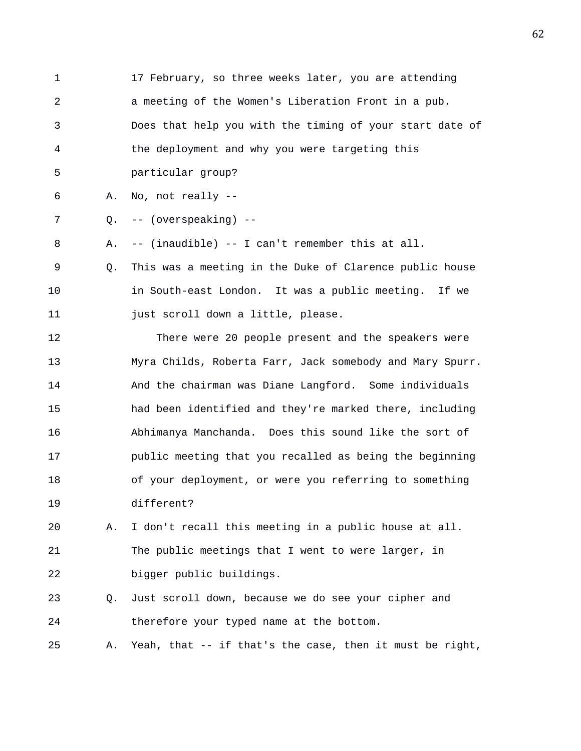17 February, so three weeks later, you are attending a meeting of the Women's Liberation Front in a pub. Does that help you with the timing of your start date of the deployment and why you were targeting this particular group?

A. No, not really --

Q. -- (overspeaking) --

A. -- (inaudible) -- I can't remember this at all.

Q. This was a meeting in the Duke of Clarence public house in South-east London. It was a public meeting. If we just scroll down a little, please.

There were 20 people present and the speakers were Myra Childs, Roberta Farr, Jack somebody and Mary Spurr. And the chairman was Diane Langford. Some individuals had been identified and they're marked there, including Abhimanya Manchanda. Does this sound like the sort of public meeting that you recalled as being the beginning of your deployment, or were you referring to something different?

A. I don't recall this meeting in a public house at all. The public meetings that I went to were larger, in bigger public buildings.

Q. Just scroll down, because we do see your cipher and therefore your typed name at the bottom.

A. Yeah, that -- if that's the case, then it must be right,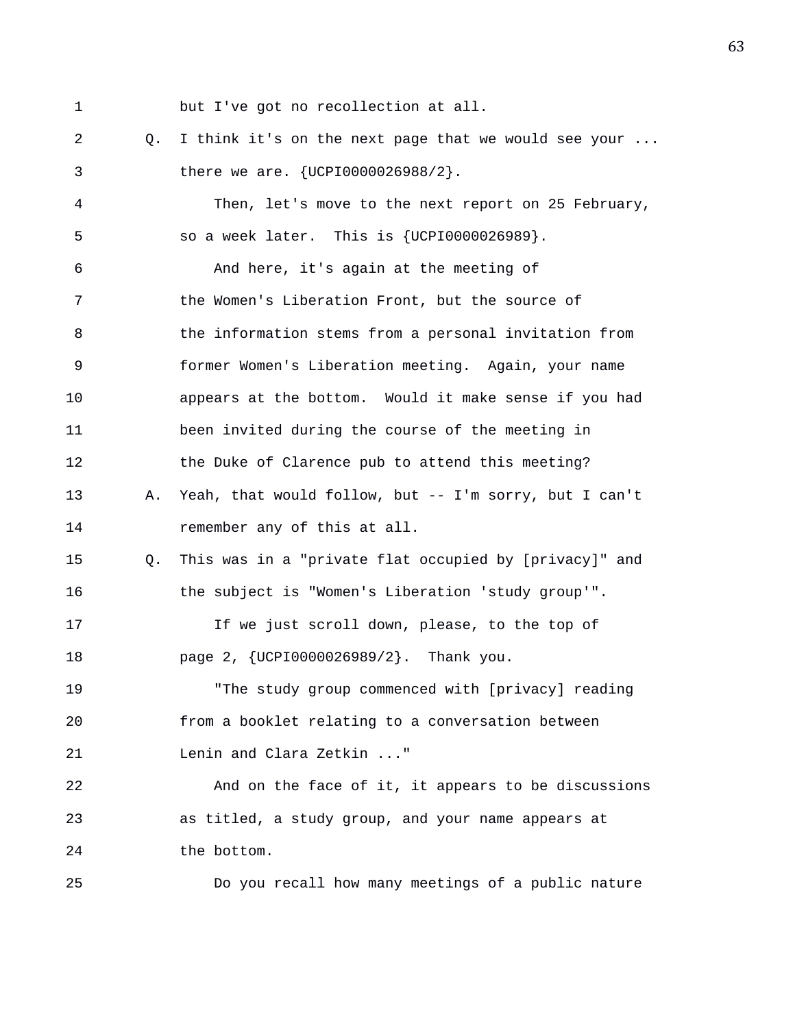1 but I've got no recollection at all.

2 Q. I think it's on the next page that we would see your ...

3 there we are. {UCPI0000026988/2}.

4 Then, let's move to the next report on 25 February,

5 so a week later. This is {UCPI0000026989}.

6 And here, it's again at the meeting of

7 the Women's Liberation Front, but the source of

8 the information stems from a personal invitation from

9 former Women's Liberation meeting. Again, your name

10 appears at the bottom. Would it make sense if you had

11 been invited during the course of the meeting in

12 the Duke of Clarence pub to attend this meeting?

13 A. Yeah, that would follow, but -- I'm sorry, but I can't

14 remember any of this at all.

15 Q. This was in a "private flat occupied by [privacy]" and

16 the subject is "Women's Liberation 'study group'".

17 If we just scroll down, please, to the top of

18 page 2, {UCPI0000026989/2}. Thank you.

19 "The study group commenced with [privacy] reading

20 from a booklet relating to a conversation between

21 Lenin and Clara Zetkin ..."

22 And on the face of it, it appears to be discussions

23 as titled, a study group, and your name appears at

24 the bottom.

25 Do you recall how many meetings of a public nature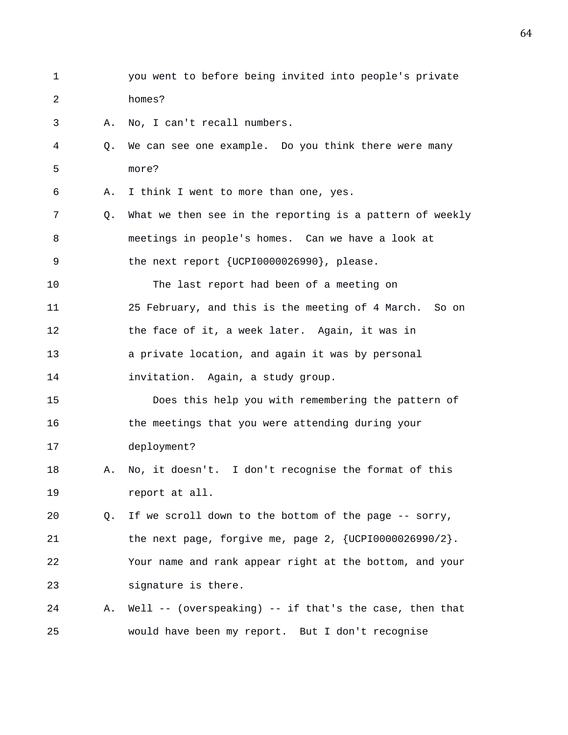1 you went to before being invited into people's private
2 homes?
3 A. No, I can't recall numbers.
4 Q. We can see one example. Do you think there were many
5 more?
6 A. I think I went to more than one, yes.
7 Q. What we then see in the reporting is a pattern of weekly
8 meetings in people's homes. Can we have a look at
9 the next report {UCPI0000026990}, please.
10 The last report had been of a meeting on
11 25 February, and this is the meeting of 4 March. So on
12 the face of it, a week later. Again, it was in
13 a private location, and again it was by personal
14 invitation. Again, a study group.
15 Does this help you with remembering the pattern of
16 the meetings that you were attending during your
17 deployment?
18 A. No, it doesn't. I don't recognise the format of this
19 report at all.
20 Q. If we scroll down to the bottom of the page -- sorry,
21 the next page, forgive me, page 2, {UCPI0000026990/2}.
22 Your name and rank appear right at the bottom, and your
23 signature is there.
24 A. Well -- (overspeaking) -- if that's the case, then that
25 would have been my report. But I don't recognise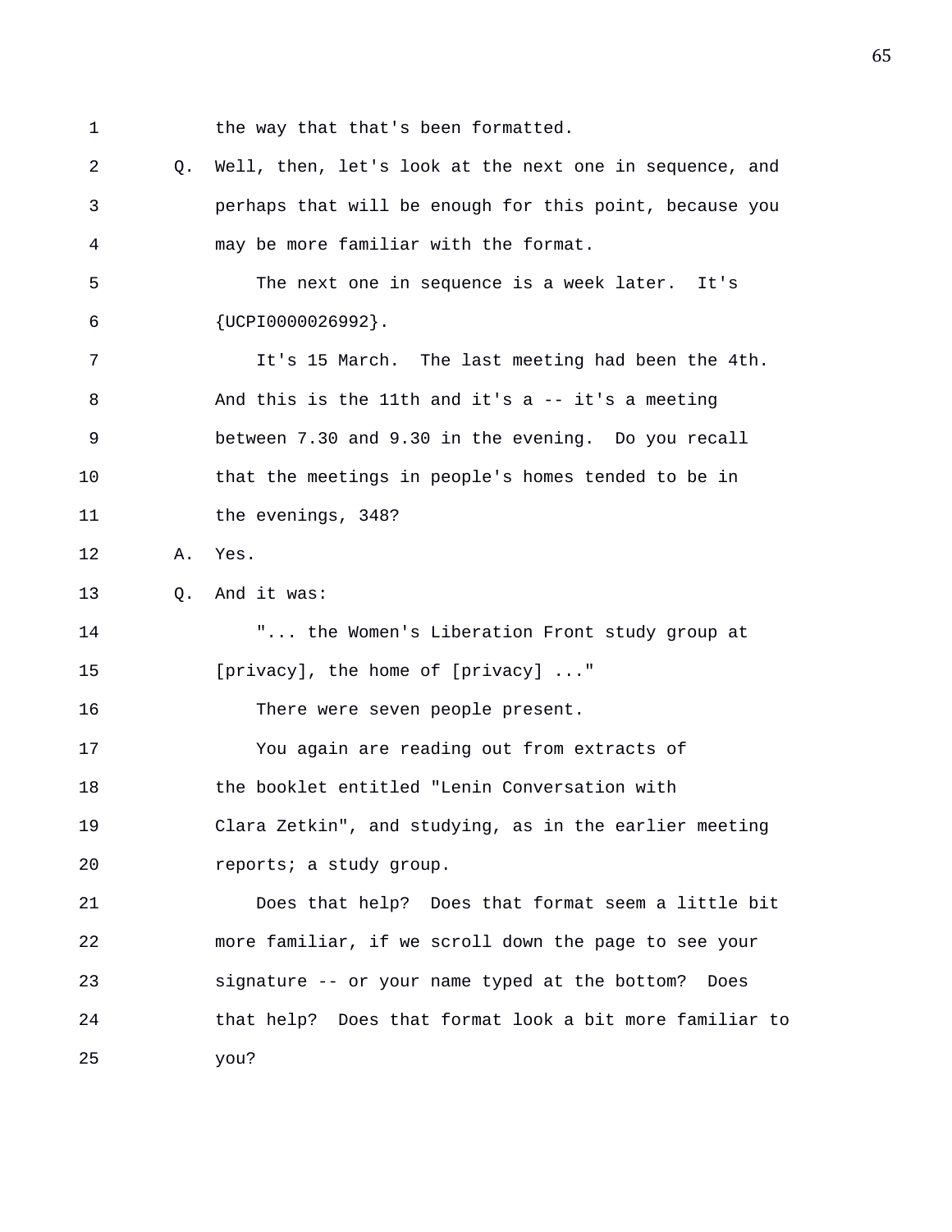the way that that's been formatted.

Q. Well, then, let's look at the next one in sequence, and perhaps that will be enough for this point, because you may be more familiar with the format.

The next one in sequence is a week later. It's {UCPI0000026992}.

It's 15 March. The last meeting had been the 4th. And this is the 11th and it's a -- it's a meeting between 7.30 and 9.30 in the evening. Do you recall that the meetings in people's homes tended to be in the evenings, 348?

A. Yes.

Q. And it was:

"... the Women's Liberation Front study group at [privacy], the home of [privacy] ..."

There were seven people present.

You again are reading out from extracts of the booklet entitled "Lenin Conversation with Clara Zetkin", and studying, as in the earlier meeting reports; a study group.

Does that help? Does that format seem a little bit more familiar, if we scroll down the page to see your signature -- or your name typed at the bottom? Does that help? Does that format look a bit more familiar to you?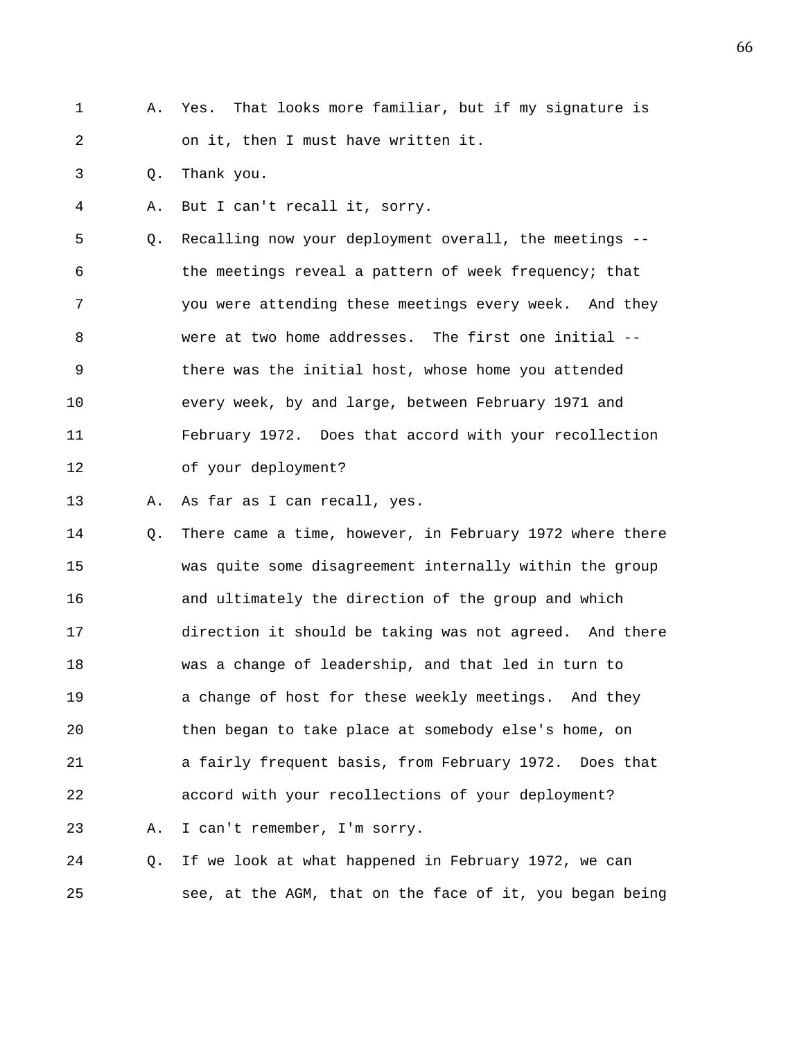1 A. Yes. That looks more familiar, but if my signature is
2 on it, then I must have written it.
3 Q. Thank you.
4 A. But I can't recall it, sorry.
5 Q. Recalling now your deployment overall, the meetings --
6 the meetings reveal a pattern of week frequency; that
7 you were attending these meetings every week. And they
8 were at two home addresses. The first one initial --
9 there was the initial host, whose home you attended
10 every week, by and large, between February 1971 and
11 February 1972. Does that accord with your recollection
12 of your deployment?
13 A. As far as I can recall, yes.
14 Q. There came a time, however, in February 1972 where there
15 was quite some disagreement internally within the group
16 and ultimately the direction of the group and which
17 direction it should be taking was not agreed. And there
18 was a change of leadership, and that led in turn to
19 a change of host for these weekly meetings. And they
20 then began to take place at somebody else's home, on
21 a fairly frequent basis, from February 1972. Does that
22 accord with your recollections of your deployment?
23 A. I can't remember, I'm sorry.
24 Q. If we look at what happened in February 1972, we can
25 see, at the AGM, that on the face of it, you began being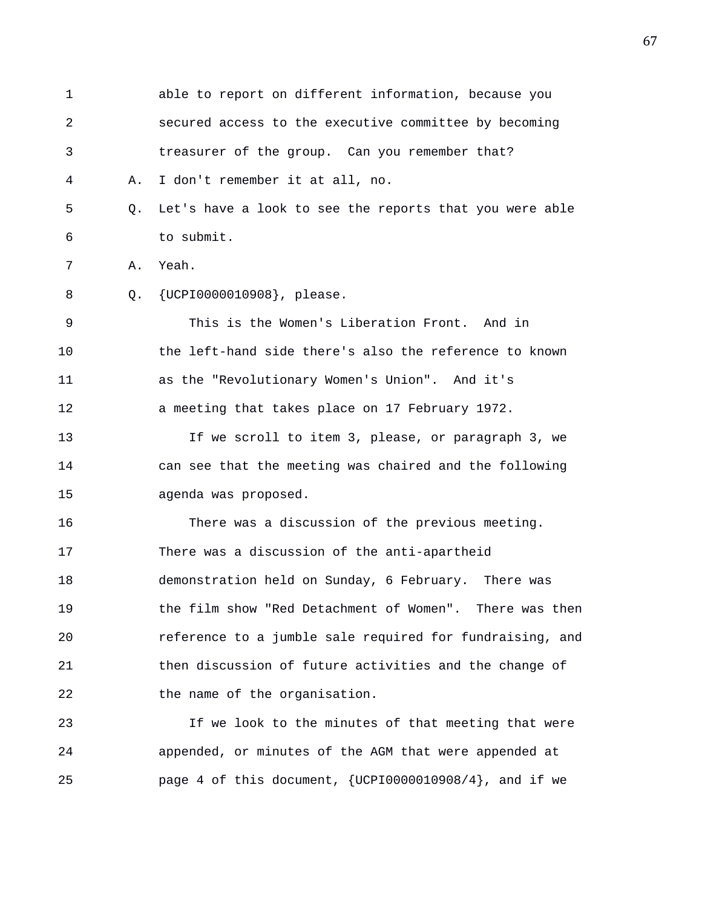1 able to report on different information, because you
2 secured access to the executive committee by becoming
3 treasurer of the group. Can you remember that?
4 A. I don't remember it at all, no.
5 Q. Let's have a look to see the reports that you were able
6 to submit.
7 A. Yeah.
8 Q. {UCPI0000010908}, please.
9 This is the Women's Liberation Front. And in
10 the left-hand side there's also the reference to known
11 as the "Revolutionary Women's Union". And it's
12 a meeting that takes place on 17 February 1972.
13 If we scroll to item 3, please, or paragraph 3, we
14 can see that the meeting was chaired and the following
15 agenda was proposed.
16 There was a discussion of the previous meeting.
17 There was a discussion of the anti-apartheid
18 demonstration held on Sunday, 6 February. There was
19 the film show "Red Detachment of Women". There was then
20 reference to a jumble sale required for fundraising, and
21 then discussion of future activities and the change of
22 the name of the organisation.
23 If we look to the minutes of that meeting that were
24 appended, or minutes of the AGM that were appended at
25 page 4 of this document, {UCPI0000010908/4}, and if we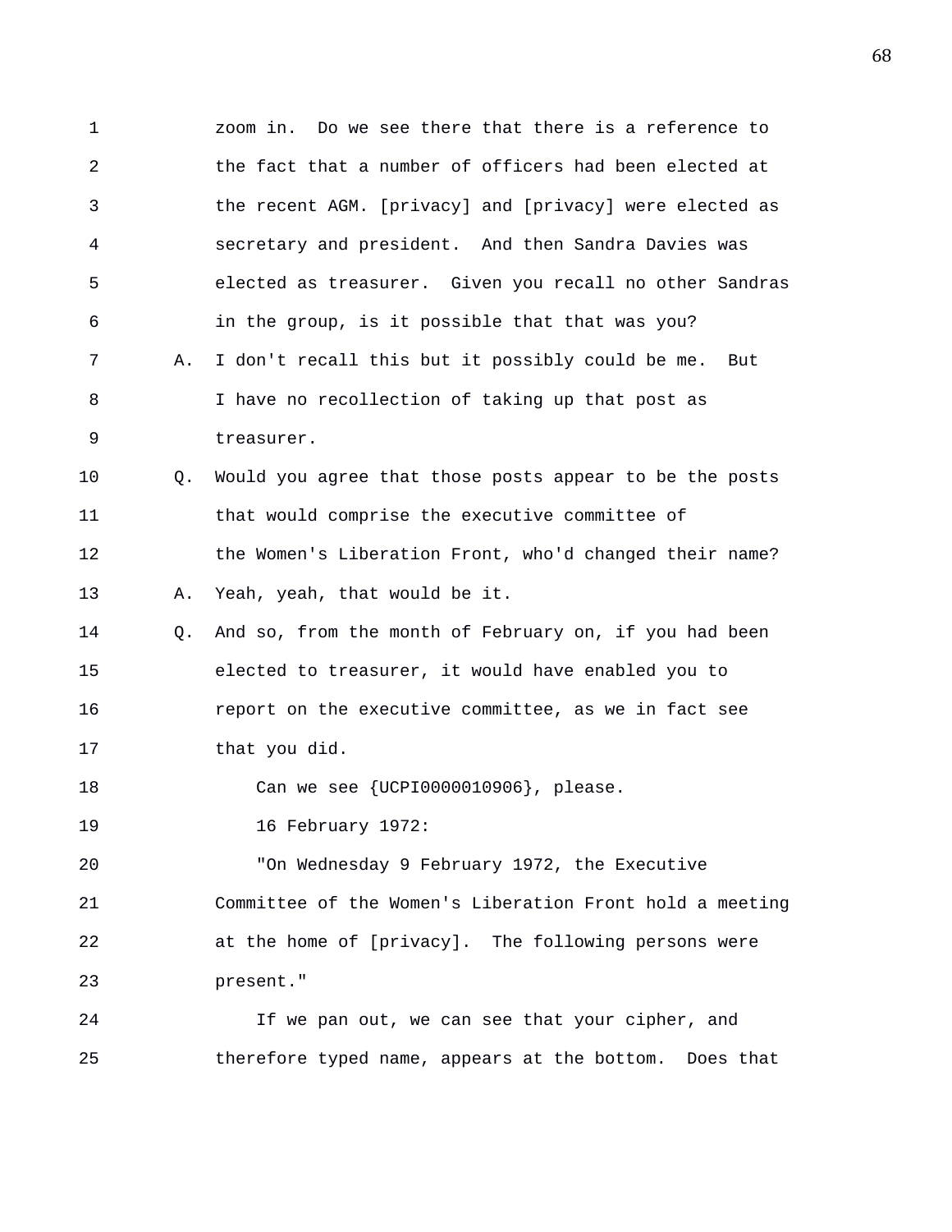1 zoom in. Do we see there that there is a reference to
2 the fact that a number of officers had been elected at
3 the recent AGM. [privacy] and [privacy] were elected as
4 secretary and president. And then Sandra Davies was
5 elected as treasurer. Given you recall no other Sandras
6 in the group, is it possible that that was you?

7 A. I don't recall this but it possibly could be me. But
8 I have no recollection of taking up that post as
9 treasurer.

10 Q. Would you agree that those posts appear to be the posts
11 that would comprise the executive committee of
12 the Women's Liberation Front, who'd changed their name?

13 A. Yeah, yeah, that would be it.

14 Q. And so, from the month of February on, if you had been
15 elected to treasurer, it would have enabled you to
16 report on the executive committee, as we in fact see
17 that you did.

18 Can we see {UCPI0000010906}, please.

19 16 February 1972:

20 "On Wednesday 9 February 1972, the Executive
21 Committee of the Women's Liberation Front hold a meeting
22 at the home of [privacy]. The following persons were
23 present."

24 If we pan out, we can see that your cipher, and
25 therefore typed name, appears at the bottom. Does that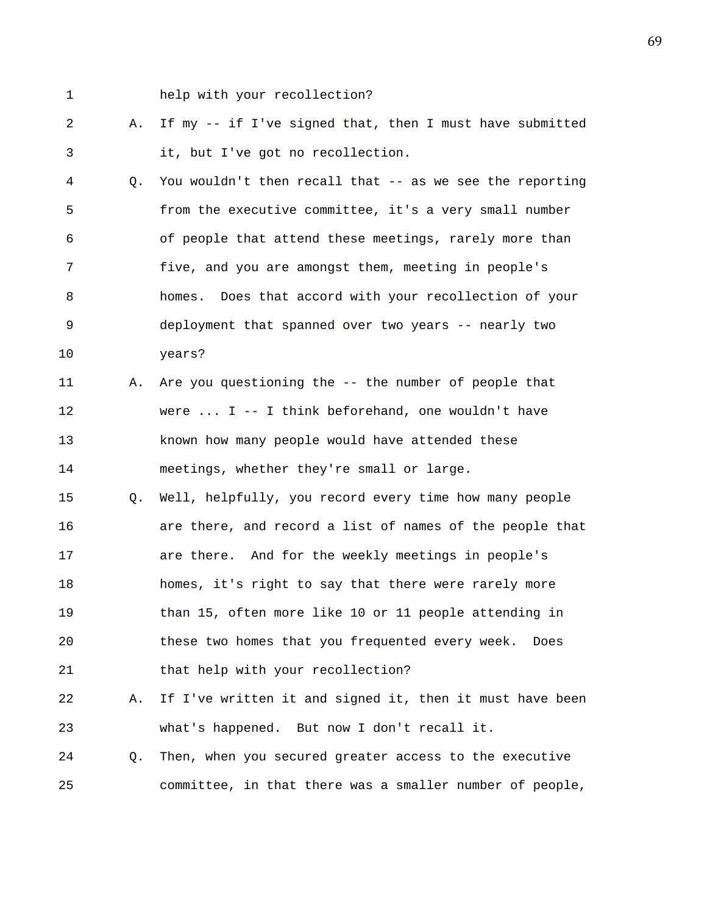1 help with your recollection?

2 A. If my -- if I've signed that, then I must have submitted

3 it, but I've got no recollection.

4 Q. You wouldn't then recall that -- as we see the reporting

5 from the executive committee, it's a very small number

6 of people that attend these meetings, rarely more than

7 five, and you are amongst them, meeting in people's

8 homes. Does that accord with your recollection of your

9 deployment that spanned over two years -- nearly two

10 years?

11 A. Are you questioning the -- the number of people that

12 were ... I -- I think beforehand, one wouldn't have

13 known how many people would have attended these

14 meetings, whether they're small or large.

15 Q. Well, helpfully, you record every time how many people

16 are there, and record a list of names of the people that

17 are there. And for the weekly meetings in people's

18 homes, it's right to say that there were rarely more

19 than 15, often more like 10 or 11 people attending in

20 these two homes that you frequented every week. Does

21 that help with your recollection?

22 A. If I've written it and signed it, then it must have been

23 what's happened. But now I don't recall it.

24 Q. Then, when you secured greater access to the executive

25 committee, in that there was a smaller number of people,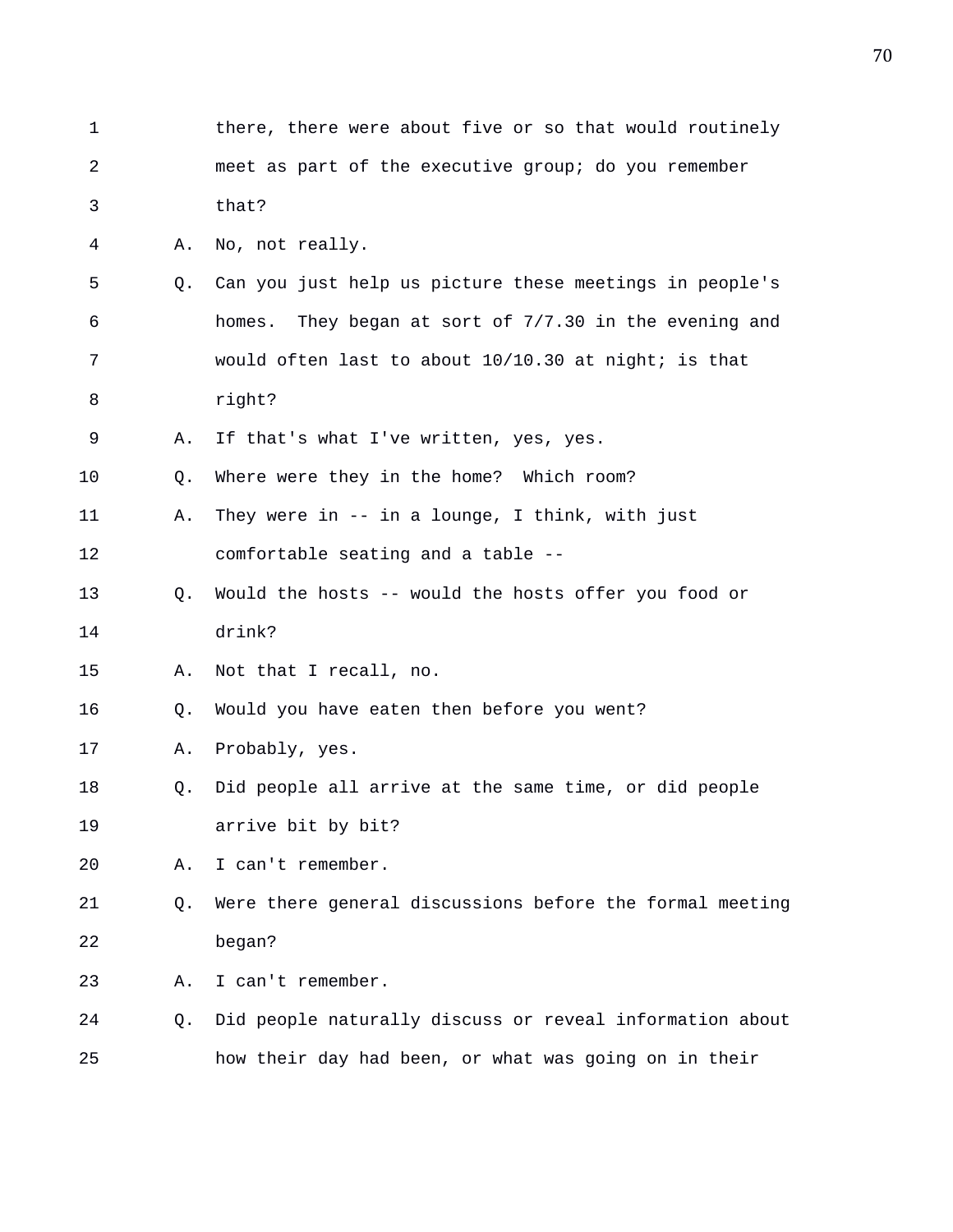there, there were about five or so that would routinely meet as part of the executive group; do you remember that?

A. No, not really.

Q. Can you just help us picture these meetings in people's homes. They began at sort of 7/7.30 in the evening and would often last to about 10/10.30 at night; is that right?

A. If that's what I've written, yes, yes.

Q. Where were they in the home? Which room?

A. They were in -- in a lounge, I think, with just comfortable seating and a table --

Q. Would the hosts -- would the hosts offer you food or drink?

A. Not that I recall, no.

Q. Would you have eaten then before you went?

A. Probably, yes.

Q. Did people all arrive at the same time, or did people arrive bit by bit?

A. I can't remember.

Q. Were there general discussions before the formal meeting began?

A. I can't remember.

Q. Did people naturally discuss or reveal information about how their day had been, or what was going on in their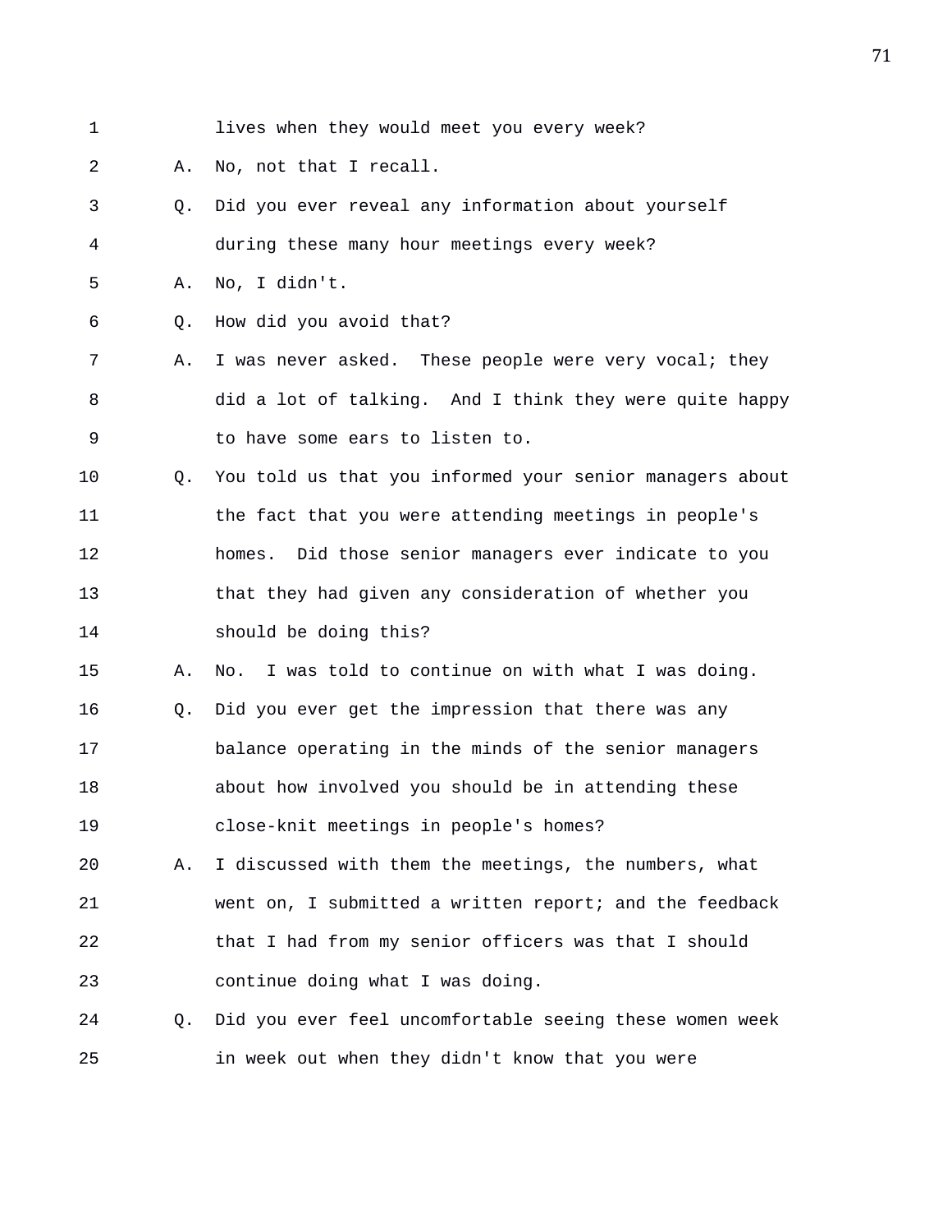1 lives when they would meet you every week?

2 A. No, not that I recall.

3 Q. Did you ever reveal any information about yourself

4 during these many hour meetings every week?

5 A. No, I didn't.

6 Q. How did you avoid that?

7 A. I was never asked. These people were very vocal; they

8 did a lot of talking. And I think they were quite happy

9 to have some ears to listen to.

10 Q. You told us that you informed your senior managers about

11 the fact that you were attending meetings in people's

12 homes. Did those senior managers ever indicate to you

13 that they had given any consideration of whether you

14 should be doing this?

15 A. No. I was told to continue on with what I was doing.

16 Q. Did you ever get the impression that there was any

17 balance operating in the minds of the senior managers

18 about how involved you should be in attending these

19 close-knit meetings in people's homes?

20 A. I discussed with them the meetings, the numbers, what

21 went on, I submitted a written report; and the feedback

22 that I had from my senior officers was that I should

23 continue doing what I was doing.

24 Q. Did you ever feel uncomfortable seeing these women week

25 in week out when they didn't know that you were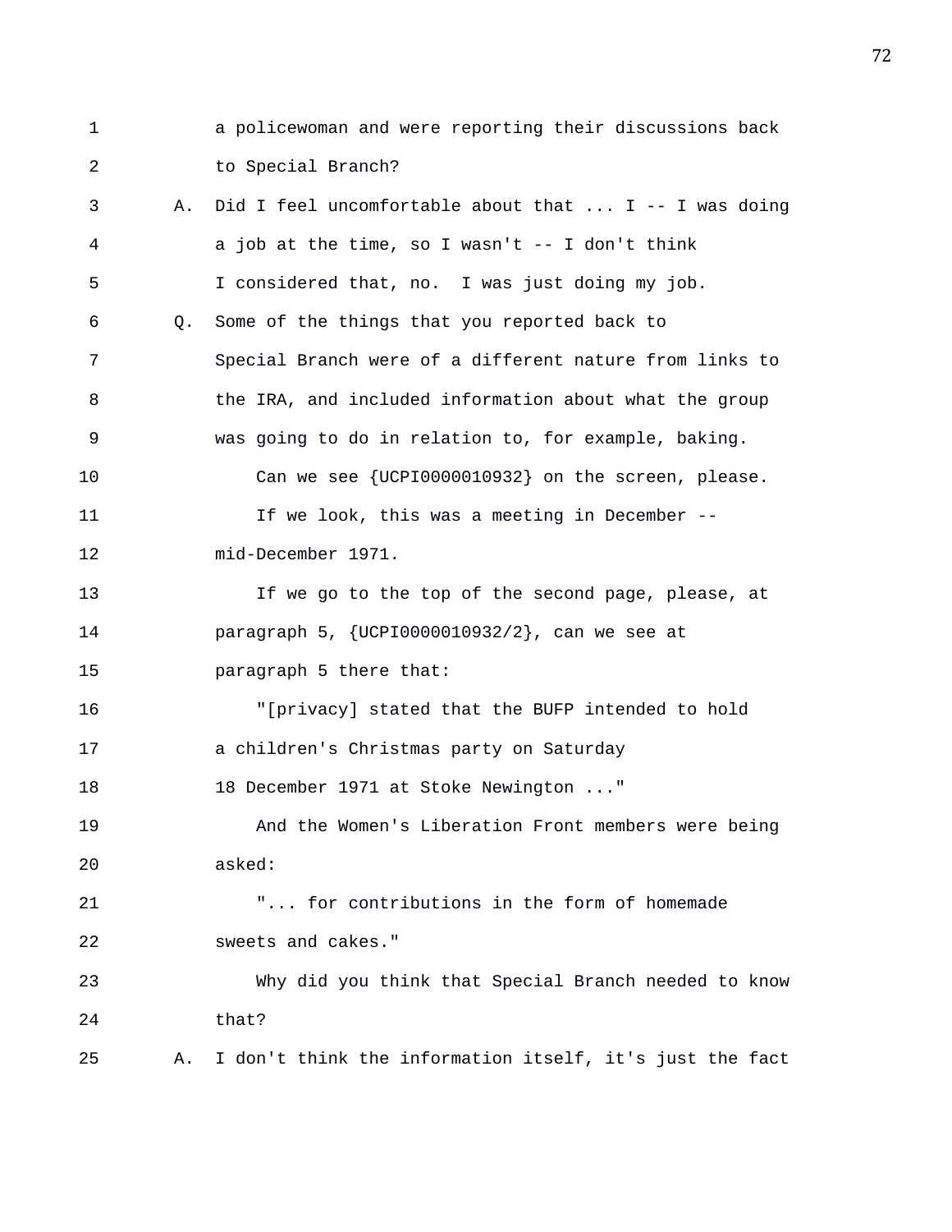1 a policewoman and were reporting their discussions back
2 to Special Branch?
3 A. Did I feel uncomfortable about that ... I -- I was doing
4 a job at the time, so I wasn't -- I don't think
5 I considered that, no. I was just doing my job.
6 Q. Some of the things that you reported back to
7 Special Branch were of a different nature from links to
8 the IRA, and included information about what the group
9 was going to do in relation to, for example, baking.
10 Can we see {UCPI0000010932} on the screen, please.
11 If we look, this was a meeting in December --
12 mid-December 1971.
13 If we go to the top of the second page, please, at
14 paragraph 5, {UCPI0000010932/2}, can we see at
15 paragraph 5 there that:
16 "[privacy] stated that the BUFP intended to hold
17 a children's Christmas party on Saturday
18 18 December 1971 at Stoke Newington ..."
19 And the Women's Liberation Front members were being
20 asked:
21 "... for contributions in the form of homemade
22 sweets and cakes."
23 Why did you think that Special Branch needed to know
24 that?
25 A. I don't think the information itself, it's just the fact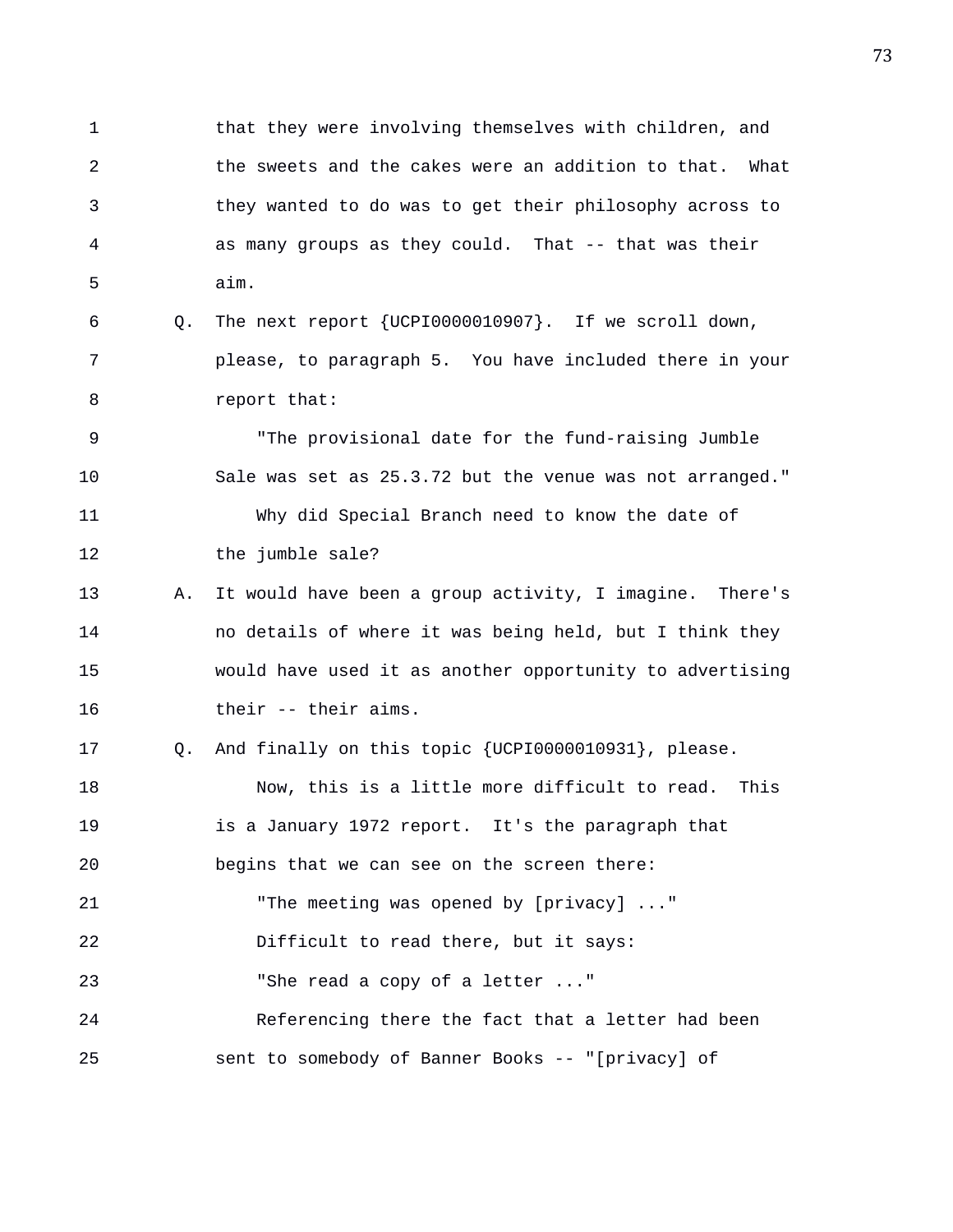1 that they were involving themselves with children, and
2 the sweets and the cakes were an addition to that. What
3 they wanted to do was to get their philosophy across to
4 as many groups as they could. That -- that was their
5 aim.

6 Q. The next report {UCPI0000010907}. If we scroll down,
7 please, to paragraph 5. You have included there in your
8 report that:

9 "The provisional date for the fund-raising Jumble
10 Sale was set as 25.3.72 but the venue was not arranged."

11 Why did Special Branch need to know the date of
12 the jumble sale?

13 A. It would have been a group activity, I imagine. There's
14 no details of where it was being held, but I think they
15 would have used it as another opportunity to advertising
16 their -- their aims.

17 Q. And finally on this topic {UCPI0000010931}, please.

18 Now, this is a little more difficult to read. This
19 is a January 1972 report. It's the paragraph that
20 begins that we can see on the screen there:

21 "The meeting was opened by [privacy] ..."

22 Difficult to read there, but it says:

23 "She read a copy of a letter ..."

24 Referencing there the fact that a letter had been
25 sent to somebody of Banner Books -- "[privacy] of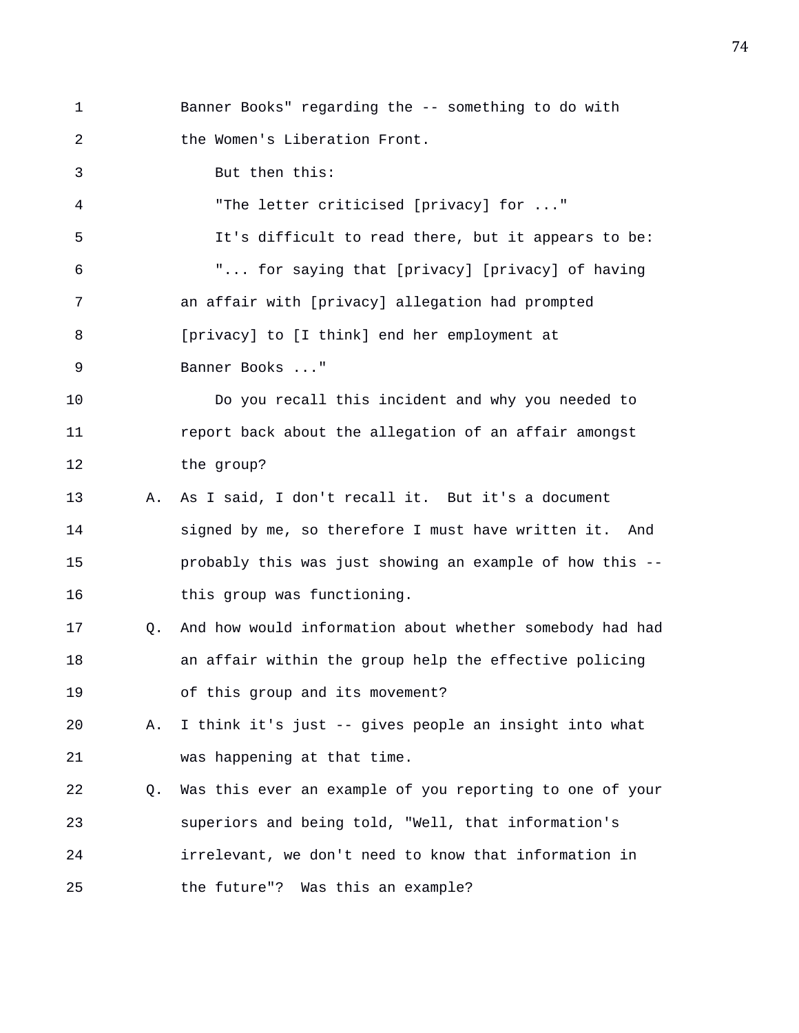Banner Books" regarding the -- something to do with the Women's Liberation Front.

But then this:

"The letter criticised [privacy] for ..."

It's difficult to read there, but it appears to be:

"... for saying that [privacy] [privacy] of having an affair with [privacy] allegation had prompted [privacy] to [I think] end her employment at Banner Books ..."

Do you recall this incident and why you needed to report back about the allegation of an affair amongst the group?

A. As I said, I don't recall it. But it's a document signed by me, so therefore I must have written it. And probably this was just showing an example of how this -- this group was functioning.

Q. And how would information about whether somebody had had an affair within the group help the effective policing of this group and its movement?

A. I think it's just -- gives people an insight into what was happening at that time.

Q. Was this ever an example of you reporting to one of your superiors and being told, "Well, that information's irrelevant, we don't need to know that information in the future"? Was this an example?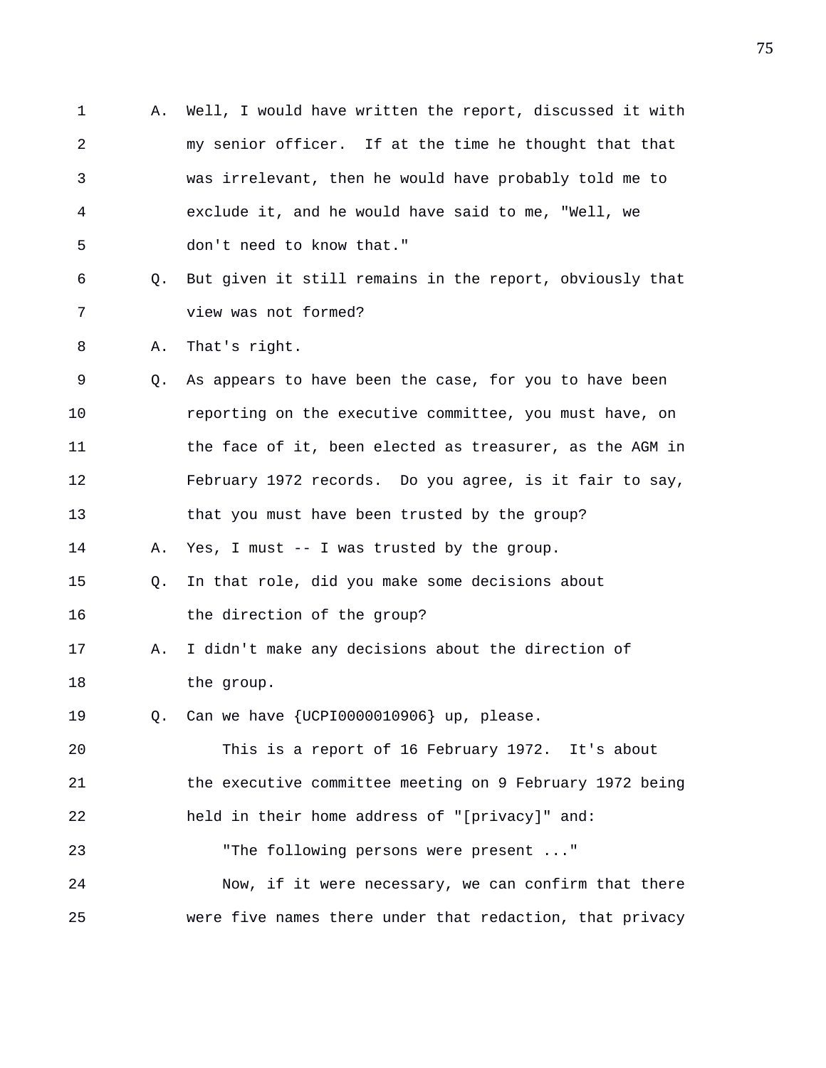1 A. Well, I would have written the report, discussed it with
2 my senior officer. If at the time he thought that that
3 was irrelevant, then he would have probably told me to
4 exclude it, and he would have said to me, "Well, we
5 don't need to know that."

6 Q. But given it still remains in the report, obviously that
7 view was not formed?

8 A. That's right.

9 Q. As appears to have been the case, for you to have been
10 reporting on the executive committee, you must have, on
11 the face of it, been elected as treasurer, as the AGM in
12 February 1972 records. Do you agree, is it fair to say,
13 that you must have been trusted by the group?

14 A. Yes, I must -- I was trusted by the group.

15 Q. In that role, did you make some decisions about
16 the direction of the group?

17 A. I didn't make any decisions about the direction of
18 the group.

19 Q. Can we have {UCPI0000010906} up, please.

20 This is a report of 16 February 1972. It's about
21 the executive committee meeting on 9 February 1972 being
22 held in their home address of "[privacy]" and:

23 "The following persons were present ..."

24 Now, if it were necessary, we can confirm that there
25 were five names there under that redaction, that privacy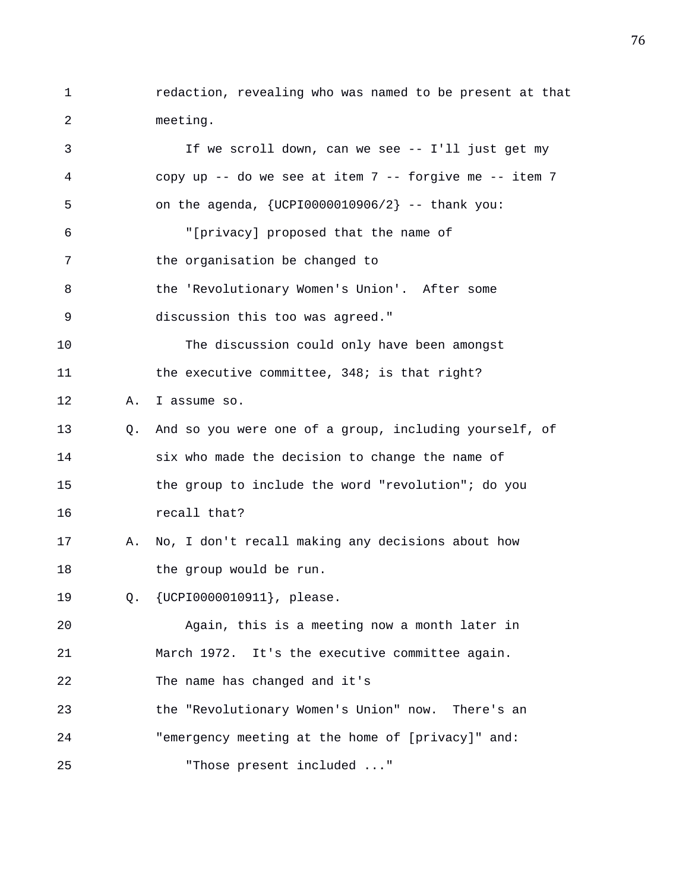redaction, revealing who was named to be present at that meeting.

If we scroll down, can we see -- I'll just get my copy up -- do we see at item 7 -- forgive me -- item 7 on the agenda, {UCPI0000010906/2} -- thank you:

"[privacy] proposed that the name of the organisation be changed to the 'Revolutionary Women's Union'. After some discussion this too was agreed."

The discussion could only have been amongst the executive committee, 348; is that right?

A. I assume so.

Q. And so you were one of a group, including yourself, of six who made the decision to change the name of the group to include the word "revolution"; do you recall that?

A. No, I don't recall making any decisions about how the group would be run.

Q. {UCPI0000010911}, please.

Again, this is a meeting now a month later in March 1972. It's the executive committee again. The name has changed and it's the "Revolutionary Women's Union" now. There's an "emergency meeting at the home of [privacy]" and:

"Those present included ..."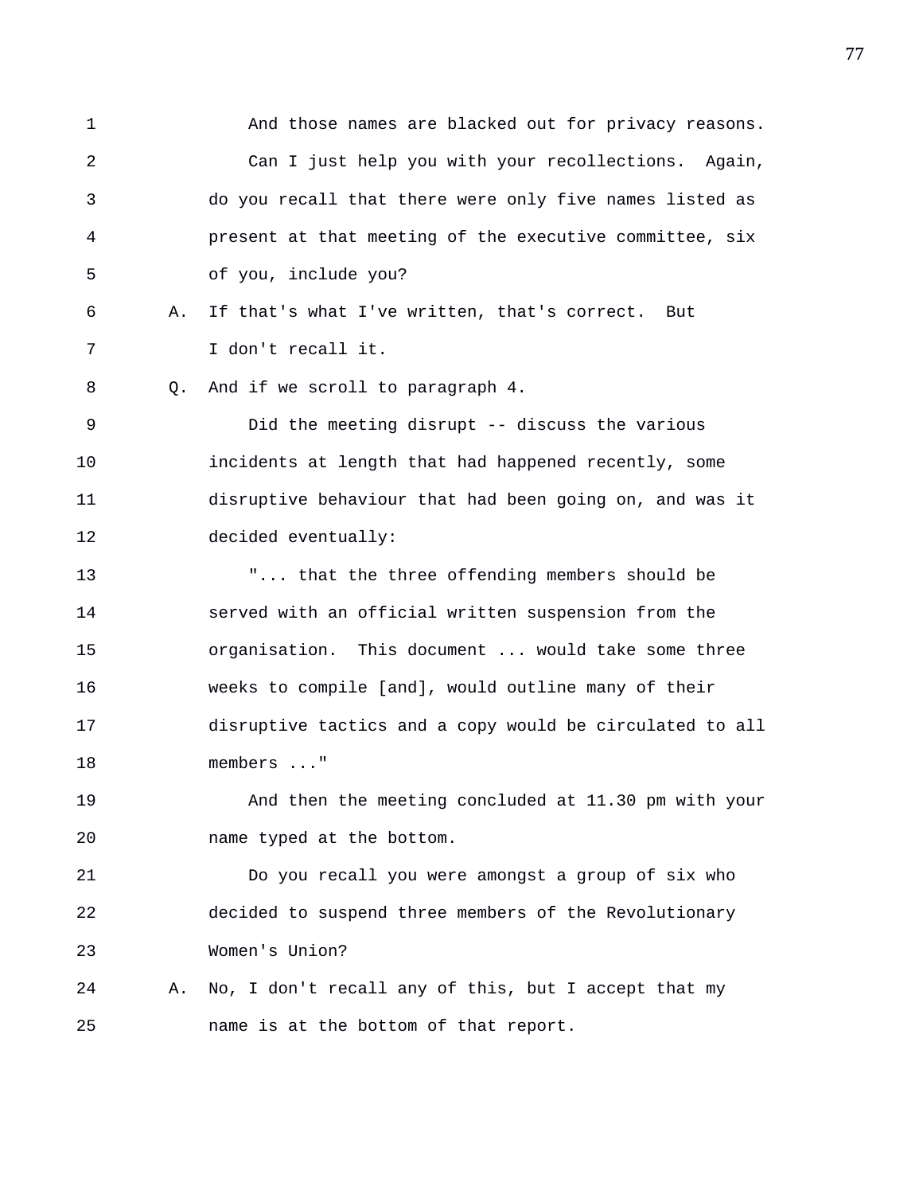1 And those names are blacked out for privacy reasons.

2 Can I just help you with your recollections. Again,

3 do you recall that there were only five names listed as

4 present at that meeting of the executive committee, six

5 of you, include you?

6 A. If that's what I've written, that's correct. But

7 I don't recall it.

8 Q. And if we scroll to paragraph 4.

9 Did the meeting disrupt -- discuss the various

10 incidents at length that had happened recently, some

11 disruptive behaviour that had been going on, and was it

12 decided eventually:

13 "... that the three offending members should be

14 served with an official written suspension from the

15 organisation. This document ... would take some three

16 weeks to compile [and], would outline many of their

17 disruptive tactics and a copy would be circulated to all

18 members ..."

19 And then the meeting concluded at 11.30 pm with your

20 name typed at the bottom.

21 Do you recall you were amongst a group of six who

22 decided to suspend three members of the Revolutionary

23 Women's Union?

24 A. No, I don't recall any of this, but I accept that my

25 name is at the bottom of that report.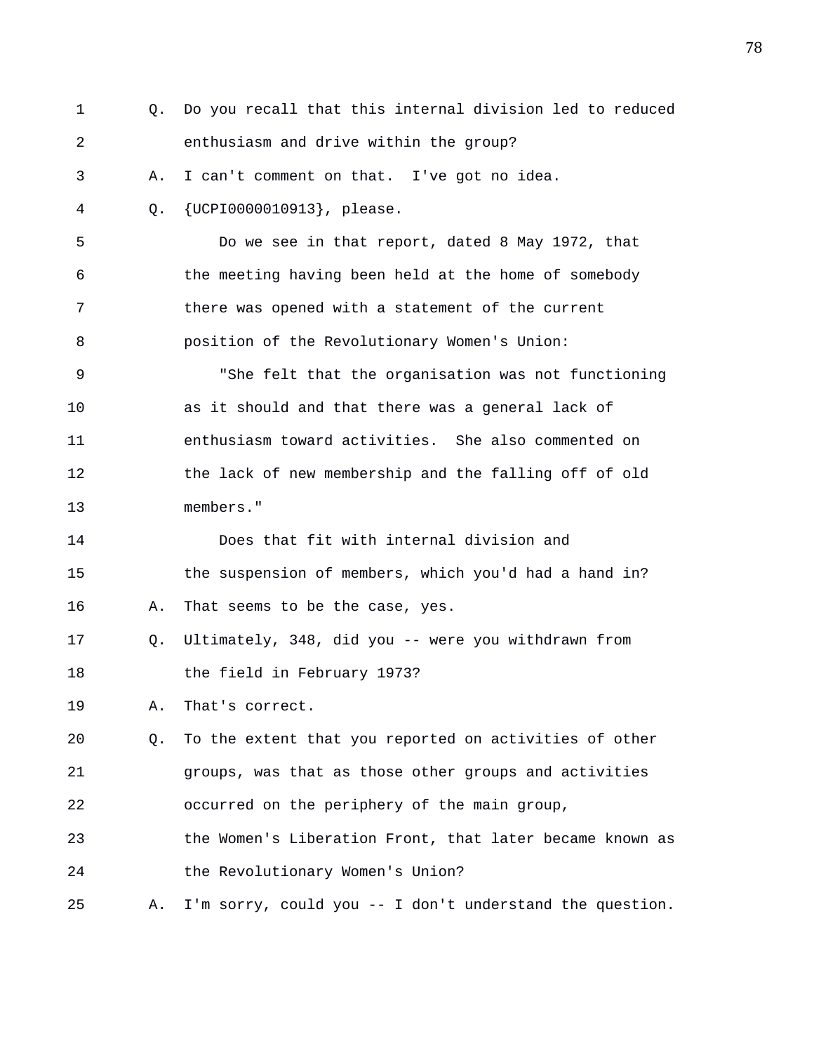1 Q. Do you recall that this internal division led to reduced
2 enthusiasm and drive within the group?
3 A. I can't comment on that. I've got no idea.
4 Q. {UCPI0000010913}, please.
5 Do we see in that report, dated 8 May 1972, that
6 the meeting having been held at the home of somebody
7 there was opened with a statement of the current
8 position of the Revolutionary Women's Union:
9 "She felt that the organisation was not functioning
10 as it should and that there was a general lack of
11 enthusiasm toward activities. She also commented on
12 the lack of new membership and the falling off of old
13 members."
14 Does that fit with internal division and
15 the suspension of members, which you'd had a hand in?
16 A. That seems to be the case, yes.
17 Q. Ultimately, 348, did you -- were you withdrawn from
18 the field in February 1973?
19 A. That's correct.
20 Q. To the extent that you reported on activities of other
21 groups, was that as those other groups and activities
22 occurred on the periphery of the main group,
23 the Women's Liberation Front, that later became known as
24 the Revolutionary Women's Union?
25 A. I'm sorry, could you -- I don't understand the question.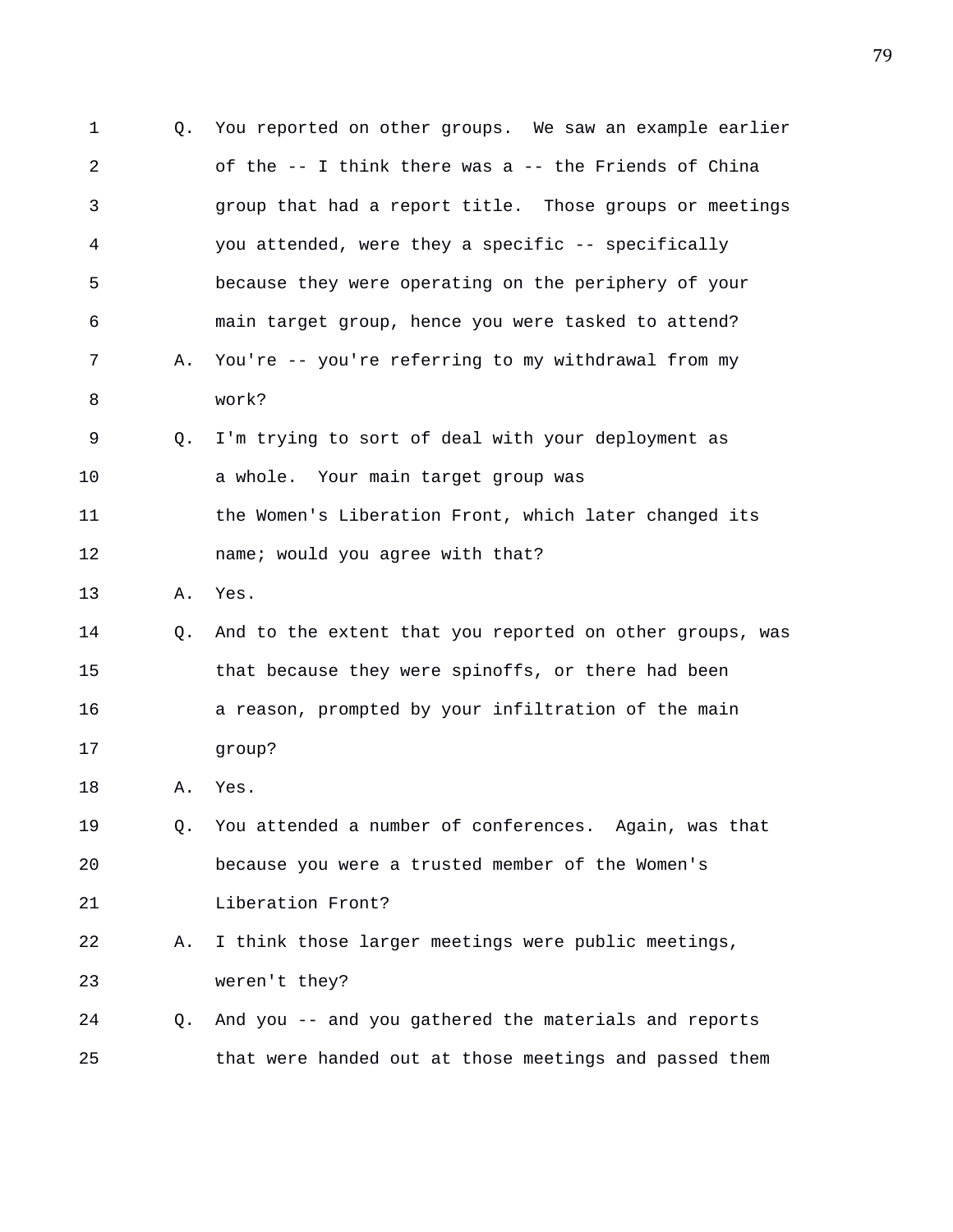1 Q. You reported on other groups. We saw an example earlier
2 of the -- I think there was a -- the Friends of China
3 group that had a report title. Those groups or meetings
4 you attended, were they a specific -- specifically
5 because they were operating on the periphery of your
6 main target group, hence you were tasked to attend?
7 A. You're -- you're referring to my withdrawal from my
8 work?
9 Q. I'm trying to sort of deal with your deployment as
10 a whole. Your main target group was
11 the Women's Liberation Front, which later changed its
12 name; would you agree with that?
13 A. Yes.
14 Q. And to the extent that you reported on other groups, was
15 that because they were spinoffs, or there had been
16 a reason, prompted by your infiltration of the main
17 group?
18 A. Yes.
19 Q. You attended a number of conferences. Again, was that
20 because you were a trusted member of the Women's
21 Liberation Front?
22 A. I think those larger meetings were public meetings,
23 weren't they?
24 Q. And you -- and you gathered the materials and reports
25 that were handed out at those meetings and passed them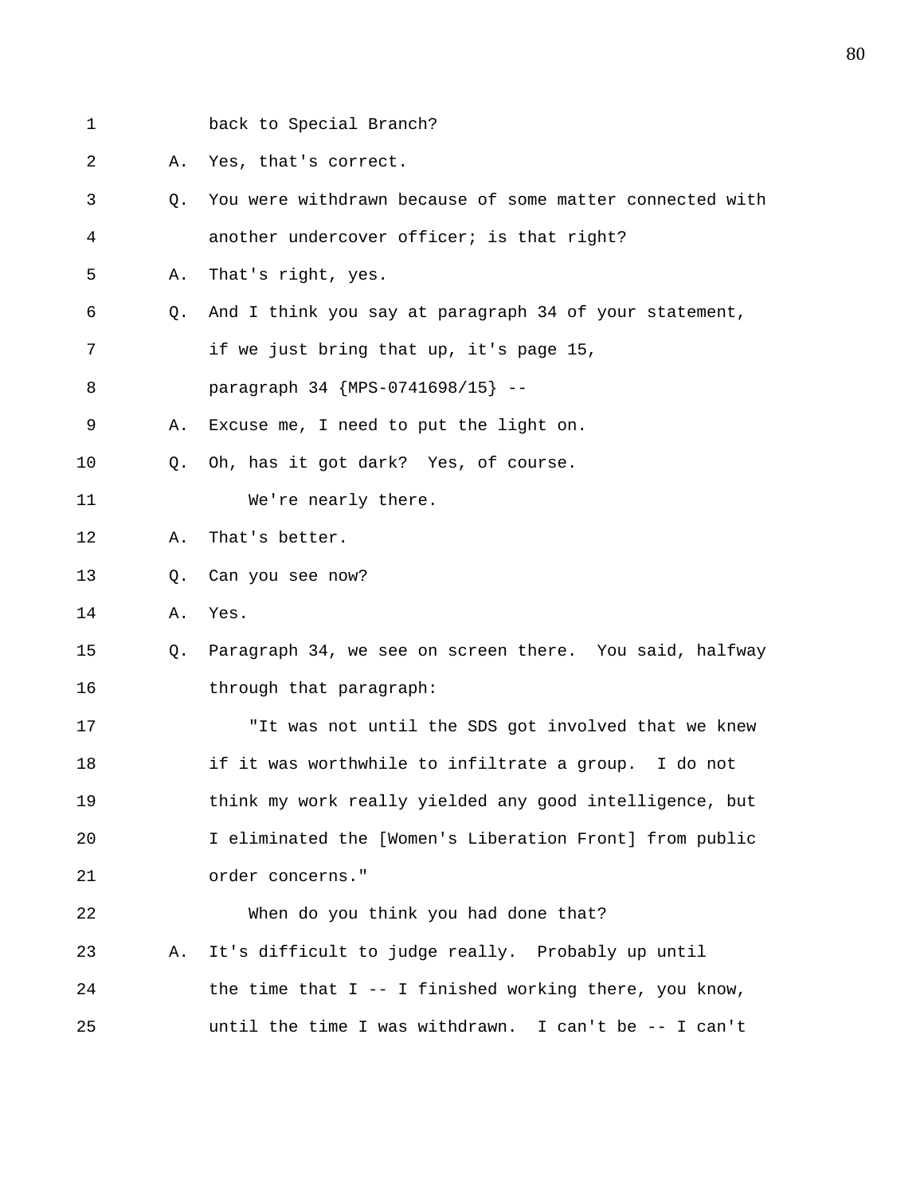1 back to Special Branch?

2 A. Yes, that's correct.

3 Q. You were withdrawn because of some matter connected with

4 another undercover officer; is that right?

5 A. That's right, yes.

6 Q. And I think you say at paragraph 34 of your statement,

7 if we just bring that up, it's page 15,

8 paragraph 34 {MPS-0741698/15} --

9 A. Excuse me, I need to put the light on.

10 Q. Oh, has it got dark? Yes, of course.

11 We're nearly there.

12 A. That's better.

13 Q. Can you see now?

14 A. Yes.

15 Q. Paragraph 34, we see on screen there. You said, halfway

16 through that paragraph:

17 "It was not until the SDS got involved that we knew

18 if it was worthwhile to infiltrate a group. I do not

19 think my work really yielded any good intelligence, but

20 I eliminated the [Women's Liberation Front] from public

21 order concerns."

22 When do you think you had done that?

23 A. It's difficult to judge really. Probably up until

24 the time that I -- I finished working there, you know,

25 until the time I was withdrawn. I can't be -- I can't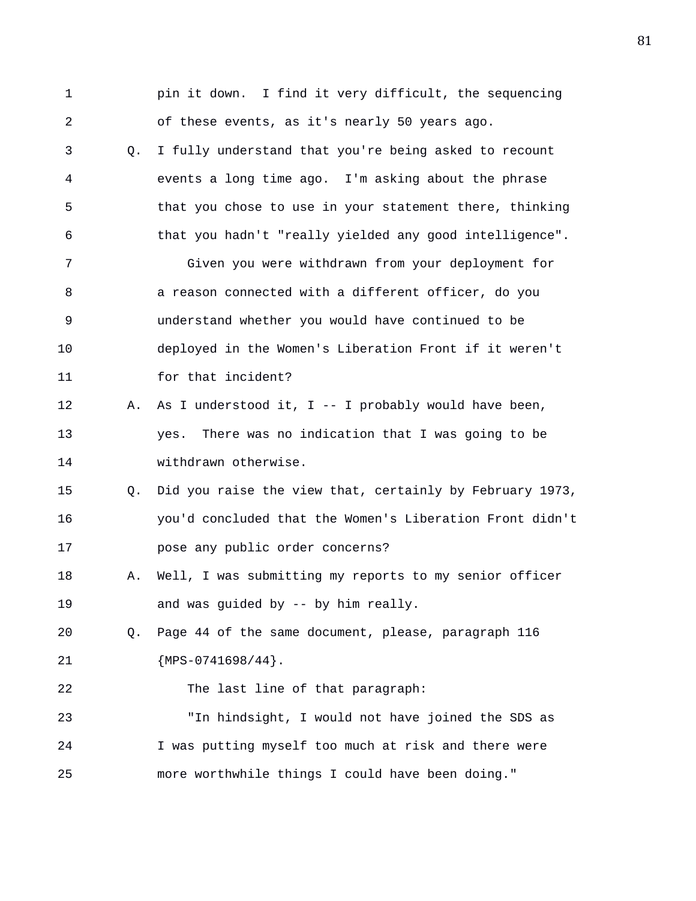pin it down. I find it very difficult, the sequencing of these events, as it's nearly 50 years ago.

Q. I fully understand that you're being asked to recount events a long time ago. I'm asking about the phrase that you chose to use in your statement there, thinking that you hadn't "really yielded any good intelligence".

Given you were withdrawn from your deployment for a reason connected with a different officer, do you understand whether you would have continued to be deployed in the Women's Liberation Front if it weren't for that incident?

A. As I understood it, I -- I probably would have been, yes. There was no indication that I was going to be withdrawn otherwise.

Q. Did you raise the view that, certainly by February 1973, you'd concluded that the Women's Liberation Front didn't pose any public order concerns?

A. Well, I was submitting my reports to my senior officer and was guided by -- by him really.

Q. Page 44 of the same document, please, paragraph 116 {MPS-0741698/44}.

The last line of that paragraph:

"In hindsight, I would not have joined the SDS as I was putting myself too much at risk and there were more worthwhile things I could have been doing."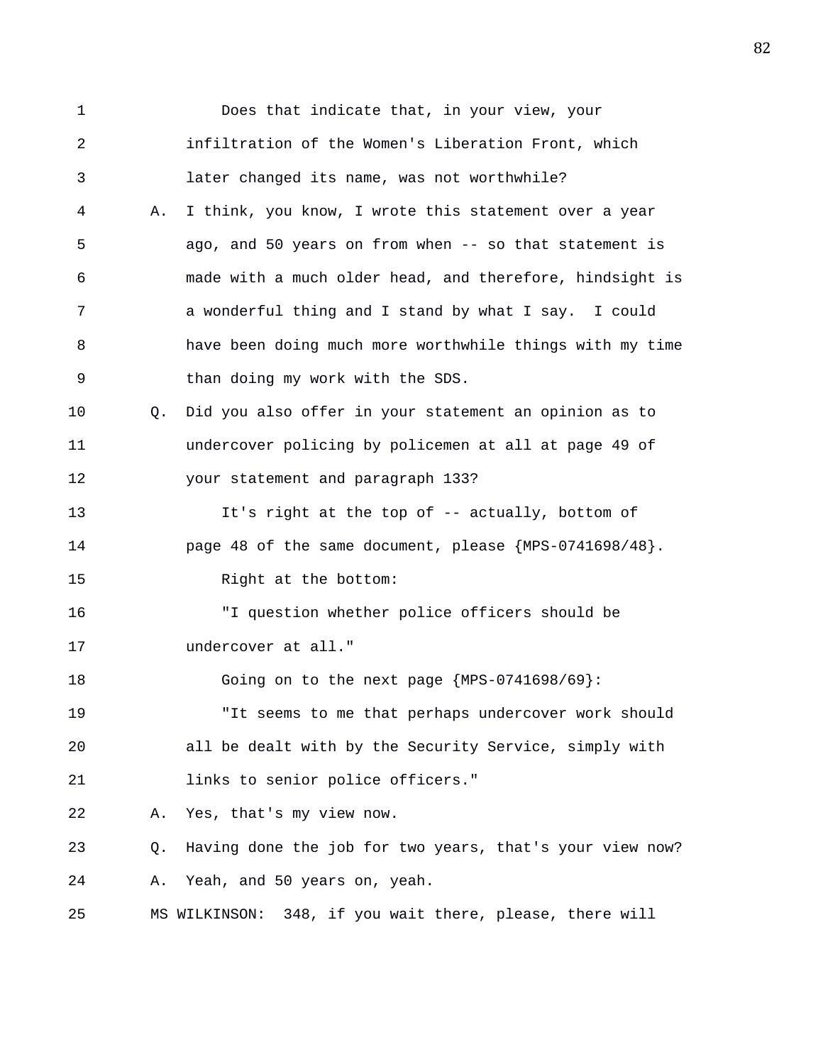1 Does that indicate that, in your view, your
2 infiltration of the Women's Liberation Front, which
3 later changed its name, was not worthwhile?
4 A. I think, you know, I wrote this statement over a year
5 ago, and 50 years on from when -- so that statement is
6 made with a much older head, and therefore, hindsight is
7 a wonderful thing and I stand by what I say. I could
8 have been doing much more worthwhile things with my time
9 than doing my work with the SDS.
10 Q. Did you also offer in your statement an opinion as to
11 undercover policing by policemen at all at page 49 of
12 your statement and paragraph 133?
13 It's right at the top of -- actually, bottom of
14 page 48 of the same document, please {MPS-0741698/48}.
15 Right at the bottom:
16 "I question whether police officers should be
17 undercover at all."
18 Going on to the next page {MPS-0741698/69}:
19 "It seems to me that perhaps undercover work should
20 all be dealt with by the Security Service, simply with
21 links to senior police officers."
22 A. Yes, that's my view now.
23 Q. Having done the job for two years, that's your view now?
24 A. Yeah, and 50 years on, yeah.
25 MS WILKINSON: 348, if you wait there, please, there will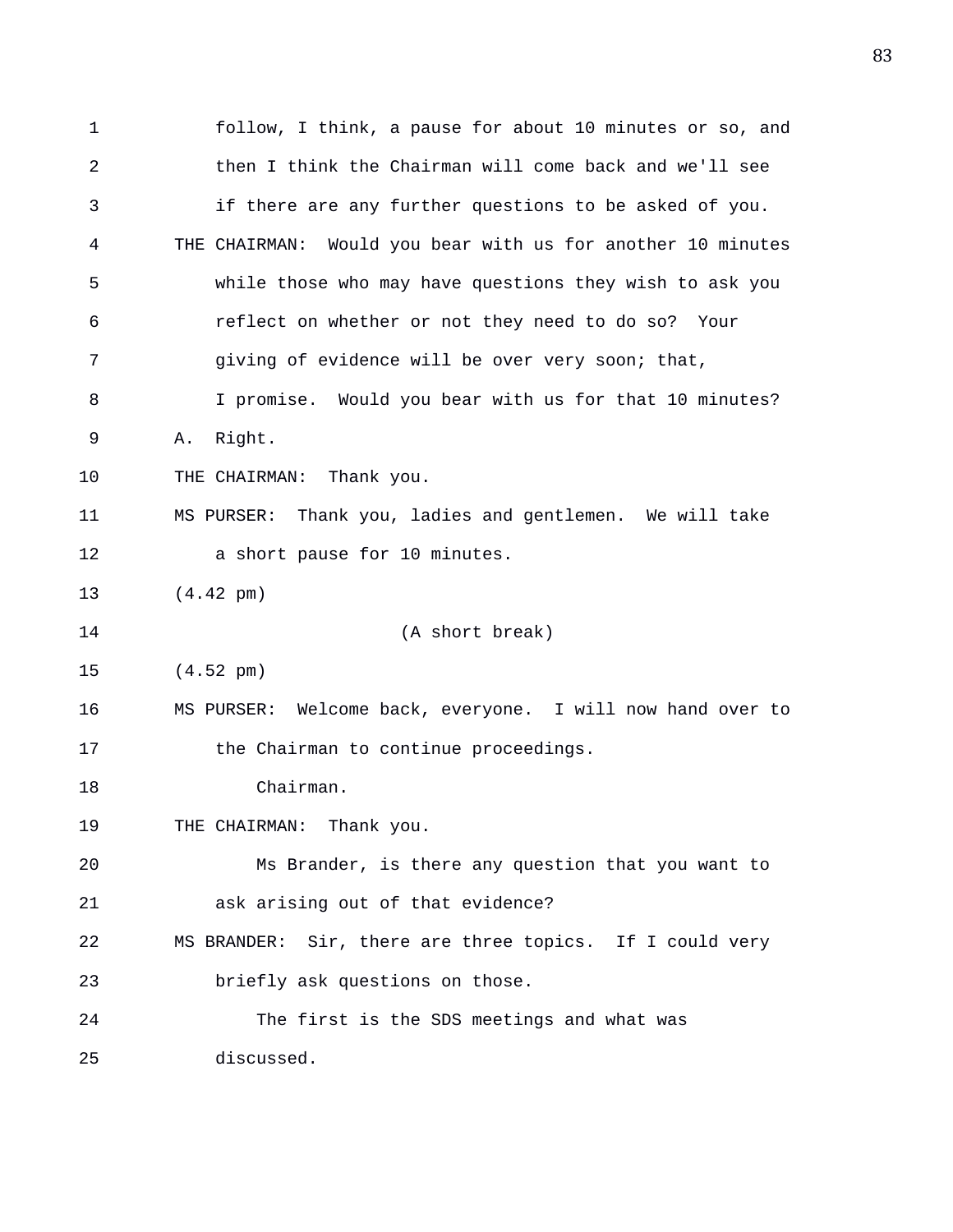follow, I think, a pause for about 10 minutes or so, and then I think the Chairman will come back and we'll see if there are any further questions to be asked of you.

THE CHAIRMAN: Would you bear with us for another 10 minutes while those who may have questions they wish to ask you reflect on whether or not they need to do so? Your giving of evidence will be over very soon; that, I promise. Would you bear with us for that 10 minutes?

A. Right.

THE CHAIRMAN: Thank you.

MS PURSER: Thank you, ladies and gentlemen. We will take a short pause for 10 minutes.

(4.42 pm)

(A short break)

(4.52 pm)

MS PURSER: Welcome back, everyone. I will now hand over to the Chairman to continue proceedings.

Chairman.

THE CHAIRMAN: Thank you.

Ms Brander, is there any question that you want to ask arising out of that evidence?

MS BRANDER: Sir, there are three topics. If I could very briefly ask questions on those.

The first is the SDS meetings and what was discussed.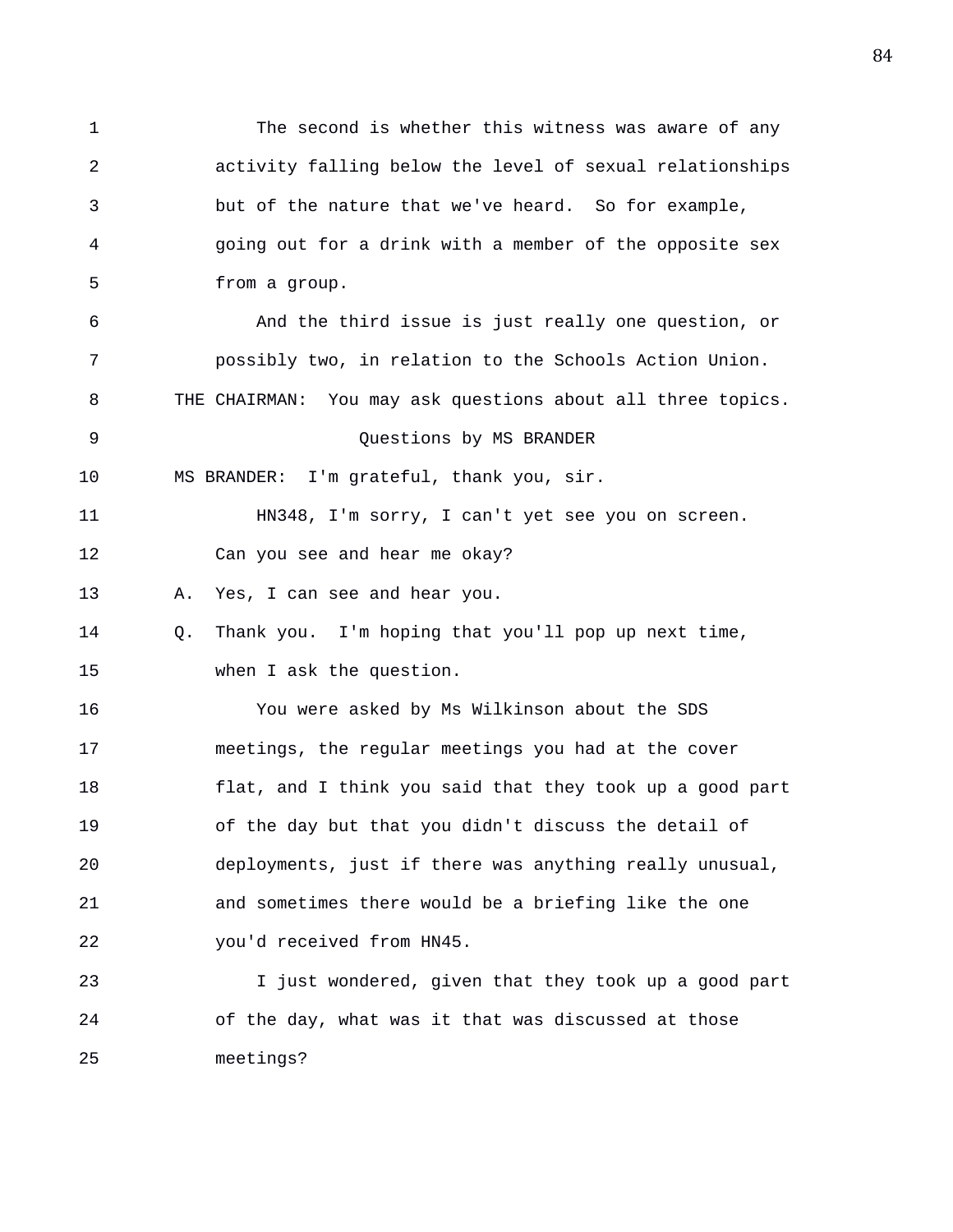The second is whether this witness was aware of any activity falling below the level of sexual relationships but of the nature that we've heard. So for example, going out for a drink with a member of the opposite sex from a group.

And the third issue is just really one question, or possibly two, in relation to the Schools Action Union.

THE CHAIRMAN: You may ask questions about all three topics.

Questions by MS BRANDER

MS BRANDER: I'm grateful, thank you, sir.

HN348, I'm sorry, I can't yet see you on screen. Can you see and hear me okay?

A. Yes, I can see and hear you.

Q. Thank you. I'm hoping that you'll pop up next time, when I ask the question.

You were asked by Ms Wilkinson about the SDS meetings, the regular meetings you had at the cover flat, and I think you said that they took up a good part of the day but that you didn't discuss the detail of deployments, just if there was anything really unusual, and sometimes there would be a briefing like the one you'd received from HN45.

I just wondered, given that they took up a good part of the day, what was it that was discussed at those meetings?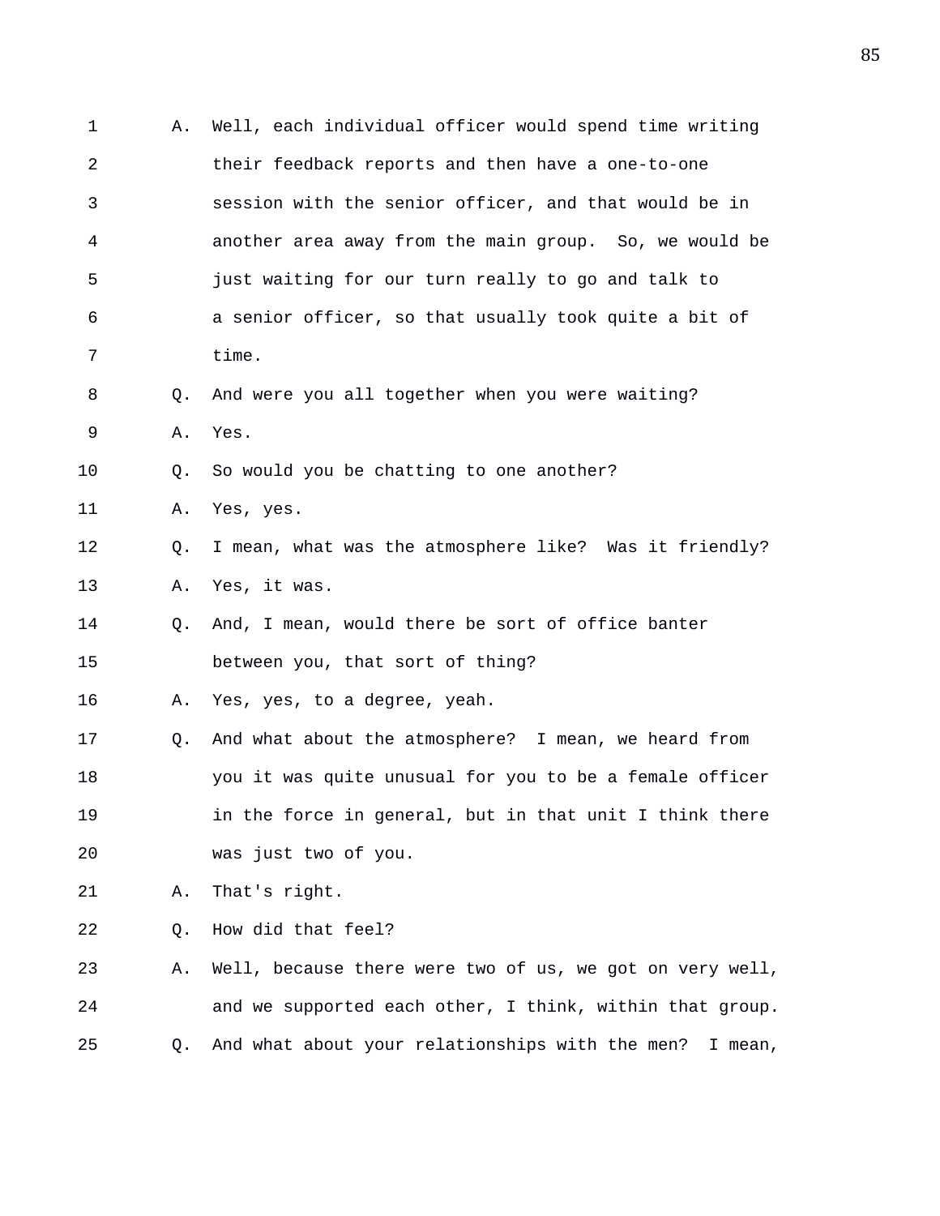A. Well, each individual officer would spend time writing their feedback reports and then have a one-to-one session with the senior officer, and that would be in another area away from the main group. So, we would be just waiting for our turn really to go and talk to a senior officer, so that usually took quite a bit of time.

Q. And were you all together when you were waiting?

A. Yes.

Q. So would you be chatting to one another?

A. Yes, yes.

Q. I mean, what was the atmosphere like? Was it friendly?

A. Yes, it was.

Q. And, I mean, would there be sort of office banter between you, that sort of thing?

A. Yes, yes, to a degree, yeah.

Q. And what about the atmosphere? I mean, we heard from you it was quite unusual for you to be a female officer in the force in general, but in that unit I think there was just two of you.

A. That's right.

Q. How did that feel?

A. Well, because there were two of us, we got on very well, and we supported each other, I think, within that group.

Q. And what about your relationships with the men? I mean,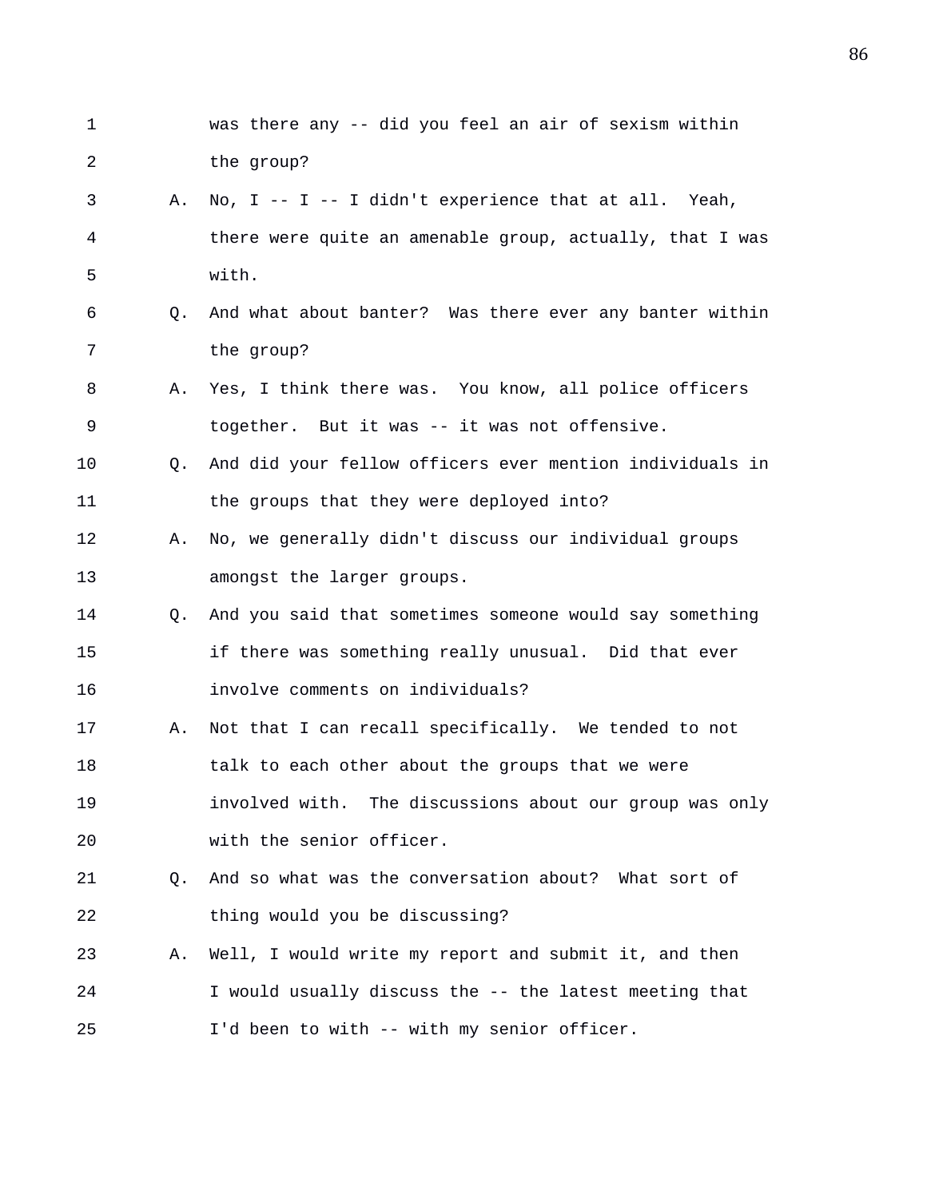1 was there any -- did you feel an air of sexism within
2 the group?
3 A. No, I -- I -- I didn't experience that at all. Yeah,
4 there were quite an amenable group, actually, that I was
5 with.
6 Q. And what about banter? Was there ever any banter within
7 the group?
8 A. Yes, I think there was. You know, all police officers
9 together. But it was -- it was not offensive.
10 Q. And did your fellow officers ever mention individuals in
11 the groups that they were deployed into?
12 A. No, we generally didn't discuss our individual groups
13 amongst the larger groups.
14 Q. And you said that sometimes someone would say something
15 if there was something really unusual. Did that ever
16 involve comments on individuals?
17 A. Not that I can recall specifically. We tended to not
18 talk to each other about the groups that we were
19 involved with. The discussions about our group was only
20 with the senior officer.
21 Q. And so what was the conversation about? What sort of
22 thing would you be discussing?
23 A. Well, I would write my report and submit it, and then
24 I would usually discuss the -- the latest meeting that
25 I'd been to with -- with my senior officer.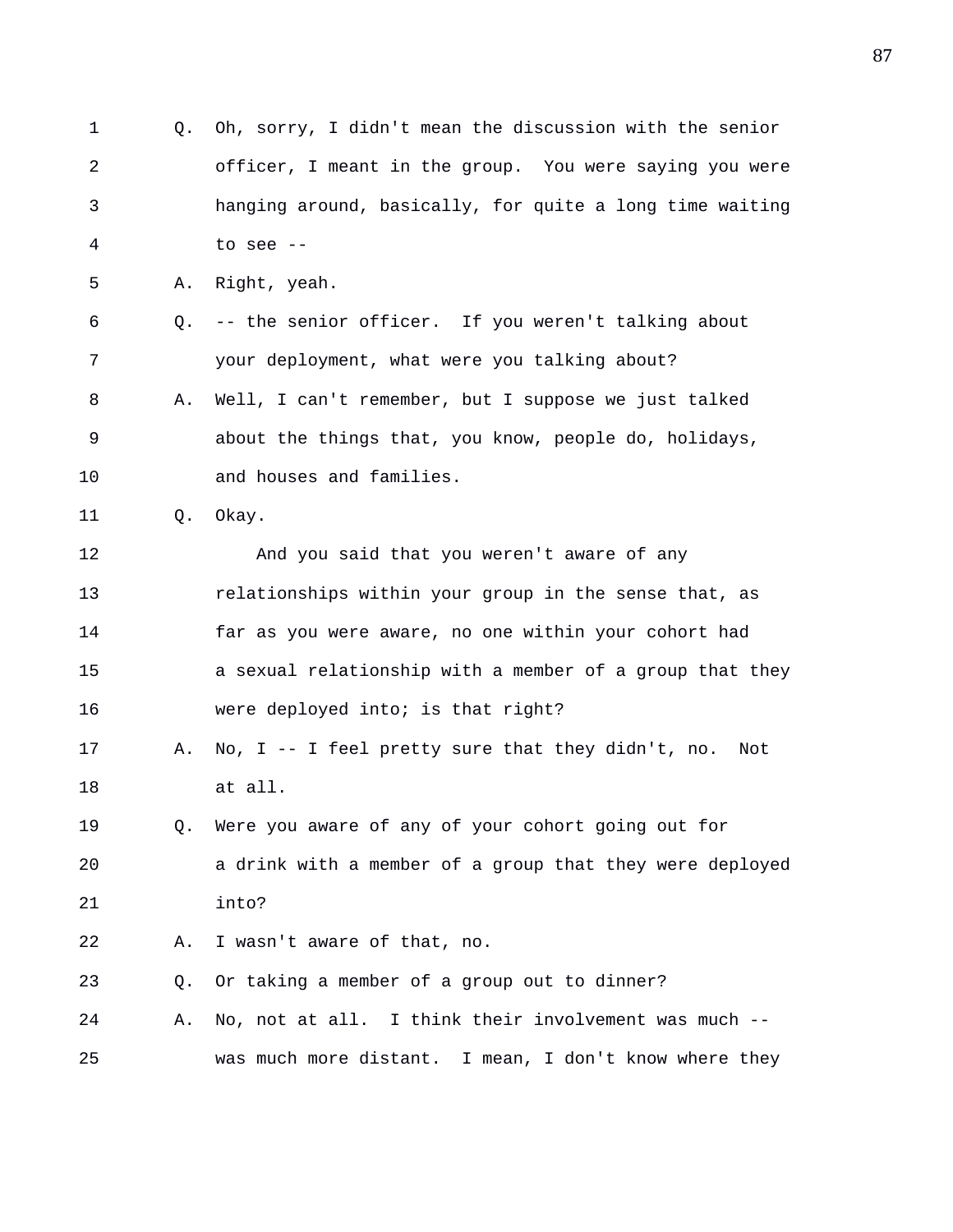Q. Oh, sorry, I didn't mean the discussion with the senior officer, I meant in the group. You were saying you were hanging around, basically, for quite a long time waiting to see --

A. Right, yeah.

Q. -- the senior officer. If you weren't talking about your deployment, what were you talking about?

A. Well, I can't remember, but I suppose we just talked about the things that, you know, people do, holidays, and houses and families.

Q. Okay.

And you said that you weren't aware of any relationships within your group in the sense that, as far as you were aware, no one within your cohort had a sexual relationship with a member of a group that they were deployed into; is that right?

A. No, I -- I feel pretty sure that they didn't, no. Not at all.

Q. Were you aware of any of your cohort going out for a drink with a member of a group that they were deployed into?

A. I wasn't aware of that, no.

Q. Or taking a member of a group out to dinner?

A. No, not at all. I think their involvement was much -- was much more distant. I mean, I don't know where they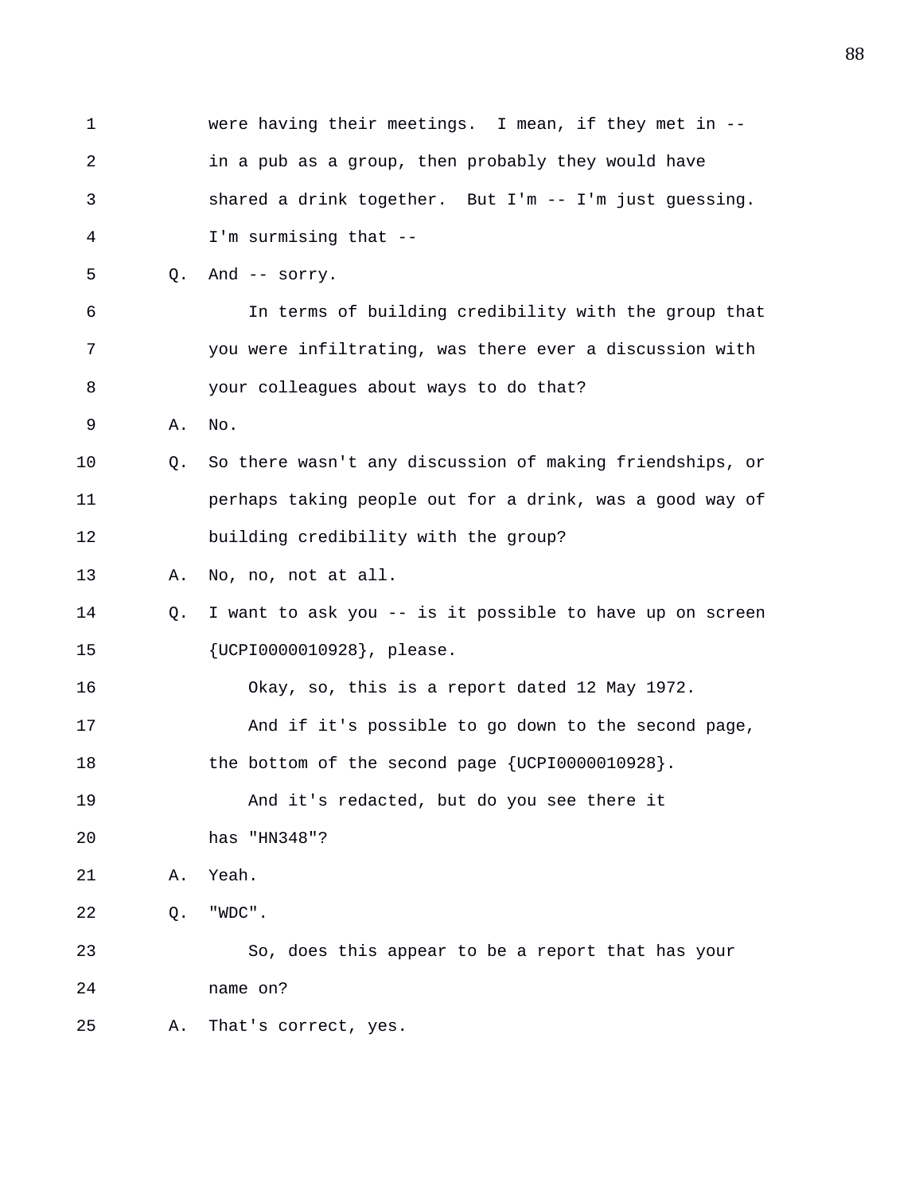1 were having their meetings. I mean, if they met in --
2 in a pub as a group, then probably they would have
3 shared a drink together. But I'm -- I'm just guessing.
4 I'm surmising that --
5 Q. And -- sorry.
6 In terms of building credibility with the group that
7 you were infiltrating, was there ever a discussion with
8 your colleagues about ways to do that?
9 A. No.
10 Q. So there wasn't any discussion of making friendships, or
11 perhaps taking people out for a drink, was a good way of
12 building credibility with the group?
13 A. No, no, not at all.
14 Q. I want to ask you -- is it possible to have up on screen
15 {UCPI0000010928}, please.
16 Okay, so, this is a report dated 12 May 1972.
17 And if it's possible to go down to the second page,
18 the bottom of the second page {UCPI0000010928}.
19 And it's redacted, but do you see there it
20 has "HN348"?
21 A. Yeah.
22 Q. "WDC".
23 So, does this appear to be a report that has your
24 name on?
25 A. That's correct, yes.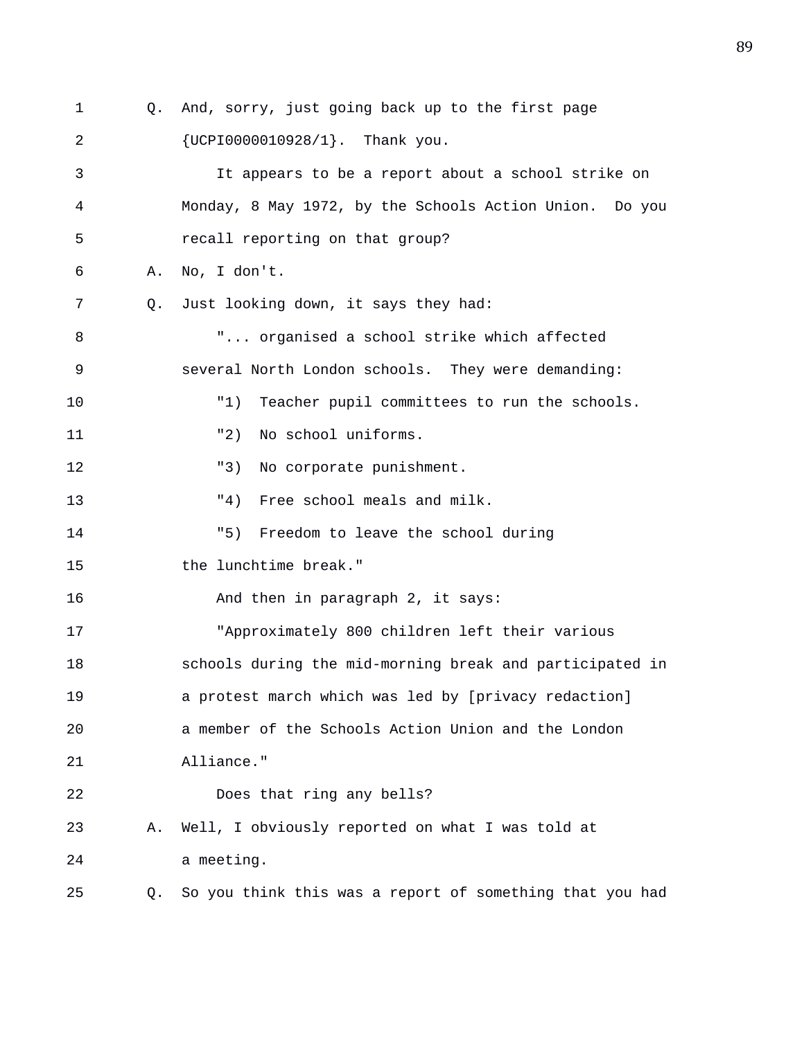Q. And, sorry, just going back up to the first page {UCPI0000010928/1}. Thank you.

It appears to be a report about a school strike on Monday, 8 May 1972, by the Schools Action Union. Do you recall reporting on that group?

A. No, I don't.

Q. Just looking down, it says they had:

"... organised a school strike which affected several North London schools. They were demanding:

"1) Teacher pupil committees to run the schools.

"2) No school uniforms.

"3) No corporate punishment.

"4) Free school meals and milk.

"5) Freedom to leave the school during the lunchtime break."

And then in paragraph 2, it says:

"Approximately 800 children left their various schools during the mid-morning break and participated in a protest march which was led by [privacy redaction] a member of the Schools Action Union and the London Alliance."

Does that ring any bells?

A. Well, I obviously reported on what I was told at a meeting.

Q. So you think this was a report of something that you had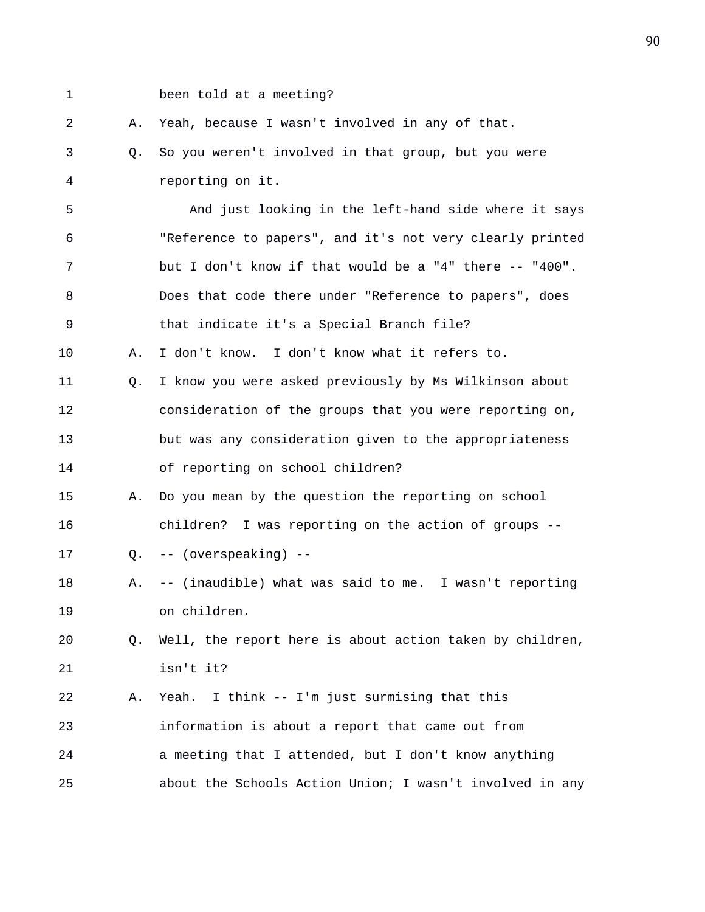1 been told at a meeting?

2 A. Yeah, because I wasn't involved in any of that.

3 Q. So you weren't involved in that group, but you were

4 reporting on it.

5 And just looking in the left-hand side where it says

6 "Reference to papers", and it's not very clearly printed

7 but I don't know if that would be a "4" there -- "400".

8 Does that code there under "Reference to papers", does

9 that indicate it's a Special Branch file?

10 A. I don't know. I don't know what it refers to.

11 Q. I know you were asked previously by Ms Wilkinson about

12 consideration of the groups that you were reporting on,

13 but was any consideration given to the appropriateness

14 of reporting on school children?

15 A. Do you mean by the question the reporting on school

16 children? I was reporting on the action of groups --

17 Q. -- (overspeaking) --

18 A. -- (inaudible) what was said to me. I wasn't reporting

19 on children.

20 Q. Well, the report here is about action taken by children,

21 isn't it?

22 A. Yeah. I think -- I'm just surmising that this

23 information is about a report that came out from

24 a meeting that I attended, but I don't know anything

25 about the Schools Action Union; I wasn't involved in any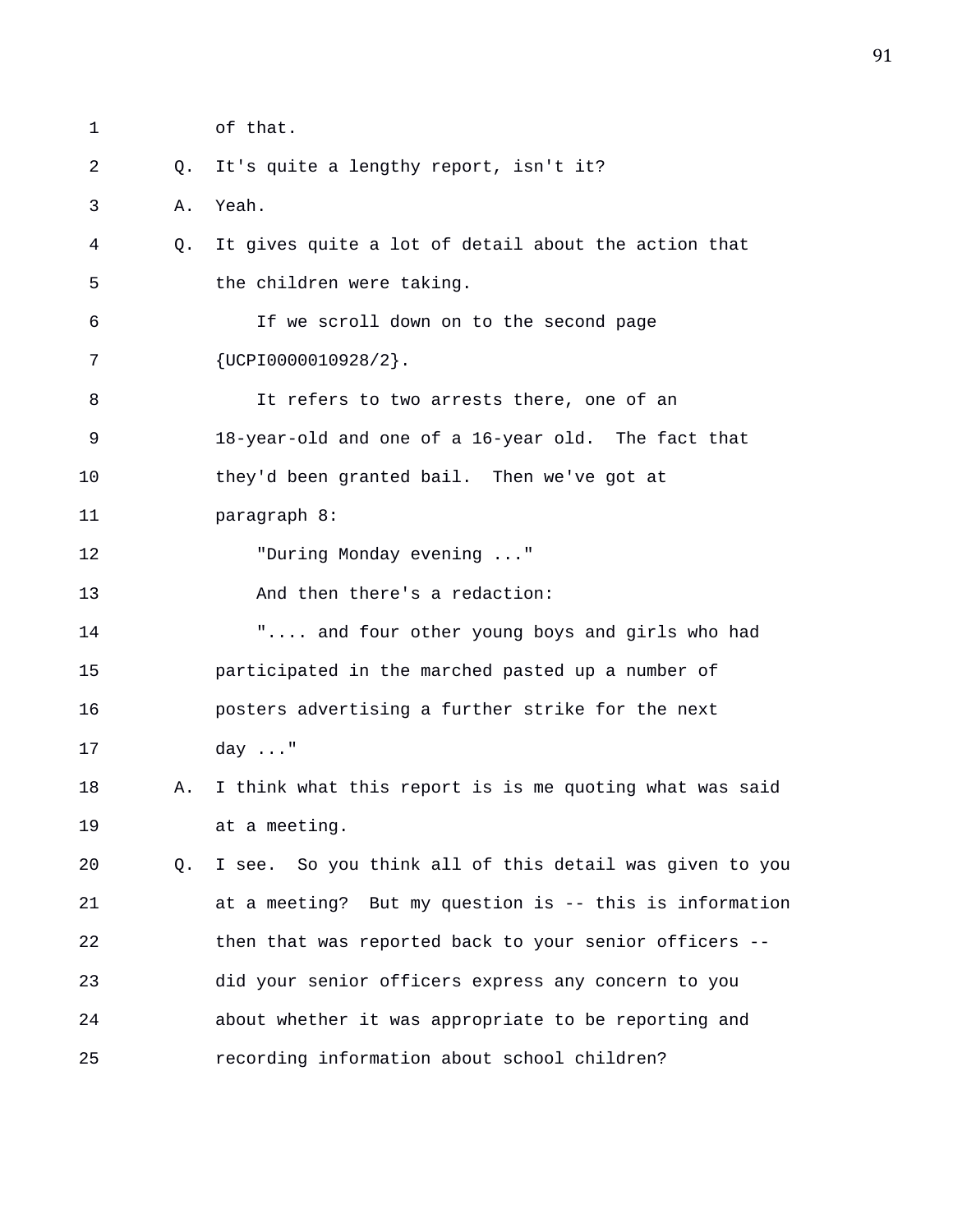of that.

Q. It's quite a lengthy report, isn't it?

A. Yeah.

Q. It gives quite a lot of detail about the action that the children were taking.

If we scroll down on to the second page {UCPI0000010928/2}.

It refers to two arrests there, one of an 18-year-old and one of a 16-year old. The fact that they'd been granted bail. Then we've got at paragraph 8:

"During Monday evening ..."

And then there's a redaction:

".... and four other young boys and girls who had participated in the marched pasted up a number of posters advertising a further strike for the next day ..."

A. I think what this report is is me quoting what was said at a meeting.

Q. I see. So you think all of this detail was given to you at a meeting? But my question is -- this is information then that was reported back to your senior officers -- did your senior officers express any concern to you about whether it was appropriate to be reporting and recording information about school children?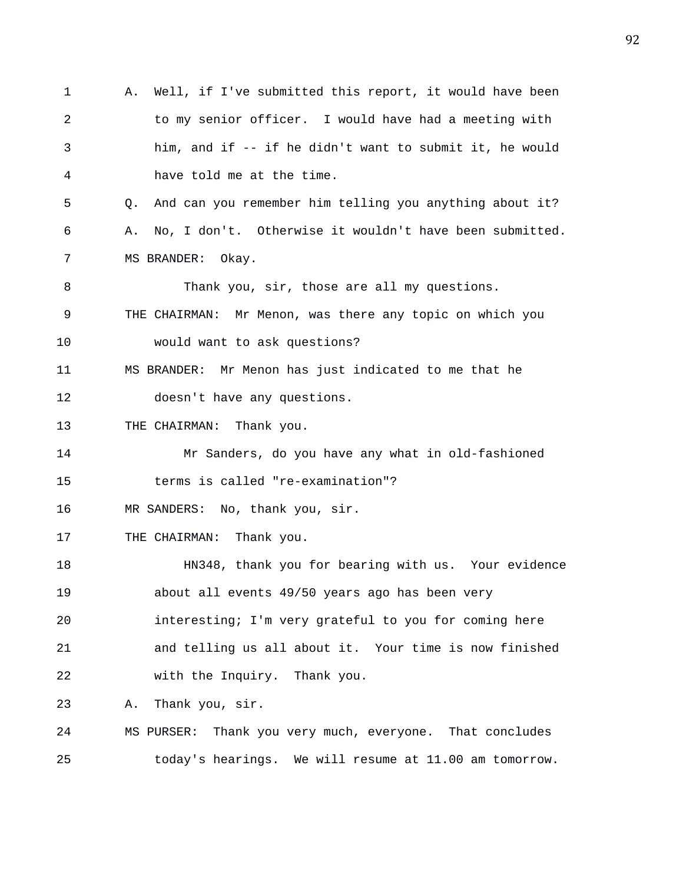1 A. Well, if I've submitted this report, it would have been
2 to my senior officer. I would have had a meeting with
3 him, and if -- if he didn't want to submit it, he would
4 have told me at the time.
5 Q. And can you remember him telling you anything about it?
6 A. No, I don't. Otherwise it wouldn't have been submitted.
7 MS BRANDER: Okay.
8 Thank you, sir, those are all my questions.
9 THE CHAIRMAN: Mr Menon, was there any topic on which you
10 would want to ask questions?
11 MS BRANDER: Mr Menon has just indicated to me that he
12 doesn't have any questions.
13 THE CHAIRMAN: Thank you.
14 Mr Sanders, do you have any what in old-fashioned
15 terms is called "re-examination"?
16 MR SANDERS: No, thank you, sir.
17 THE CHAIRMAN: Thank you.
18 HN348, thank you for bearing with us. Your evidence
19 about all events 49/50 years ago has been very
20 interesting; I'm very grateful to you for coming here
21 and telling us all about it. Your time is now finished
22 with the Inquiry. Thank you.
23 A. Thank you, sir.
24 MS PURSER: Thank you very much, everyone. That concludes
25 today's hearings. We will resume at 11.00 am tomorrow.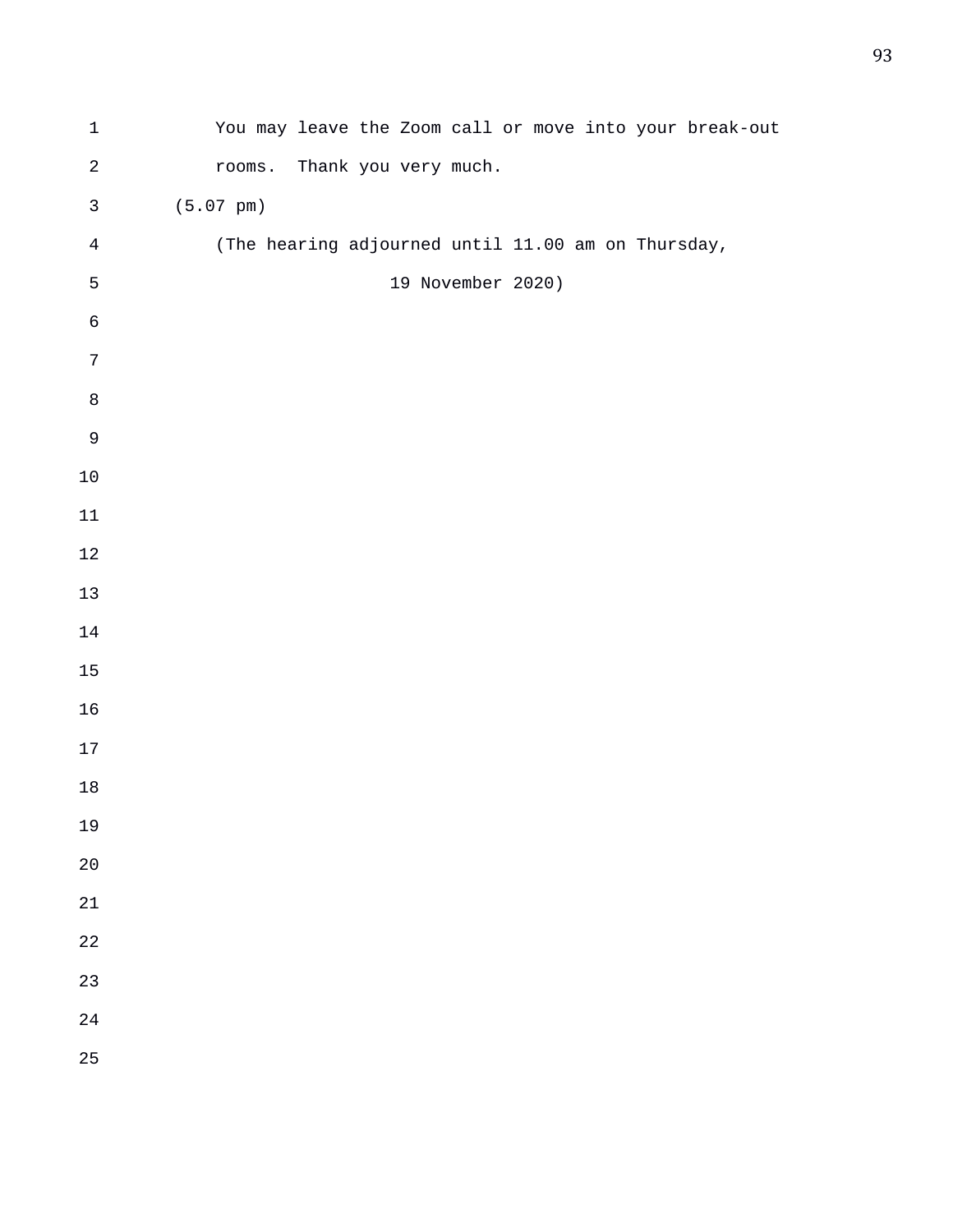You may leave the Zoom call or move into your break-out rooms. Thank you very much.

(5.07 pm)

(The hearing adjourned until 11.00 am on Thursday, 19 November 2020)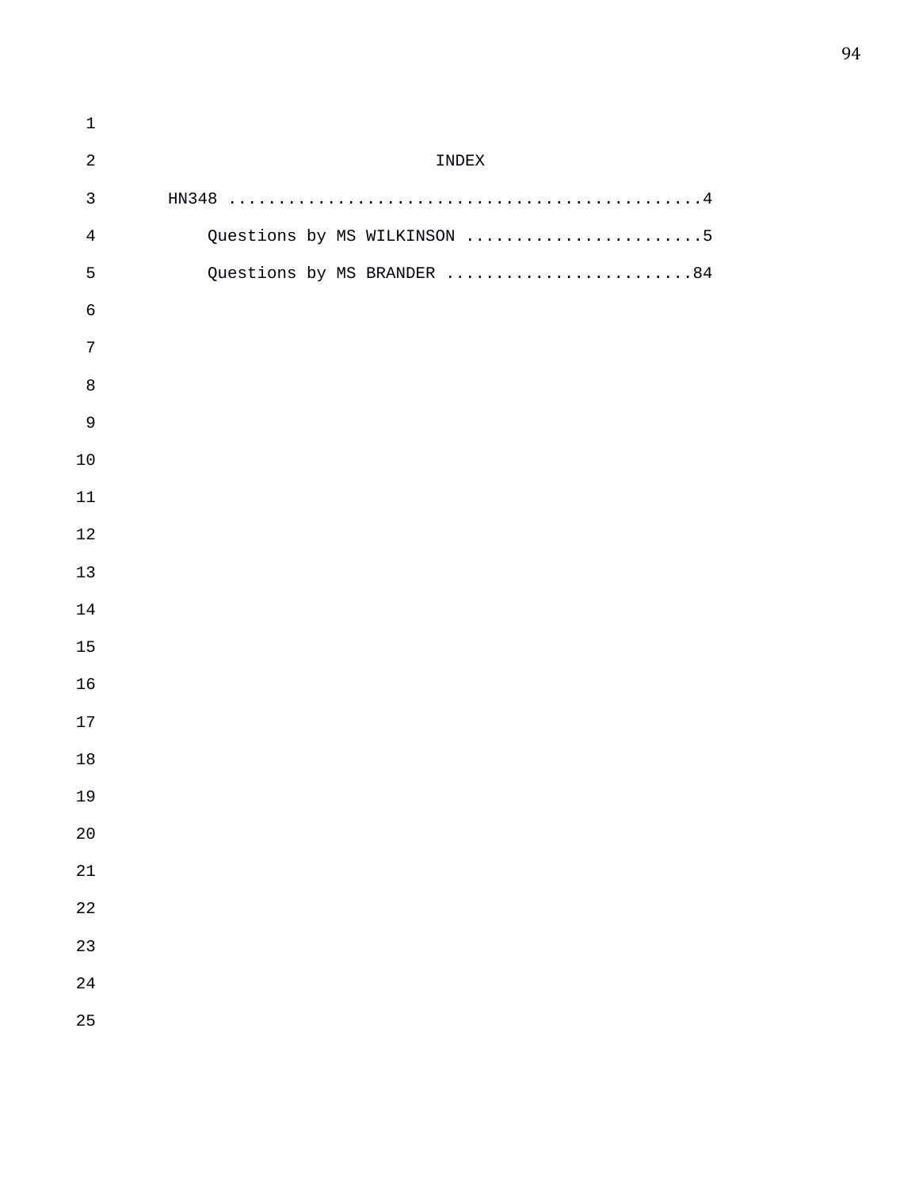## INDEX

HN348 ................................................4

Questions by MS WILKINSON ........................5

Questions by MS BRANDER .........................84